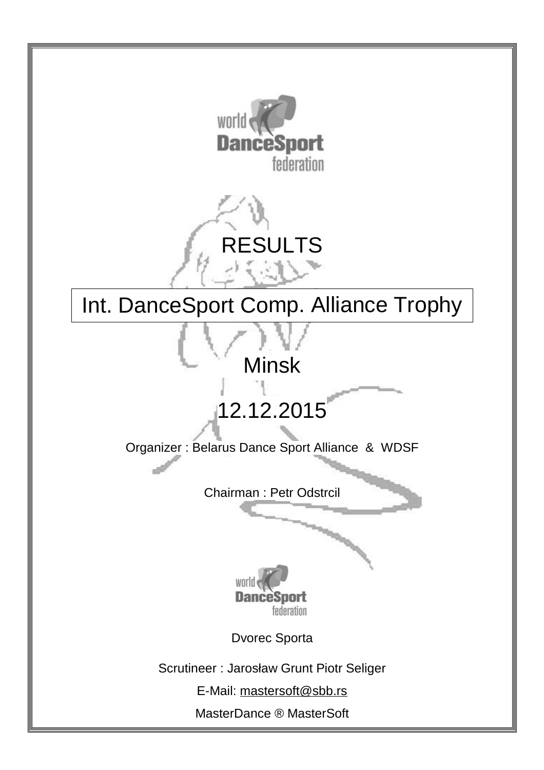# RESULTS

## Int. DanceSport Comp. Alliance Trophy

Minsk

12.12.2015

Organizer : Belarus Dance Sport Alliance & WDSF

Chairman : Petr Odstrcil

Dvorec Sporta

Scrutineer : Jarosław Grunt Piotr Seliger

E-Mail: mastersoft@sbb.rs

MasterDance ® MasterSoft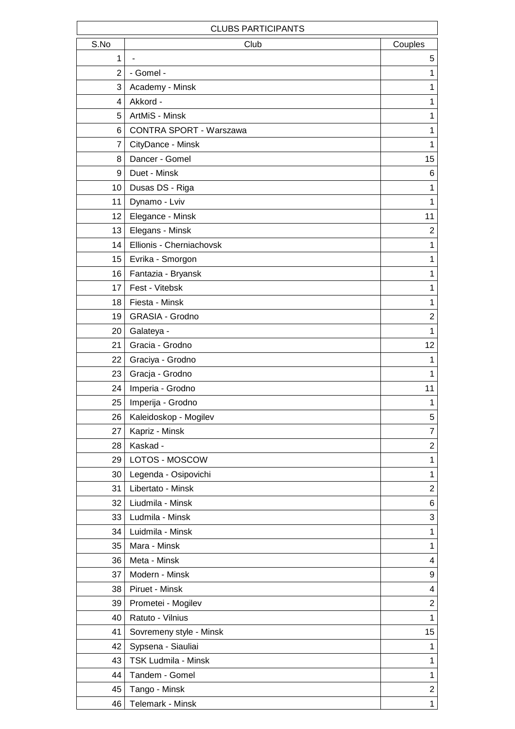| CLUBS PARTICIPANTS | | |
|---|---|---|
| S.No | Club | Couples |
| 1 | - | 5 |
| 2 | - Gomel - | 1 |
| 3 | Academy - Minsk | 1 |
| 4 | Akkord - | 1 |
| 5 | ArtMiS - Minsk | 1 |
| 6 | CONTRA SPORT - Warszawa | 1 |
| 7 | CityDance - Minsk | 1 |
| 8 | Dancer - Gomel | 15 |
| 9 | Duet - Minsk | 6 |
| 10 | Dusas DS - Riga | 1 |
| 11 | Dynamo - Lviv | 1 |
| 12 | Elegance - Minsk | 11 |
| 13 | Elegans - Minsk | 2 |
| 14 | Ellionis - Cherniachovsk | 1 |
| 15 | Evrika - Smorgon | 1 |
| 16 | Fantazia - Bryansk | 1 |
| 17 | Fest - Vitebsk | 1 |
| 18 | Fiesta - Minsk | 1 |
| 19 | GRASIA - Grodno | 2 |
| 20 | Galateya - | 1 |
| 21 | Gracia - Grodno | 12 |
| 22 | Graciya - Grodno | 1 |
| 23 | Gracja - Grodno | 1 |
| 24 | Imperia - Grodno | 11 |
| 25 | Imperija - Grodno | 1 |
| 26 | Kaleidoskop - Mogilev | 5 |
| 27 | Kapriz - Minsk | 7 |
| 28 | Kaskad - | 2 |
| 29 | LOTOS - MOSCOW | 1 |
| 30 | Legenda - Osipovichi | 1 |
| 31 | Libertato - Minsk | 2 |
| 32 | Liudmila - Minsk | 6 |
| 33 | Ludmila - Minsk | 3 |
| 34 | Luidmila - Minsk | 1 |
| 35 | Mara - Minsk | 1 |
| 36 | Meta - Minsk | 4 |
| 37 | Modern - Minsk | 9 |
| 38 | Piruet - Minsk | 4 |
| 39 | Prometei - Mogilev | 2 |
| 40 | Ratuto - Vilnius | 1 |
| 41 | Sovremeny style - Minsk | 15 |
| 42 | Sypsena - Siauliai | 1 |
| 43 | TSK Ludmila - Minsk | 1 |
| 44 | Tandem - Gomel | 1 |
| 45 | Tango - Minsk | 2 |
| 46 | Telemark - Minsk | 1 |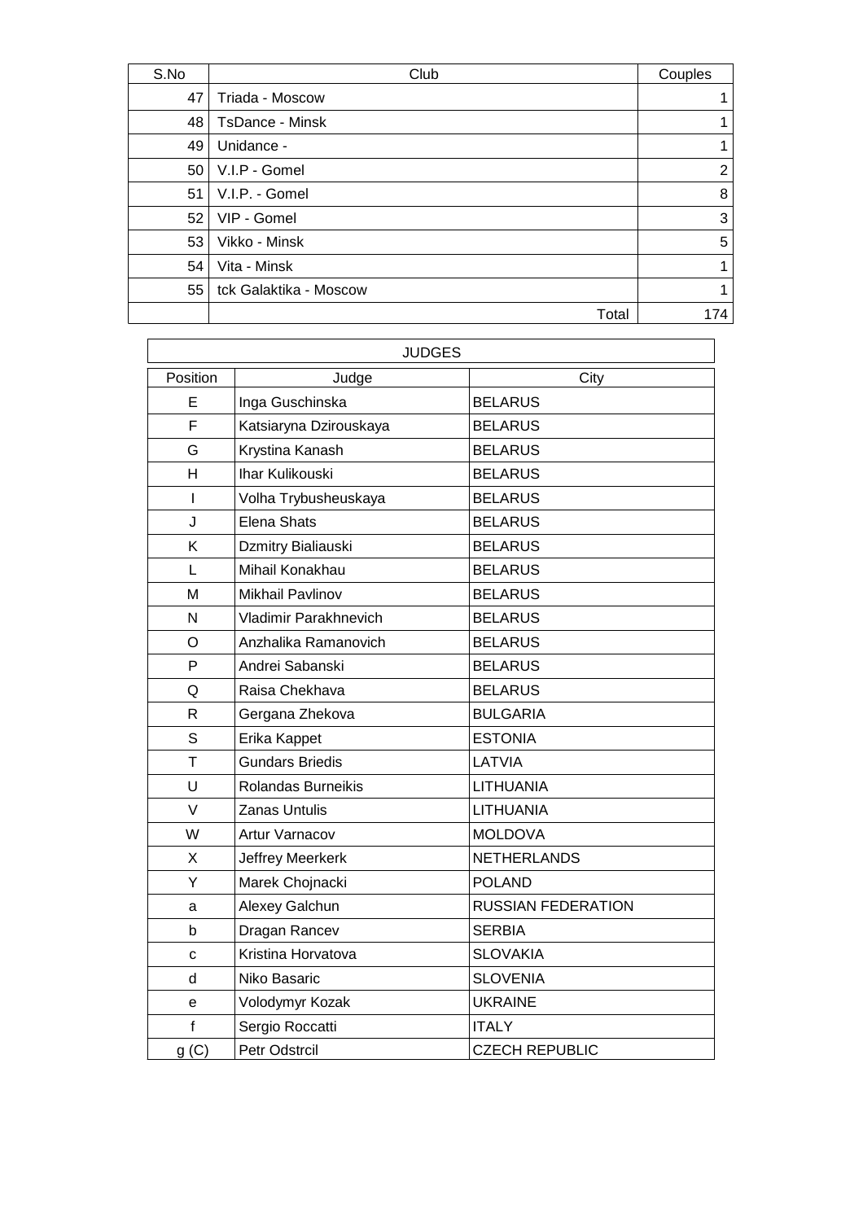| S.No | Club | Couples |
|---|---|---|
| 47 | Triada - Moscow | 1 |
| 48 | TsDance - Minsk | 1 |
| 49 | Unidance - | 1 |
| 50 | V.I.P - Gomel | 2 |
| 51 | V.I.P. - Gomel | 8 |
| 52 | VIP - Gomel | 3 |
| 53 | Vikko - Minsk | 5 |
| 54 | Vita - Minsk | 1 |
| 55 | tck Galaktika - Moscow | 1 |
| | Total | 174 |

| JUDGES | | |
|---|---|---|
| Position | Judge | City |
| E | Inga Guschinska | BELARUS |
| F | Katsiaryna Dzirouskaya | BELARUS |
| G | Krystina Kanash | BELARUS |
| H | Ihar Kulikouski | BELARUS |
| I | Volha Trybusheuskaya | BELARUS |
| J | Elena Shats | BELARUS |
| K | Dzmitry Bialiauski | BELARUS |
| L | Mihail Konakhau | BELARUS |
| M | Mikhail Pavlinov | BELARUS |
| N | Vladimir Parakhnevich | BELARUS |
| O | Anzhalika Ramanovich | BELARUS |
| P | Andrei Sabanski | BELARUS |
| Q | Raisa Chekhava | BELARUS |
| R | Gergana Zhekova | BULGARIA |
| S | Erika Kappet | ESTONIA |
| T | Gundars Briedis | LATVIA |
| U | Rolandas Burneikis | LITHUANIA |
| V | Zanas Untulis | LITHUANIA |
| W | Artur Varnacov | MOLDOVA |
| X | Jeffrey Meerkerk | NETHERLANDS |
| Y | Marek Chojnacki | POLAND |
| a | Alexey Galchun | RUSSIAN FEDERATION |
| b | Dragan Rancev | SERBIA |
| c | Kristina Horvatova | SLOVAKIA |
| d | Niko Basaric | SLOVENIA |
| e | Volodymyr Kozak | UKRAINE |
| f | Sergio Roccatti | ITALY |
| g (C) | Petr Odstrcil | CZECH REPUBLIC |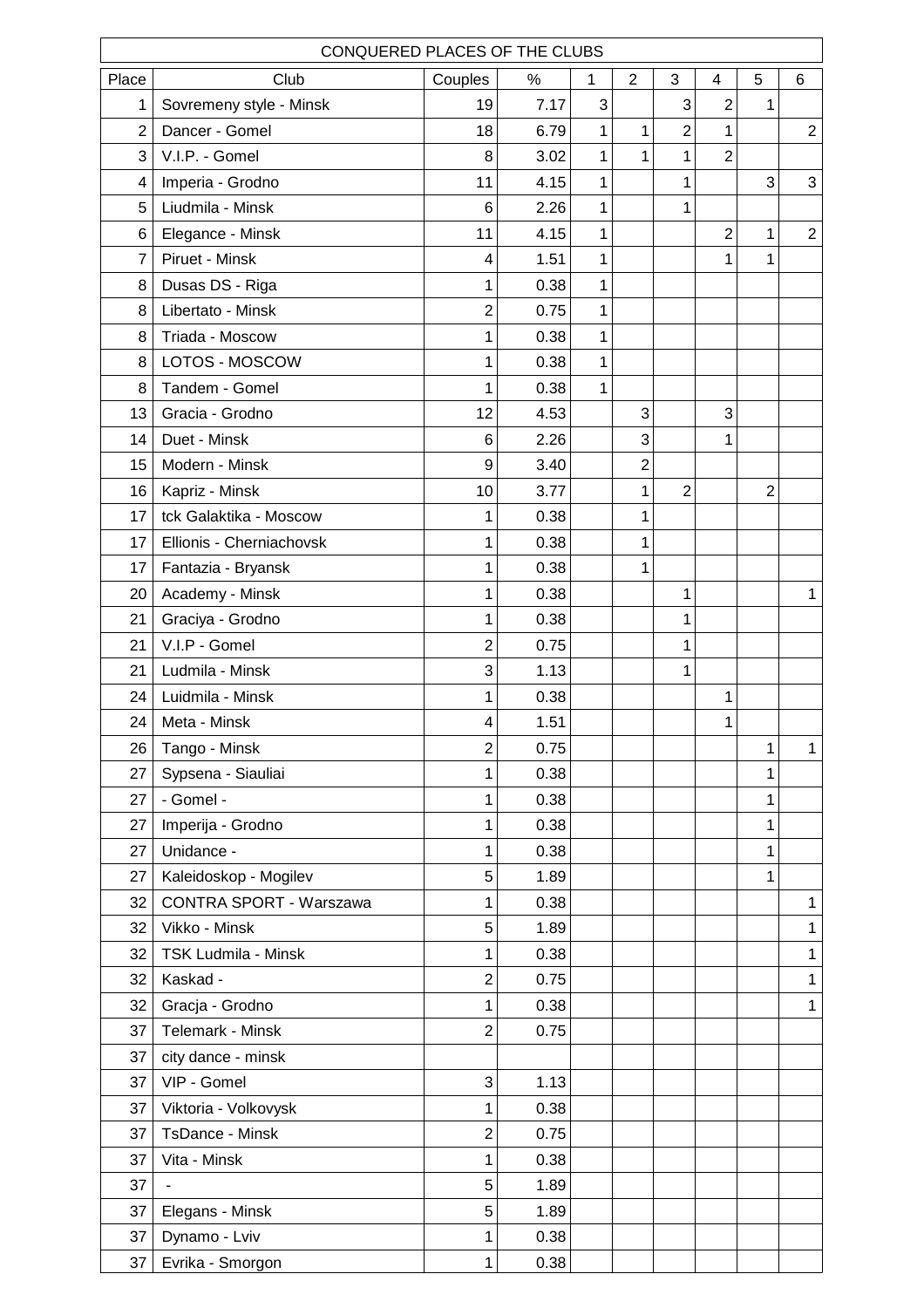| CONQUERED PLACES OF THE CLUBS | | | | | | | | | |
|---|---|---|---|---|---|---|---|---|---|
| Place | Club | Couples | % | 1 | 2 | 3 | 4 | 5 | 6 |
| 1 | Sovremeny style - Minsk | 19 | 7.17 | 3 | | 3 | 2 | 1 | |
| 2 | Dancer - Gomel | 18 | 6.79 | 1 | 1 | 2 | 1 | | 2 |
| 3 | V.I.P. - Gomel | 8 | 3.02 | 1 | 1 | 1 | 2 | | |
| 4 | Imperia - Grodno | 11 | 4.15 | 1 | | 1 | | 3 | 3 |
| 5 | Liudmila - Minsk | 6 | 2.26 | 1 | | 1 | | | |
| 6 | Elegance - Minsk | 11 | 4.15 | 1 | | | 2 | 1 | 2 |
| 7 | Piruet - Minsk | 4 | 1.51 | 1 | | | 1 | 1 | |
| 8 | Dusas DS - Riga | 1 | 0.38 | 1 | | | | | |
| 8 | Libertato - Minsk | 2 | 0.75 | 1 | | | | | |
| 8 | Triada - Moscow | 1 | 0.38 | 1 | | | | | |
| 8 | LOTOS - MOSCOW | 1 | 0.38 | 1 | | | | | |
| 8 | Tandem - Gomel | 1 | 0.38 | 1 | | | | | |
| 13 | Gracia - Grodno | 12 | 4.53 | | 3 | | 3 | | |
| 14 | Duet - Minsk | 6 | 2.26 | | 3 | | 1 | | |
| 15 | Modern - Minsk | 9 | 3.40 | | 2 | | | | |
| 16 | Kapriz - Minsk | 10 | 3.77 | | 1 | 2 | | 2 | |
| 17 | tck Galaktika - Moscow | 1 | 0.38 | | 1 | | | | |
| 17 | Ellionis - Cherniachovsk | 1 | 0.38 | | 1 | | | | |
| 17 | Fantazia - Bryansk | 1 | 0.38 | | 1 | | | | |
| 20 | Academy - Minsk | 1 | 0.38 | | | 1 | | | 1 |
| 21 | Graciya - Grodno | 1 | 0.38 | | | 1 | | | |
| 21 | V.I.P - Gomel | 2 | 0.75 | | | 1 | | | |
| 21 | Ludmila - Minsk | 3 | 1.13 | | | 1 | | | |
| 24 | Luidmila - Minsk | 1 | 0.38 | | | | 1 | | |
| 24 | Meta - Minsk | 4 | 1.51 | | | | 1 | | |
| 26 | Tango - Minsk | 2 | 0.75 | | | | | 1 | 1 |
| 27 | Sypsena - Siauliai | 1 | 0.38 | | | | | 1 | |
| 27 | - Gomel - | 1 | 0.38 | | | | | 1 | |
| 27 | Imperija - Grodno | 1 | 0.38 | | | | | 1 | |
| 27 | Unidance - | 1 | 0.38 | | | | | 1 | |
| 27 | Kaleidoskop - Mogilev | 5 | 1.89 | | | | | 1 | |
| 32 | CONTRA SPORT - Warszawa | 1 | 0.38 | | | | | | 1 |
| 32 | Vikko - Minsk | 5 | 1.89 | | | | | | 1 |
| 32 | TSK Ludmila - Minsk | 1 | 0.38 | | | | | | 1 |
| 32 | Kaskad - | 2 | 0.75 | | | | | | 1 |
| 32 | Gracja - Grodno | 1 | 0.38 | | | | | | 1 |
| 37 | Telemark - Minsk | 2 | 0.75 | | | | | | |
| 37 | city dance - minsk | | | | | | | | |
| 37 | VIP - Gomel | 3 | 1.13 | | | | | | |
| 37 | Viktoria - Volkovysk | 1 | 0.38 | | | | | | |
| 37 | TsDance - Minsk | 2 | 0.75 | | | | | | |
| 37 | Vita - Minsk | 1 | 0.38 | | | | | | |
| 37 | - | 5 | 1.89 | | | | | | |
| 37 | Elegans - Minsk | 5 | 1.89 | | | | | | |
| 37 | Dynamo - Lviv | 1 | 0.38 | | | | | | |
| 37 | Evrika - Smorgon | 1 | 0.38 | | | | | | |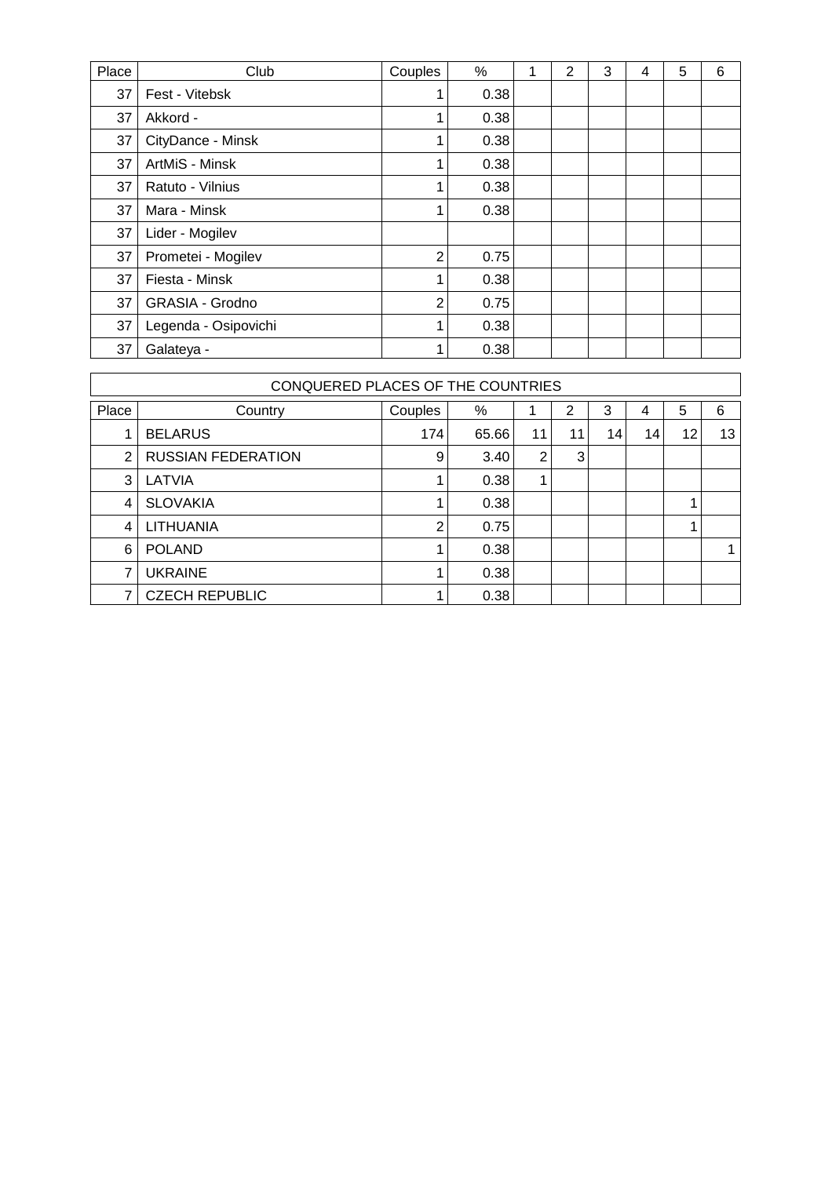| Place | Club | Couples | % | 1 | 2 | 3 | 4 | 5 | 6 |
|---|---|---|---|---|---|---|---|---|---|
| 37 | Fest - Vitebsk | 1 | 0.38 | | | | | | |
| 37 | Akkord - | 1 | 0.38 | | | | | | |
| 37 | CityDance - Minsk | 1 | 0.38 | | | | | | |
| 37 | ArtMiS - Minsk | 1 | 0.38 | | | | | | |
| 37 | Ratuto - Vilnius | 1 | 0.38 | | | | | | |
| 37 | Mara - Minsk | 1 | 0.38 | | | | | | |
| 37 | Lider - Mogilev | | | | | | | | |
| 37 | Prometei - Mogilev | 2 | 0.75 | | | | | | |
| 37 | Fiesta - Minsk | 1 | 0.38 | | | | | | |
| 37 | GRASIA - Grodno | 2 | 0.75 | | | | | | |
| 37 | Legenda - Osipovichi | 1 | 0.38 | | | | | | |
| 37 | Galateya - | 1 | 0.38 | | | | | | |

| CONQUERED PLACES OF THE COUNTRIES | | | | | | | | | |
|---|---|---|---|---|---|---|---|---|---|
| Place | Country | Couples | % | 1 | 2 | 3 | 4 | 5 | 6 |
| 1 | BELARUS | 174 | 65.66 | 11 | 11 | 14 | 14 | 12 | 13 |
| 2 | RUSSIAN FEDERATION | 9 | 3.40 | 2 | 3 | | | | |
| 3 | LATVIA | 1 | 0.38 | 1 | | | | | |
| 4 | SLOVAKIA | 1 | 0.38 | | | | | 1 | |
| 4 | LITHUANIA | 2 | 0.75 | | | | | 1 | |
| 6 | POLAND | 1 | 0.38 | | | | | | 1 |
| 7 | UKRAINE | 1 | 0.38 | | | | | | |
| 7 | CZECH REPUBLIC | 1 | 0.38 | | | | | | |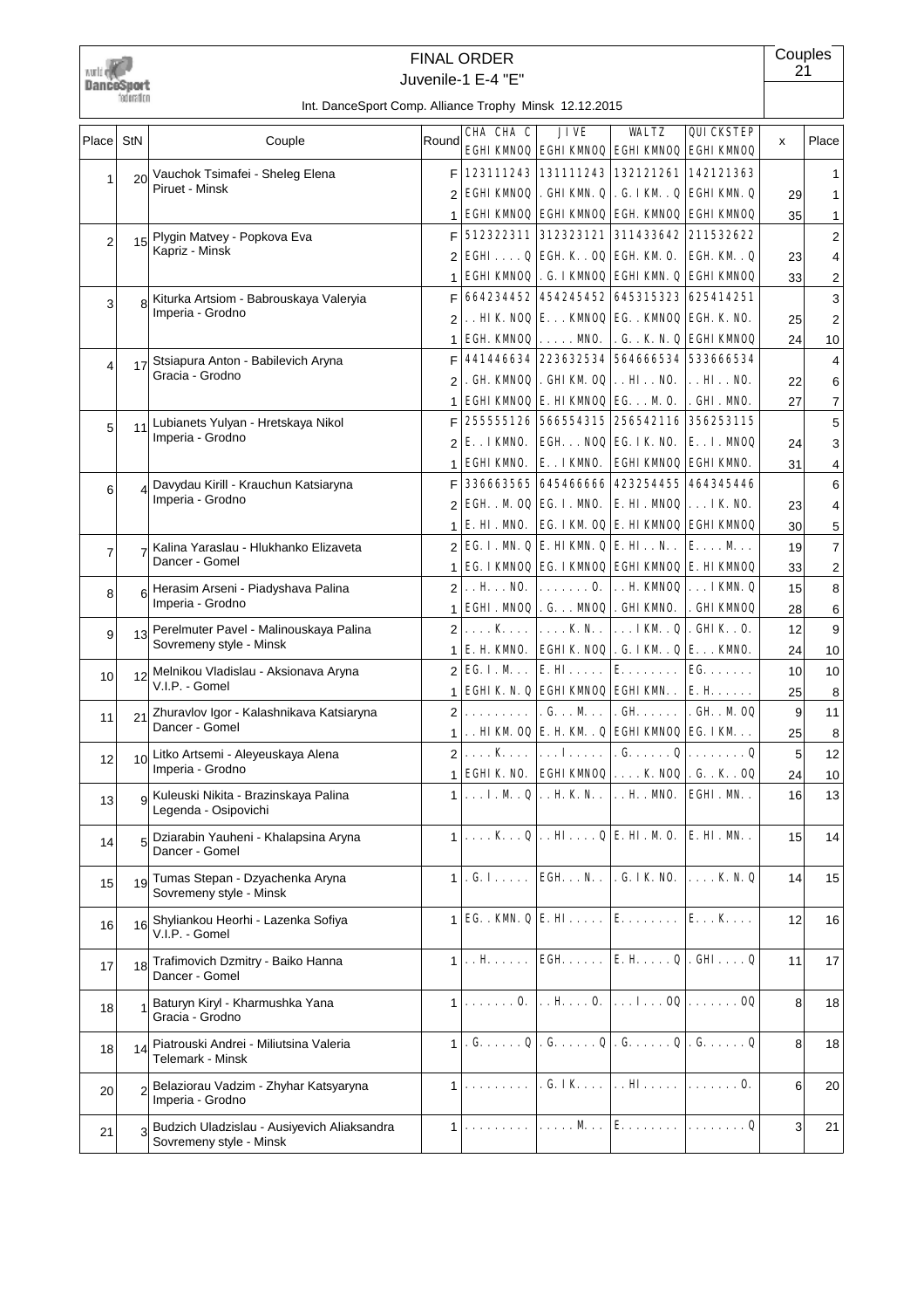# FINAL ORDER

## Juvenile-1 E-4 "E"

Int. DanceSport Comp. Alliance Trophy Minsk 12.12.2015

Couples 21

| Place | StN | Couple | Round | CHA CHA C EGHIKMNOQ | JIVE EGHIKMNOQ | WALTZ EGHIKMNOQ | QUICKSTEP EGHIKMNOQ | x | Place |
|---|---|---|---|---|---|---|---|---|---|
| 1 | 20 | Vauchok Tsimafei - Sheleg Elena<br>Piruet - Minsk | F | 123111243 | 131111243 | 132121261 | 142121363 | | 1 |
| | | | 2 | EGHIKMNOQ | .GHIKMN.Q | .G.IKM..Q | EGHIKMN.Q | 29 | 1 |
| | | | 1 | EGHIKMNOQ | EGHIKMNOQ | EGH.KMNOQ | EGHIKMNOQ | 35 | 1 |
| 2 | 15 | Plygin Matvey - Popkova Eva<br>Kapriz - Minsk | F | 512322311 | 312323121 | 311433642 | 211532622 | | 2 |
| | | | 2 | EGHI....Q | EGH.K..OQ | EGH.KM.O. | EGH.KM..Q | 23 | 4 |
| | | | 1 | EGHIKMNOQ | .G.IKMNOQ | EGHIKMN.Q | EGHIKMNOQ | 33 | 2 |
| 3 | 8 | Kiturka Artsiom - Babrouskaya Valeryia<br>Imperia - Grodno | F | 664234452 | 454245452 | 645315323 | 625414251 | | 3 |
| | | | 2 | ..HIK.NOQ | E...KMNOQ | EG..KMNOQ | EGH.K.NO. | 25 | 2 |
| | | | 1 | EGH.KMNOQ | .....MNO. | .G..K.N.Q | EGHIKMNOQ | 24 | 10 |
| 4 | 17 | Stsiapura Anton - Babilevich Aryna<br>Gracia - Grodno | F | 441446634 | 223632534 | 564666534 | 533666534 | | 4 |
| | | | 2 | .GH.KMNOQ | .GHIKM.OQ | ..HI..NO. | ..HI..NO. | 22 | 6 |
| | | | 1 | EGHIKMNOQ | E.HIKMNOQ | EG...M.O. | .GHI.MNO. | 27 | 7 |
| 5 | 11 | Lubianets Yulyan - Hretskaya Nikol<br>Imperia - Grodno | F | 255555126 | 566554315 | 256542116 | 356253115 | | 5 |
| | | | 2 | E..IKMNO. | EGH...NOQ | EG.IK.NO. | E..I.MNOQ | 24 | 3 |
| | | | 1 | EGHIKMNO. | E..IKMNO. | EGHIKMNOQ | EGHIKMNO. | 31 | 4 |
| 6 | 4 | Davydau Kirill - Krauchun Katsiaryna<br>Imperia - Grodno | F | 336663565 | 645466666 | 423254455 | 464345446 | | 6 |
| | | | 2 | EGH..M.OQ | EG.I.MNO. | E.HI.MNOQ | ...IK.NO. | 23 | 4 |
| | | | 1 | E.HI.MNO. | EG.IKM.OQ | E.HIKMNOQ | EGHIKMNOQ | 30 | 5 |
| 7 | 7 | Kalina Yaraslau - Hlukhanko Elizaveta<br>Dancer - Gomel | 2 | EG.I.MN.Q | E.HIKMN.Q | E.HI..N.. | E....M... | 19 | 7 |
| | | | 1 | EG.IKMNOQ | EG.IKMNOQ | EGHIKMNOQ | E.HIKMNOQ | 33 | 2 |
| 8 | 6 | Herasim Arseni - Piadyshava Palina<br>Imperia - Grodno | 2 | ..H...NO. | .......O. | ..H.KMNOQ | ...IKMN.Q | 15 | 8 |
| | | | 1 | EGHI.MNOQ | .G...MNOQ | .GHIKMNO. | .GHIKMNOQ | 28 | 6 |
| 9 | 13 | Perelmuter Pavel - Malinouskaya Palina<br>Sovremeny style - Minsk | 2 | ....K.... | ....K.N.. | ...IKM..Q | .GHIK..O. | 12 | 9 |
| | | | 1 | E.H.KMNO. | EGHIK.NOQ | .G.IKM..Q | E...KMNO. | 24 | 10 |
| 10 | 12 | Melnikou Vladislau - Aksionava Aryna<br>V.I.P. - Gomel | 2 | EG.I.M... | E.HI..... | E........ | EG....... | 10 | 10 |
| | | | 1 | EGHIK.N.Q | EGHIKMNOQ | EGHIKMN.. | E.H...... | 25 | 8 |
| 11 | 21 | Zhuravlov Igor - Kalashnikava Katsiaryna<br>Dancer - Gomel | 2 | ......... | .G...M... | .GH...... | .GH..M.OQ | 9 | 11 |
| | | | 1 | ..HIKM.OQ | E.H.KM..Q | EGHIKMNOQ | EG.IKM... | 25 | 8 |
| 12 | 10 | Litko Artsemi - Aleyeuskaya Alena<br>Imperia - Grodno | 2 | ....K.... | ...I..... | .G......Q | ........Q | 5 | 12 |
| | | | 1 | EGHIK.NO. | EGHIKMNOQ | ....K.NOQ | .G..K..OQ | 24 | 10 |
| 13 | 9 | Kuleuski Nikita - Brazinskaya Palina<br>Legenda - Osipovichi | 1 | ...I.M..Q | ..H.K.N.. | ..H..MNO. | EGHI.MN.. | 16 | 13 |
| 14 | 5 | Dziarabin Yauheni - Khalapsina Aryna<br>Dancer - Gomel | 1 | ....K...Q | ..HI....Q | E.HI.M.O. | E.HI.MN.. | 15 | 14 |
| 15 | 19 | Tumas Stepan - Dzyachenka Aryna<br>Sovremeny style - Minsk | 1 | .G.I..... | EGH...N.. | .G.IK.NO. | ....K.N.Q | 14 | 15 |
| 16 | 16 | Shyliankou Heorhi - Lazenka Sofiya<br>V.I.P. - Gomel | 1 | EG..KMN.Q | E.HI..... | E........ | E...K.... | 12 | 16 |
| 17 | 18 | Trafimovich Dzmitry - Baiko Hanna<br>Dancer - Gomel | 1 | ..H...... | EGH...... | E.H.....Q | .GHI....Q | 11 | 17 |
| 18 | 1 | Baturyn Kiryl - Kharmushka Yana<br>Gracia - Grodno | 1 | .......O. | ..H....O. | ...I...OQ | .......OQ | 8 | 18 |
| 18 | 14 | Piatrouski Andrei - Miliutsina Valeria<br>Telemark - Minsk | 1 | .G......Q | .G......Q | .G......Q | .G......Q | 8 | 18 |
| 20 | 2 | Belaziorau Vadzim - Zhyhar Katsyaryna<br>Imperia - Grodno | 1 | ......... | .G.IK.... | ..HI..... | .......O. | 6 | 20 |
| 21 | 3 | Budzich Uladzislau - Ausiyevich Aliaksandra<br>Sovremeny style - Minsk | 1 | ......... | .....M... | E........ | ........Q | 3 | 21 |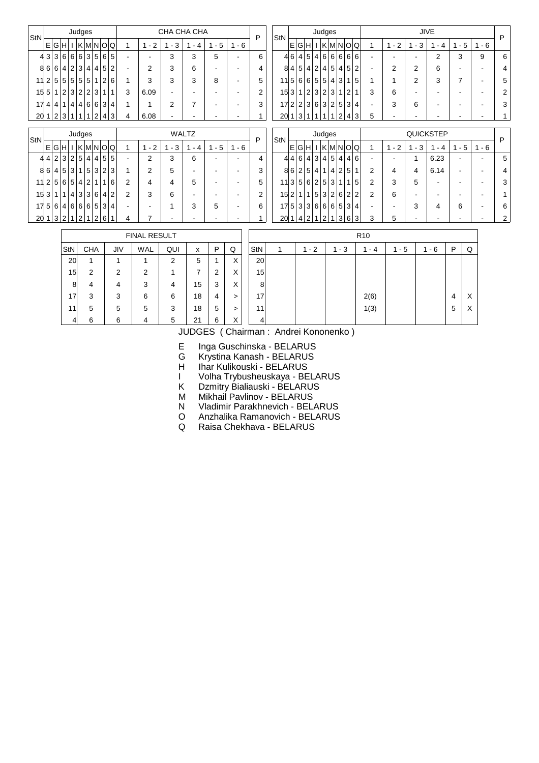| StN | E | G | H | I | K | M | N | O | Q | 1 | 1 - 2 | 1 - 3 | 1 - 4 | 1 - 5 | 1 - 6 | P |
|---|---|---|---|---|---|---|---|---|---|---|---|---|---|---|---|---|
| | **Judges** | | | | | | | | | **CHA CHA CHA** | | | | | | |
| 4 | 3 | 3 | 6 | 6 | 6 | 3 | 5 | 6 | 5 | - | - | 3 | 3 | 5 | - | 6 |
| 8 | 6 | 6 | 4 | 2 | 3 | 4 | 4 | 5 | 2 | - | 2 | 3 | 6 | - | - | 4 |
| 11 | 2 | 5 | 5 | 5 | 5 | 5 | 1 | 2 | 6 | 1 | 3 | 3 | 3 | 8 | - | 5 |
| 15 | 5 | 1 | 2 | 3 | 2 | 2 | 3 | 1 | 1 | 3 | 6.09 | - | - | - | - | 2 |
| 17 | 4 | 4 | 1 | 4 | 4 | 6 | 6 | 3 | 4 | 1 | 1 | 2 | 7 | - | - | 3 |
| 20 | 1 | 2 | 3 | 1 | 1 | 1 | 2 | 4 | 3 | 4 | 6.08 | - | - | - | - | 1 |

| StN | E | G | H | I | K | M | N | O | Q | 1 | 1 - 2 | 1 - 3 | 1 - 4 | 1 - 5 | 1 - 6 | P |
|---|---|---|---|---|---|---|---|---|---|---|---|---|---|---|---|---|
| | **Judges** | | | | | | | | | **JIVE** | | | | | | |
| 4 | 6 | 4 | 5 | 4 | 6 | 6 | 6 | 6 | 6 | - | - | - | 2 | 3 | 9 | 6 |
| 8 | 4 | 5 | 4 | 2 | 4 | 5 | 4 | 5 | 2 | - | 2 | 2 | 6 | - | - | 4 |
| 11 | 5 | 6 | 6 | 5 | 5 | 4 | 3 | 1 | 5 | 1 | 1 | 2 | 3 | 7 | - | 5 |
| 15 | 3 | 1 | 2 | 3 | 2 | 3 | 1 | 2 | 1 | 3 | 6 | - | - | - | - | 2 |
| 17 | 2 | 2 | 3 | 6 | 3 | 2 | 5 | 3 | 4 | - | 3 | 6 | - | - | - | 3 |
| 20 | 1 | 3 | 1 | 1 | 1 | 1 | 2 | 4 | 3 | 5 | - | - | - | - | - | 1 |

| StN | E | G | H | I | K | M | N | O | Q | 1 | 1 - 2 | 1 - 3 | 1 - 4 | 1 - 5 | 1 - 6 | P |
|---|---|---|---|---|---|---|---|---|---|---|---|---|---|---|---|---|
| | **Judges** | | | | | | | | | **WALTZ** | | | | | | |
| 4 | 4 | 2 | 3 | 2 | 5 | 4 | 4 | 5 | 5 | - | 2 | 3 | 6 | - | - | 4 |
| 8 | 6 | 4 | 5 | 3 | 1 | 5 | 3 | 2 | 3 | 1 | 2 | 5 | - | - | - | 3 |
| 11 | 2 | 5 | 6 | 5 | 4 | 2 | 1 | 1 | 6 | 2 | 4 | 4 | 5 | - | - | 5 |
| 15 | 3 | 1 | 1 | 4 | 3 | 3 | 6 | 4 | 2 | 2 | 3 | 6 | - | - | - | 2 |
| 17 | 5 | 6 | 4 | 6 | 6 | 6 | 5 | 3 | 4 | - | - | 1 | 3 | 5 | - | 6 |
| 20 | 1 | 3 | 2 | 1 | 2 | 1 | 2 | 6 | 1 | 4 | 7 | - | - | - | - | 1 |

| StN | E | G | H | I | K | M | N | O | Q | 1 | 1 - 2 | 1 - 3 | 1 - 4 | 1 - 5 | 1 - 6 | P |
|---|---|---|---|---|---|---|---|---|---|---|---|---|---|---|---|---|
| | **Judges** | | | | | | | | | **QUICKSTEP** | | | | | | |
| 4 | 4 | 6 | 4 | 3 | 4 | 5 | 4 | 4 | 6 | - | - | 1 | 6.23 | - | - | 5 |
| 8 | 6 | 2 | 5 | 4 | 1 | 4 | 2 | 5 | 1 | 2 | 4 | 4 | 6.14 | - | - | 4 |
| 11 | 3 | 5 | 6 | 2 | 5 | 3 | 1 | 1 | 5 | 2 | 3 | 5 | - | - | - | 3 |
| 15 | 2 | 1 | 1 | 5 | 3 | 2 | 6 | 2 | 2 | 2 | 6 | - | - | - | - | 1 |
| 17 | 5 | 3 | 3 | 6 | 6 | 6 | 5 | 3 | 4 | - | - | 3 | 4 | 6 | - | 6 |
| 20 | 1 | 4 | 2 | 1 | 2 | 1 | 3 | 6 | 3 | 3 | 5 | - | - | - | - | 2 |

| FINAL RESULT | | | | | | | |
|---|---|---|---|---|---|---|---|
| StN | CHA | JIV | WAL | QUI | x | P | Q |
| 20 | 1 | 1 | 1 | 2 | 5 | 1 | X |
| 15 | 2 | 2 | 2 | 1 | 7 | 2 | X |
| 8 | 4 | 4 | 3 | 4 | 15 | 3 | X |
| 17 | 3 | 3 | 6 | 6 | 18 | 4 | > |
| 11 | 5 | 5 | 5 | 3 | 18 | 5 | > |
| 4 | 6 | 6 | 4 | 5 | 21 | 6 | X |

| R10 | | | | | | | | |
|---|---|---|---|---|---|---|---|---|
| StN | 1 | 1 - 2 | 1 - 3 | 1 - 4 | 1 - 5 | 1 - 6 | P | Q |
| 20 | | | | | | | | |
| 15 | | | | | | | | |
| 8 | | | | | | | | |
| 17 | | | | 2(6) | | | 4 | X |
| 11 | | | | 1(3) | | | 5 | X |
| 4 | | | | | | | | |

JUDGES ( Chairman : Andrei Kononenko )

- E Inga Guschinska - BELARUS
- G Krystina Kanash - BELARUS
- H Ihar Kulikouski - BELARUS
- I Volha Trybusheuskaya - BELARUS
- K Dzmitry Bialiauski - BELARUS
- M Mikhail Pavlinov - BELARUS
- N Vladimir Parakhnevich - BELARUS
- O Anzhalika Ramanovich - BELARUS
- Q Raisa Chekhava - BELARUS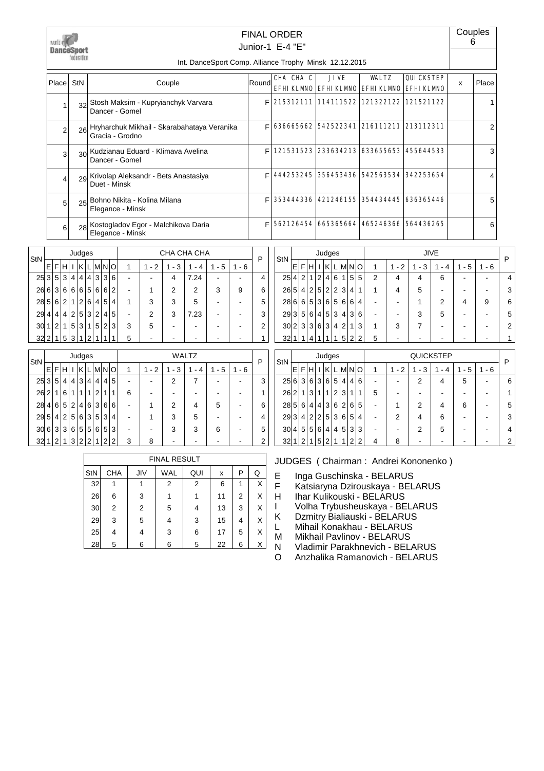# FINAL ORDER

Junior-1 E-4 "E"

Couples 6

Int. DanceSport Comp. Alliance Trophy Minsk 12.12.2015

| Place | StN | Couple | Round | CHA CHA C EFHIKLMNO | JIVE EFHIKLMNO | WALTZ EFHIKLMNO | QUICKSTEP EFHIKLMNO | x | Place |
|---|---|---|---|---|---|---|---|---|---|
| 1 | 32 | Stosh Maksim - Kupryianchyk Varvara Dancer - Gomel | F | 215312111 | 114111522 | 121322122 | 121521122 | | 1 |
| 2 | 26 | Hryharchuk Mikhail - Skarabahataya Veranika Gracia - Grodno | F | 636665662 | 542522341 | 216111211 | 213112311 | | 2 |
| 3 | 30 | Kudzianau Eduard - Klimava Avelina Dancer - Gomel | F | 121531523 | 233634213 | 633655653 | 455644533 | | 3 |
| 4 | 29 | Krivolap Aleksandr - Bets Anastasiya Duet - Minsk | F | 444253245 | 356453436 | 542563534 | 342253654 | | 4 |
| 5 | 25 | Bohno Nikita - Kolina Milana Elegance - Minsk | F | 353444336 | 421246155 | 354434445 | 636365446 | | 5 |
| 6 | 28 | Kostogladov Egor - Malchikova Daria Elegance - Minsk | F | 562126454 | 665365664 | 465246366 | 564436265 | | 6 |

**CHA CHA CHA**

| StN | E | F | H | I | K | L | M | N | O | 1 | 1 - 2 | 1 - 3 | 1 - 4 | 1 - 5 | 1 - 6 | P |
|---|---|---|---|---|---|---|---|---|---|---|---|---|---|---|---|---|
| 25 | 3 | 5 | 3 | 4 | 4 | 4 | 3 | 3 | 6 | - | - | 4 | 7.24 | - | - | 4 |
| 26 | 6 | 3 | 6 | 6 | 6 | 5 | 6 | 6 | 2 | - | 1 | 2 | 2 | 3 | 9 | 6 |
| 28 | 5 | 6 | 2 | 1 | 2 | 6 | 4 | 5 | 4 | 1 | 3 | 3 | 5 | - | - | 5 |
| 29 | 4 | 4 | 4 | 2 | 5 | 3 | 2 | 4 | 5 | - | 2 | 3 | 7.23 | - | - | 3 |
| 30 | 1 | 2 | 1 | 5 | 3 | 1 | 5 | 2 | 3 | 3 | 5 | - | - | - | - | 2 |
| 32 | 2 | 1 | 5 | 3 | 1 | 2 | 1 | 1 | 1 | 5 | - | - | - | - | - | 1 |

**JIVE**

| StN | E | F | H | I | K | L | M | N | O | 1 | 1 - 2 | 1 - 3 | 1 - 4 | 1 - 5 | 1 - 6 | P |
|---|---|---|---|---|---|---|---|---|---|---|---|---|---|---|---|---|
| 25 | 4 | 2 | 1 | 2 | 4 | 6 | 1 | 5 | 5 | 2 | 4 | 4 | 6 | - | - | 4 |
| 26 | 5 | 4 | 2 | 5 | 2 | 2 | 3 | 4 | 1 | 1 | 4 | 5 | - | - | - | 3 |
| 28 | 6 | 6 | 5 | 3 | 6 | 5 | 6 | 6 | 4 | - | - | 1 | 2 | 4 | 9 | 6 |
| 29 | 3 | 5 | 6 | 4 | 5 | 3 | 4 | 3 | 6 | - | - | 3 | 5 | - | - | 5 |
| 30 | 2 | 3 | 3 | 6 | 3 | 4 | 2 | 1 | 3 | 1 | 3 | 7 | - | - | - | 2 |
| 32 | 1 | 1 | 4 | 1 | 1 | 1 | 5 | 2 | 2 | 5 | - | - | - | - | - | 1 |

**WALTZ**

| StN | E | F | H | I | K | L | M | N | O | 1 | 1 - 2 | 1 - 3 | 1 - 4 | 1 - 5 | 1 - 6 | P |
|---|---|---|---|---|---|---|---|---|---|---|---|---|---|---|---|---|
| 25 | 3 | 5 | 4 | 4 | 3 | 4 | 4 | 4 | 5 | - | - | 2 | 7 | - | - | 3 |
| 26 | 2 | 1 | 6 | 1 | 1 | 1 | 2 | 1 | 1 | 6 | - | - | - | - | - | 1 |
| 28 | 4 | 6 | 5 | 2 | 4 | 6 | 3 | 6 | 6 | - | 1 | 2 | 4 | 5 | - | 6 |
| 29 | 5 | 4 | 2 | 5 | 6 | 3 | 5 | 3 | 4 | - | 1 | 3 | 5 | - | - | 4 |
| 30 | 6 | 3 | 3 | 6 | 5 | 5 | 6 | 5 | 3 | - | - | 3 | 3 | 6 | - | 5 |
| 32 | 1 | 2 | 1 | 3 | 2 | 2 | 1 | 2 | 2 | 3 | 8 | - | - | - | - | 2 |

**QUICKSTEP**

| StN | E | F | H | I | K | L | M | N | O | 1 | 1 - 2 | 1 - 3 | 1 - 4 | 1 - 5 | 1 - 6 | P |
|---|---|---|---|---|---|---|---|---|---|---|---|---|---|---|---|---|
| 25 | 6 | 3 | 6 | 3 | 6 | 5 | 4 | 4 | 6 | - | - | 2 | 4 | 5 | - | 6 |
| 26 | 2 | 1 | 3 | 1 | 1 | 2 | 3 | 1 | 1 | 5 | - | - | - | - | - | 1 |
| 28 | 5 | 6 | 4 | 4 | 3 | 6 | 2 | 6 | 5 | - | 1 | 2 | 4 | 6 | - | 5 |
| 29 | 3 | 4 | 2 | 2 | 5 | 3 | 6 | 5 | 4 | - | 2 | 4 | 6 | - | - | 3 |
| 30 | 4 | 5 | 5 | 6 | 4 | 4 | 5 | 3 | 3 | - | - | 2 | 5 | - | - | 4 |
| 32 | 1 | 2 | 1 | 5 | 2 | 1 | 1 | 2 | 2 | 4 | 8 | - | - | - | - | 2 |

**FINAL RESULT**

| StN | CHA | JIV | WAL | QUI | x | P | Q |
|---|---|---|---|---|---|---|---|
| 32 | 1 | 1 | 2 | 2 | 6 | 1 | X |
| 26 | 6 | 3 | 1 | 1 | 11 | 2 | X |
| 30 | 2 | 2 | 5 | 4 | 13 | 3 | X |
| 29 | 3 | 5 | 4 | 3 | 15 | 4 | X |
| 25 | 4 | 4 | 3 | 6 | 17 | 5 | X |
| 28 | 5 | 6 | 6 | 5 | 22 | 6 | X |

JUDGES ( Chairman : Andrei Kononenko )

- E Inga Guschinska - BELARUS
- F Katsiaryna Dzirouskaya - BELARUS
- H Ihar Kulikouski - BELARUS
- I Volha Trybusheuskaya - BELARUS
- K Dzmitry Bialiauski - BELARUS
- L Mihail Konakhau - BELARUS
- M Mikhail Pavlinov - BELARUS
- N Vladimir Parakhnevich - BELARUS
- O Anzhalika Ramanovich - BELARUS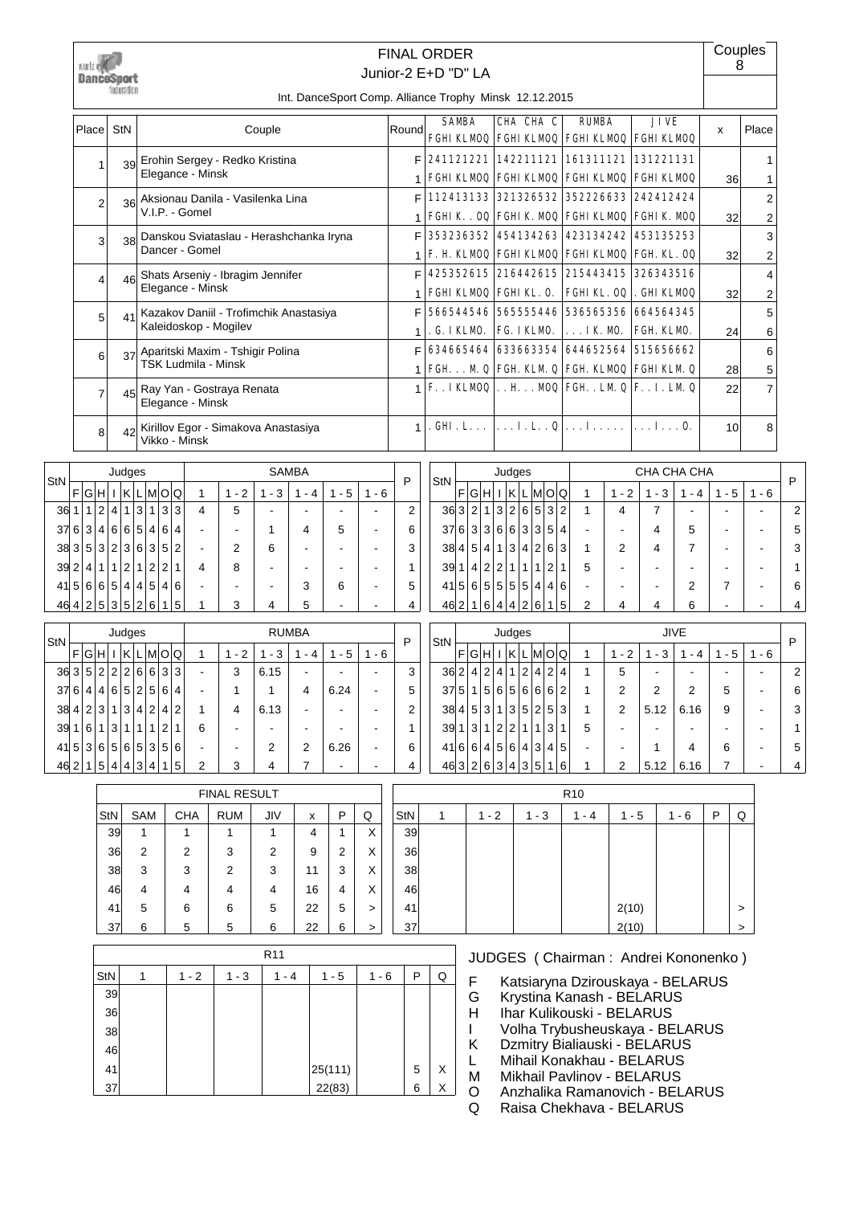# FINAL ORDER

Junior-2 E+D "D" LA

Couples 8

Int. DanceSport Comp. Alliance Trophy Minsk 12.12.2015

| Place | StN | Couple | Round | SAMBA FGHIKLMOQ | CHA CHA C FGHIKLMOQ | RUMBA FGHIKLMOQ | JIVE FGHIKLMOQ | x | Place |
|---|---|---|---|---|---|---|---|---|---|
| 1 | 39 | Erohin Sergey - Redko Kristina<br>Elegance - Minsk | F | 241121221 | 142211121 | 161311121 | 131221131 | | 1 |
| | | | 1 | FGHIKLMOQ | FGHIKLMOQ | FGHIKLMOQ | FGHIKLMOQ | 36 | 1 |
| 2 | 36 | Aksionau Danila - Vasilenka Lina<br>V.I.P. - Gomel | F | 112413133 | 321326532 | 352226633 | 242412424 | | 2 |
| | | | 1 | FGHIK..OQ | FGHIK.MOQ | FGHIKLMOQ | FGHIK.MOQ | 32 | 2 |
| 3 | 38 | Danskou Sviataslau - Herashchanka Iryna<br>Dancer - Gomel | F | 353236352 | 454134263 | 423134242 | 453135253 | | 3 |
| | | | 1 | F.H.KLMOQ | FGHIKLMOQ | FGHIKLMOQ | FGH.KL.OQ | 32 | 2 |
| 4 | 46 | Shats Arseniy - Ibragim Jennifer<br>Elegance - Minsk | F | 425352615 | 216442615 | 215443415 | 326343516 | | 4 |
| | | | 1 | FGHIKLMOQ | FGHIKL.O. | FGHIKL.OQ | .GHIKLMOQ | 32 | 2 |
| 5 | 41 | Kazakov Daniil - Trofimchik Anastasiya<br>Kaleidoskop - Mogilev | F | 566544546 | 565555446 | 536565356 | 664564345 | | 5 |
| | | | 1 | .G.IKLMO. | FG.IKLMO. | ...IK.MO. | FGH.KLMO. | 24 | 6 |
| 6 | 37 | Aparitski Maxim - Tshigir Polina<br>TSK Ludmila - Minsk | F | 634665464 | 633663354 | 644652564 | 515656662 | | 6 |
| | | | 1 | FGH...M.Q | FGH.KLM.Q | FGH.KLMOQ | FGHIKLM.Q | 28 | 5 |
| 7 | 45 | Ray Yan - Gostraya Renata<br>Elegance - Minsk | 1 | F..IKLMOQ | ..H...MOQ | FGH..LM.Q | F..I.LM.Q | 22 | 7 |
| 8 | 42 | Kirillov Egor - Simakova Anastasiya<br>Vikko - Minsk | 1 | .GHI.L... | ...I.L..Q | ...I..... | ...I...O. | 10 | 8 |

| StN | F | G | H | I | K | L | M | O | Q | 1 | 1-2 | 1-3 | 1-4 | 1-5 | 1-6 | P |
|---|---|---|---|---|---|---|---|---|---|---|---|---|---|---|---|---|
| **SAMBA** | | | | | | | | | | | | | | | | |
| 36 | 1 | 1 | 2 | 4 | 1 | 3 | 1 | 3 | 3 | 4 | 5 | - | - | - | - | 2 |
| 37 | 6 | 3 | 4 | 6 | 6 | 5 | 4 | 6 | 4 | - | - | 1 | 4 | 5 | - | 6 |
| 38 | 3 | 5 | 3 | 2 | 3 | 6 | 3 | 5 | 2 | - | 2 | 6 | - | - | - | 3 |
| 39 | 2 | 4 | 1 | 1 | 2 | 1 | 2 | 2 | 1 | 4 | 8 | - | - | - | - | 1 |
| 41 | 5 | 6 | 6 | 5 | 4 | 4 | 5 | 4 | 6 | - | - | - | 3 | 6 | - | 5 |
| 46 | 4 | 2 | 5 | 3 | 5 | 2 | 6 | 1 | 5 | 1 | 3 | 4 | 5 | - | - | 4 |

| StN | F | G | H | I | K | L | M | O | Q | 1 | 1-2 | 1-3 | 1-4 | 1-5 | 1-6 | P |
|---|---|---|---|---|---|---|---|---|---|---|---|---|---|---|---|---|
| **CHA CHA CHA** | | | | | | | | | | | | | | | | |
| 36 | 3 | 2 | 1 | 3 | 2 | 6 | 5 | 3 | 2 | 1 | 4 | 7 | - | - | - | 2 |
| 37 | 6 | 3 | 3 | 6 | 6 | 3 | 3 | 5 | 4 | - | - | 4 | 5 | - | - | 5 |
| 38 | 4 | 5 | 4 | 1 | 3 | 4 | 2 | 6 | 3 | 1 | 2 | 4 | 7 | - | - | 3 |
| 39 | 1 | 4 | 2 | 2 | 1 | 1 | 1 | 2 | 1 | 5 | - | - | - | - | - | 1 |
| 41 | 5 | 6 | 5 | 5 | 5 | 5 | 4 | 4 | 6 | - | - | - | 2 | 7 | - | 6 |
| 46 | 2 | 1 | 6 | 4 | 4 | 2 | 6 | 1 | 5 | 2 | 4 | 4 | 6 | - | - | 4 |

| StN | F | G | H | I | K | L | M | O | Q | 1 | 1-2 | 1-3 | 1-4 | 1-5 | 1-6 | P |
|---|---|---|---|---|---|---|---|---|---|---|---|---|---|---|---|---|
| **RUMBA** | | | | | | | | | | | | | | | | |
| 36 | 3 | 5 | 2 | 2 | 2 | 6 | 6 | 3 | 3 | - | 3 | 6.15 | - | - | - | 3 |
| 37 | 6 | 4 | 4 | 6 | 5 | 2 | 5 | 6 | 4 | - | 1 | 1 | 4 | 6.24 | - | 5 |
| 38 | 4 | 2 | 3 | 1 | 3 | 4 | 2 | 4 | 2 | 1 | 4 | 6.13 | - | - | - | 2 |
| 39 | 1 | 6 | 1 | 3 | 1 | 1 | 1 | 2 | 1 | 6 | - | - | - | - | - | 1 |
| 41 | 5 | 3 | 6 | 5 | 6 | 5 | 3 | 5 | 6 | - | - | 2 | 2 | 6.26 | - | 6 |
| 46 | 2 | 1 | 5 | 4 | 4 | 3 | 4 | 1 | 5 | 2 | 3 | 4 | 7 | - | - | 4 |

| StN | F | G | H | I | K | L | M | O | Q | 1 | 1-2 | 1-3 | 1-4 | 1-5 | 1-6 | P |
|---|---|---|---|---|---|---|---|---|---|---|---|---|---|---|---|---|
| **JIVE** | | | | | | | | | | | | | | | | |
| 36 | 2 | 4 | 2 | 4 | 1 | 2 | 4 | 2 | 4 | 1 | 5 | - | - | - | - | 2 |
| 37 | 5 | 1 | 5 | 6 | 5 | 6 | 6 | 6 | 2 | 1 | 2 | 2 | 2 | 5 | - | 6 |
| 38 | 4 | 5 | 3 | 1 | 3 | 5 | 2 | 5 | 3 | 1 | 2 | 5.12 | 6.16 | 9 | - | 3 |
| 39 | 1 | 3 | 1 | 2 | 2 | 1 | 1 | 3 | 1 | 5 | - | - | - | - | - | 1 |
| 41 | 6 | 6 | 4 | 5 | 6 | 4 | 3 | 4 | 5 | - | - | 1 | 4 | 6 | - | 5 |
| 46 | 3 | 2 | 6 | 3 | 4 | 3 | 5 | 1 | 6 | 1 | 2 | 5.12 | 6.16 | 7 | - | 4 |

**FINAL RESULT**

| StN | SAM | CHA | RUM | JIV | x | P | Q |
|---|---|---|---|---|---|---|---|
| 39 | 1 | 1 | 1 | 1 | 4 | 1 | X |
| 36 | 2 | 2 | 3 | 2 | 9 | 2 | X |
| 38 | 3 | 3 | 2 | 3 | 11 | 3 | X |
| 46 | 4 | 4 | 4 | 4 | 16 | 4 | X |
| 41 | 5 | 6 | 6 | 5 | 22 | 5 | > |
| 37 | 6 | 5 | 5 | 6 | 22 | 6 | > |

**R10**

| StN | 1 | 1-2 | 1-3 | 1-4 | 1-5 | 1-6 | P | Q |
|---|---|---|---|---|---|---|---|---|
| 39 | | | | | | | | |
| 36 | | | | | | | | |
| 38 | | | | | | | | |
| 46 | | | | | | | | |
| 41 | | | | | 2(10) | | | > |
| 37 | | | | | 2(10) | | | > |

**R11**

| StN | 1 | 1-2 | 1-3 | 1-4 | 1-5 | 1-6 | P | Q |
|---|---|---|---|---|---|---|---|---|
| 39 | | | | | | | | |
| 36 | | | | | | | | |
| 38 | | | | | | | | |
| 46 | | | | | | | | |
| 41 | | | | | 25(111) | | 5 | X |
| 37 | | | | | 22(83) | | 6 | X |

JUDGES ( Chairman : Andrei Kononenko )

- F Katsiaryna Dzirouskaya - BELARUS
- G Krystina Kanash - BELARUS
- H Ihar Kulikouski - BELARUS
- I Volha Trybusheuskaya - BELARUS
- K Dzmitry Bialiauski - BELARUS
- L Mihail Konakhau - BELARUS
- M Mikhail Pavlinov - BELARUS
- O Anzhalika Ramanovich - BELARUS
- Q Raisa Chekhava - BELARUS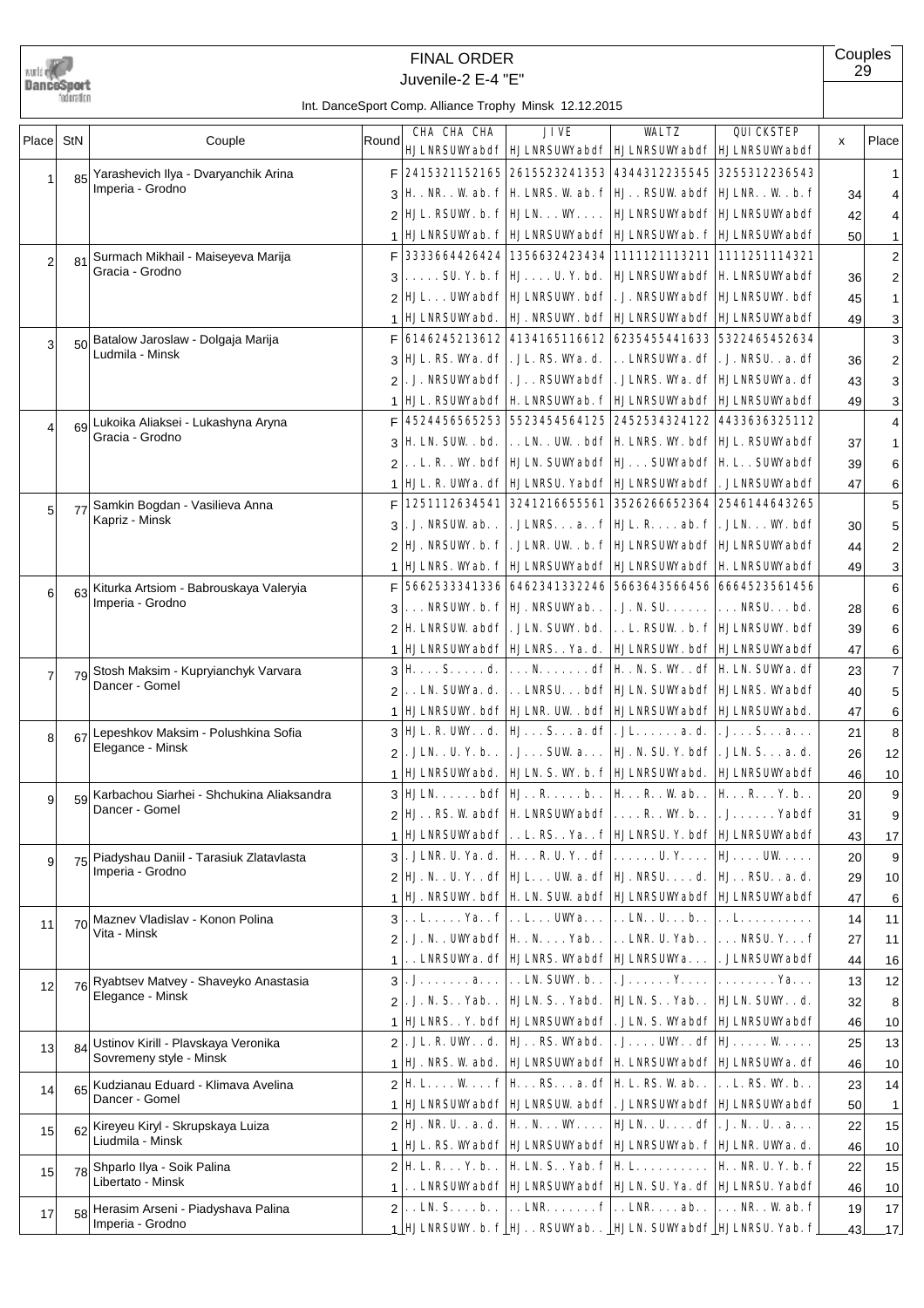# FINAL ORDER

## Juvenile-2 E-4 "E"

Int. DanceSport Comp. Alliance Trophy Minsk 12.12.2015

Couples 29

| Place | StN | Couple | Round | CHA CHA CHA HJLNRSUWYabdf | JIVE HJLNRSUWYabdf | WALTZ HJLNRSUWYabdf | QUICKSTEP HJLNRSUWYabdf | x | Place |
|---|---|---|---|---|---|---|---|---|---|
| 1 | 85 | Yarashevich Ilya - Dvaryanchik Arina Imperia - Grodno | F | 2415321152165 | 2615523241353 | 4344312235545 | 3255312236543 | | 1 |
| | | | 3 | H..NR..W.ab.f | H.LNRS.W.ab.f | HJ..RSUW.abdf | HJLNR..W..b.f | 34 | 4 |
| | | | 2 | HJL.RSUWY.b.f | HJLN...WY.... | HJLNRSUWYabdf | HJLNRSUWYabdf | 42 | 4 |
| | | | 1 | HJLNRSUWYab.f | HJLNRSUWYabdf | HJLNRSUWYab.f | HJLNRSUWYabdf | 50 | 1 |
| 2 | 81 | Surmach Mikhail - Maiseyeva Marija Gracia - Grodno | F | 3333664426424 | 1356632423434 | 1111121113211 | 1111251114321 | | 2 |
| | | | 3 | .....SU.Y.b.f | HJ....U.Y.bd. | HJLNRSUWYabdf | H.LNRSUWYabdf | 36 | 2 |
| | | | 2 | HJL...UWYabdf | HJLNRSUWY.bdf | .J.NRSUWYabdf | HJLNRSUWY.bdf | 45 | 1 |
| | | | 1 | HJLNRSUWYabd. | HJ.NRSUWY.bdf | HJLNRSUWYabdf | HJLNRSUWYabdf | 49 | 3 |
| 3 | 50 | Batalow Jaroslaw - Dolgaja Marija Ludmila - Minsk | F | 6146245213612 | 4134165116612 | 6235455441633 | 5322465452634 | | 3 |
| | | | 3 | HJL.RS.WYa.df | .JL.RS.WYa.d. | ..LNRSUWYa.df | .J.NRSU..a.df | 36 | 2 |
| | | | 2 | .J.NRSUWYabdf | .J...RSUWYabdf | .JLNRS.WYa.df | HJLNRSUWYa.df | 43 | 3 |
| | | | 1 | HJL.RSUWYabdf | H.LNRSUWYab.f | HJLNRSUWYabdf | HJLNRSUWYabdf | 49 | 3 |
| 4 | 69 | Lukoika Aliaksei - Lukashyna Aryna Gracia - Grodno | F | 4524456565253 | 5523454564125 | 2452534324122 | 4433636325112 | | 4 |
| | | | 3 | H.LN.SUW..bd. | ..LN..UW..bdf | H.LNRS.WY.bdf | HJL.RSUWYabdf | 37 | 1 |
| | | | 2 | ..L.R..WY.bdf | HJLN.SUWYabdf | HJ...SUWYabdf | H.L..SUWYabdf | 39 | 6 |
| | | | 1 | HJL.R.UWYa.df | HJLNRSU.Yabdf | HJLNRSUWYabdf | .JLNRSUWYabdf | 47 | 6 |
| 5 | 77 | Samkin Bogdan - Vasilieva Anna Kapriz - Minsk | F | 1251112634541 | 3241216655561 | 3526266652364 | 2546144643265 | | 5 |
| | | | 3 | .J.NRSUW.ab.. | .JLNRS...a..f | HJL.R....ab.f | .JLN...WY.bdf | 30 | 5 |
| | | | 2 | HJ.NRSUWY.b.f | .JLNR.UW..b.f | HJLNRSUWYabdf | HJLNRSUWYabdf | 44 | 2 |
| | | | 1 | HJLNRS.WYab.f | HJLNRSUWYabdf | HJLNRSUWYabdf | H.LNRSUWYabdf | 49 | 3 |
| 6 | 63 | Kiturka Artsiom - Babrouskaya Valeryia Imperia - Grodno | F | 5662533341336 | 6462341332246 | 5663643566456 | 6664523561456 | | 6 |
| | | | 3 | ...NRSUWY.b.f | HJ.NRSUWYab.. | .J.N.SU...... | ...NRSU...bd. | 28 | 6 |
| | | | 2 | H.LNRSUW.abdf | .JLN.SUWY.bd. | ..L.RSUW..b.f | HJLNRSUWY.bdf | 39 | 6 |
| | | | 1 | HJLNRSUWYabdf | HJLNRS..Ya.d. | HJLNRSUWY.bdf | HJLNRSUWYabdf | 47 | 6 |
| 7 | 79 | Stosh Maksim - Kupryianchyk Varvara Dancer - Gomel | 3 | H....S.....d. | ...N.......df | H..N.S.WY..df | H.LN.SUWYa.df | 23 | 7 |
| | | | 2 | ..LN.SUWYa.d. | ..LNRSU...bdf | HJLN.SUWYabdf | HJLNRS.WYabdf | 40 | 5 |
| | | | 1 | HJLNRSUWY.bdf | HJLNR.UW..bdf | HJLNRSUWYabdf | HJLNRSUWYabd. | 47 | 6 |
| 8 | 67 | Lepeshkov Maksim - Polushkina Sofia Elegance - Minsk | 3 | HJL.R.UWY..d. | HJ...S...a.df | .JL.......a.d. | .J...S...a... | 21 | 8 |
| | | | 2 | .JLN..U.Y.b.. | .J...SUW.a... | HJ.N.SU.Y.bdf | .JLN.S...a.d. | 26 | 12 |
| | | | 1 | HJLNRSUWYabd. | HJLN.S.WY.b.f | HJLNRSUWYabd. | HJLNRSUWYabdf | 46 | 10 |
| 9 | 59 | Karbachou Siarhei - Shchukina Aliaksandra Dancer - Gomel | 3 | HJLN......bdf | HJ..R.....b.. | H...R..W.ab.. | H...R...Y.b.. | 20 | 9 |
| | | | 2 | HJ..RS.W.abdf | H.LNRSUWYabdf | ....R..WY.bd. | .J.......Yabdf | 31 | 9 |
| | | | 1 | HJLNRSUWYabdf | ..L.RS..Ya..f | HJLNRSU.Y.bdf | HJLNRSUWYabdf | 43 | 17 |
| 9 | 75 | Piadyshau Daniil - Tarasiuk Zlatavlasta Imperia - Grodno | 3 | .JLNR.U.Ya.d. | H...R.U.Y..df | ......U.Y.... | HJ....UW..... | 20 | 9 |
| | | | 2 | HJ.N..U.Y..df | HJL...UW.a.df | HJ.NRSU....d. | HJ..RSU..a.d. | 29 | 10 |
| | | | 1 | HJ.NRSUWY.bdf | H.LN.SUW.abdf | HJLNRSUWYabdf | HJLNRSUWYabdf | 47 | 6 |
| 11 | 70 | Maznev Vladislav - Konon Polina Vita - Minsk | 3 | ..L.....Ya..f | ..L...UWYa... | ..LN..U...b.. | ..L.......... | 14 | 11 |
| | | | 2 | .J.N..UWYabdf | H..N....Yab.. | ..LNR.U.Yab.. | ...NRSU.Y...f | 27 | 11 |
| | | | 1 | ..LNRSUWYa.df | HJLNRS.WYabdf | HJLNRSUWYa... | .JLNRSUWYabdf | 44 | 16 |
| 12 | 76 | Ryabtsev Matvey - Shaveyko Anastasia Elegance - Minsk | 3 | .J.......a... | ..LN.SUWY.b.. | .J.......Y.... | ........Ya... | 13 | 12 |
| | | | 2 | .J.N.S..Yab.. | HJLN.S..Yabd. | HJLN.S..Yab.. | HJLN.SUWY..d. | 32 | 8 |
| | | | 1 | HJLNRS..Y.bdf | HJLNRSUWYabdf | .JLN.S.WYabdf | HJLNRSUWYabdf | 46 | 10 |
| 13 | 84 | Ustinov Kirill - Plavskaya Veronika Sovremeny style - Minsk | 2 | .JL.R.UWY..d. | HJ..RS.WYabd. | .J....UWY..df | HJ.....W..... | 25 | 13 |
| | | | 1 | HJ.NRS.W.abd. | HJLNRSUWYabdf | H.LNRSUWYabdf | HJLNRSUWYa.df | 46 | 10 |
| 14 | 65 | Kudzianau Eduard - Klimava Avelina Dancer - Gomel | 2 | H.L....W....f | H...RS...a.df | H.L.RS.W.ab.. | ..L.RS.WY.b.. | 23 | 14 |
| | | | 1 | HJLNRSUWYabdf | HJLNRSUW.abdf | .JLNRSUWYabdf | HJLNRSUWYabdf | 50 | 1 |
| 15 | 62 | Kireyeu Kiryl - Skrupskaya Luiza Liudmila - Minsk | 2 | HJ.NR.U..a.d. | H..N...WY.... | HJLN..U....df | .J.N..U..a... | 22 | 15 |
| | | | 1 | HJL.RS.WYabdf | HJLNRSUWYabdf | HJLNRSUWYab.f | HJLNR.UWYa.d. | 46 | 10 |
| 15 | 78 | Shparlo Ilya - Soik Palina Libertato - Minsk | 2 | H.L.R...Y.b.. | H.LN.S..Yab.f | H.L.......... | H..NR.U.Y.b.f | 22 | 15 |
| | | | 1 | ..LNRSUWYabdf | HJLNRSUWYabdf | HJLN.SU.Ya.df | HJLNRSU.Yabdf | 46 | 10 |
| 17 | 58 | Herasim Arseni - Piadyshava Palina Imperia - Grodno | 2 | ..LN.S....b.. | ..LNR.......f | ..LNR....ab.. | ...NR..W.ab.f | 19 | 17 |
| | | | 1 | HJLNRSUWY.b.f | HJ..RSUWYab.. | HJLN.SUWYabdf | HJLNRSU.Yab.f | 43 | 17 |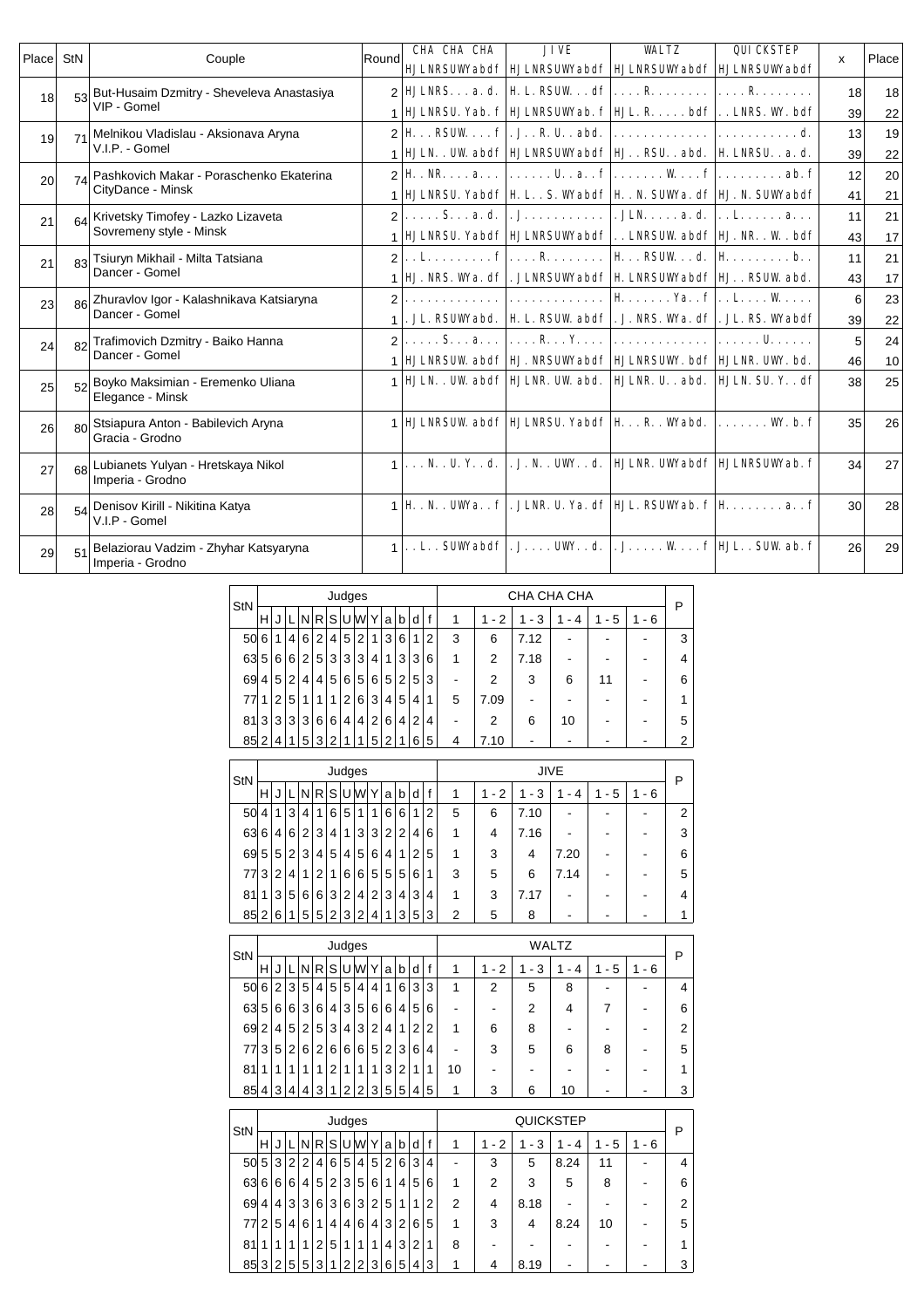| Place | StN | Couple | Round | CHA CHA CHA HJLNRSUWYabdf | JIVE HJLNRSUWYabdf | WALTZ HJLNRSUWYabdf | QUICKSTEP HJLNRSUWYabdf | x | Place |
|---|---|---|---|---|---|---|---|---|---|
| 18 | 53 | But-Husaim Dzmitry - Sheveleva Anastasiya<br>VIP - Gomel | 2 | HJLNRS...a.d. | H.L.RSUW...df | ....R........ | ....R........ | 18 | 18 |
| | | | 1 | HJLNRSU.Yab.f | HJLNRSUWYab.f | HJL.R.....bdf | ..LNRS.WY.bdf | 39 | 22 |
| 19 | 71 | Melnikou Vladislau - Aksionava Aryna<br>V.I.P. - Gomel | 2 | H...RSUW....f | .J..R.U..abd. | ............. | ...........d. | 13 | 19 |
| | | | 1 | HJLN..UW.abdf | HJLNRSUWYabdf | HJ..RSU..abd. | H.LNRSU..a.d. | 39 | 22 |
| 20 | 74 | Pashkovich Makar - Poraschenko Ekaterina<br>CityDance - Minsk | 2 | H..NR....a.... | .......U..a..f | .......W....f | .........ab.f | 12 | 20 |
| | | | 1 | HJLNRSU.Yabdf | H.L..S.WYabdf | H..N.SUWYa.df | HJ.N.SUWYabdf | 41 | 21 |
| 21 | 64 | Krivetsky Timofey - Lazko Lizaveta<br>Sovremeny style - Minsk | 2 | .....S...a.d. | .J........... | .JLN.....a.d. | ..L......a... | 11 | 21 |
| | | | 1 | HJLNRSU.Yabdf | HJLNRSUWYabdf | ..LNRSUW.abdf | HJ.NR..W..bdf | 43 | 17 |
| 21 | 83 | Tsiuryn Mikhail - Milta Tatsiana<br>Dancer - Gomel | 2 | ..L.........f | ....R........ | H...RSUW...d. | H.........b.. | 11 | 21 |
| | | | 1 | HJ.NRS.WYa.df | .JLNRSUWYabdf | H.LNRSUWYabdf | HJ..RSUW.abd. | 43 | 17 |
| 23 | 86 | Zhuravlov Igor - Kalashnikava Katsiaryna<br>Dancer - Gomel | 2 | ............. | ............. | H.......Ya..f | ..L....W..... | 6 | 23 |
| | | | 1 | .JL.RSUWYabd. | H.L.RSUW.abdf | .J.NRS.WYa.df | .JL.RS.WYabdf | 39 | 22 |
| 24 | 82 | Trafimovich Dzmitry - Baiko Hanna<br>Dancer - Gomel | 2 | .....S...a... | ....R...Y.... | ............. | ......U...... | 5 | 24 |
| | | | 1 | HJLNRSUW.abdf | HJ.NRSUWYabdf | HJLNRSUWY.bdf | HJLNR.UWY.bd. | 46 | 10 |
| 25 | 52 | Boyko Maksimian - Eremenko Uliana<br>Elegance - Minsk | 1 | HJLN..UW.abdf | HJLNR.UW.abd. | HJLNR.U..abd. | HJLN.SU.Y..df | 38 | 25 |
| 26 | 80 | Stsiapura Anton - Babilevich Aryna<br>Gracia - Grodno | 1 | HJLNRSUW.abdf | HJLNRSU.Yabdf | H...R..WYabd. | .......WY.b.f | 35 | 26 |
| 27 | 68 | Lubianets Yulyan - Hretskaya Nikol<br>Imperia - Grodno | 1 | ...N..U.Y..d. | .J.N..UWY..d. | HJLNR.UWYabdf | HJLNRSUWYab.f | 34 | 27 |
| 28 | 54 | Denisov Kirill - Nikitina Katya<br>V.I.P - Gomel | 1 | H..N..UWYa..f | .JLNR.U.Ya.df | HJL.RSUWYab.f | H........a..f | 30 | 28 |
| 29 | 51 | Belaziorau Vadzim - Zhyhar Katsyaryna<br>Imperia - Grodno | 1 | ..L..SUWYabdf | .J....UWY..d. | .J.....W....f | HJL..SUW.ab.f | 26 | 29 |

| StN | H | J | L | N | R | S | U | W | Y | a | b | d | f | CHA CHA CHA 1 | 1 - 2 | 1 - 3 | 1 - 4 | 1 - 5 | 1 - 6 | P |
|---|---|---|---|---|---|---|---|---|---|---|---|---|---|---|---|---|---|---|---|---|
| 50 | 6 | 1 | 4 | 6 | 2 | 4 | 5 | 2 | 1 | 3 | 6 | 1 | 2 | 3 | 6 | 7.12 | - | - | - | 3 |
| 63 | 5 | 6 | 6 | 2 | 5 | 3 | 3 | 3 | 4 | 1 | 3 | 3 | 6 | 1 | 2 | 7.18 | - | - | - | 4 |
| 69 | 4 | 5 | 2 | 4 | 4 | 5 | 6 | 5 | 6 | 5 | 2 | 5 | 3 | - | 2 | 3 | 6 | 11 | - | 6 |
| 77 | 1 | 2 | 5 | 1 | 1 | 1 | 2 | 6 | 3 | 4 | 5 | 4 | 1 | 5 | 7.09 | - | - | - | - | 1 |
| 81 | 3 | 3 | 3 | 3 | 6 | 6 | 4 | 4 | 2 | 6 | 4 | 2 | 4 | - | 2 | 6 | 10 | - | - | 5 |
| 85 | 2 | 4 | 1 | 5 | 3 | 2 | 1 | 1 | 5 | 2 | 1 | 6 | 5 | 4 | 7.10 | - | - | - | - | 2 |

| StN | H | J | L | N | R | S | U | W | Y | a | b | d | f | JIVE 1 | 1 - 2 | 1 - 3 | 1 - 4 | 1 - 5 | 1 - 6 | P |
|---|---|---|---|---|---|---|---|---|---|---|---|---|---|---|---|---|---|---|---|---|
| 50 | 4 | 1 | 3 | 4 | 1 | 6 | 5 | 1 | 1 | 6 | 6 | 1 | 2 | 5 | 6 | 7.10 | - | - | - | 2 |
| 63 | 6 | 4 | 6 | 2 | 3 | 4 | 1 | 3 | 3 | 2 | 2 | 4 | 6 | 1 | 4 | 7.16 | - | - | - | 3 |
| 69 | 5 | 5 | 2 | 3 | 4 | 5 | 4 | 5 | 6 | 4 | 1 | 2 | 5 | 1 | 3 | 4 | 7.20 | - | - | 6 |
| 77 | 3 | 2 | 4 | 1 | 2 | 1 | 6 | 6 | 5 | 5 | 5 | 6 | 1 | 3 | 5 | 6 | 7.14 | - | - | 5 |
| 81 | 1 | 3 | 5 | 6 | 6 | 3 | 2 | 4 | 2 | 3 | 4 | 3 | 4 | 1 | 3 | 7.17 | - | - | - | 4 |
| 85 | 2 | 6 | 1 | 5 | 5 | 2 | 3 | 2 | 4 | 1 | 3 | 5 | 3 | 2 | 5 | 8 | - | - | - | 1 |

| StN | H | J | L | N | R | S | U | W | Y | a | b | d | f | WALTZ 1 | 1 - 2 | 1 - 3 | 1 - 4 | 1 - 5 | 1 - 6 | P |
|---|---|---|---|---|---|---|---|---|---|---|---|---|---|---|---|---|---|---|---|---|
| 50 | 6 | 2 | 3 | 5 | 4 | 5 | 5 | 4 | 4 | 1 | 6 | 3 | 3 | 1 | 2 | 5 | 8 | - | - | 4 |
| 63 | 5 | 6 | 6 | 3 | 6 | 4 | 3 | 5 | 6 | 6 | 4 | 5 | 6 | - | - | 2 | 4 | 7 | - | 6 |
| 69 | 2 | 4 | 5 | 2 | 5 | 3 | 4 | 3 | 2 | 4 | 1 | 2 | 2 | 1 | 6 | 8 | - | - | - | 2 |
| 77 | 3 | 5 | 2 | 6 | 2 | 6 | 6 | 6 | 5 | 2 | 3 | 6 | 4 | - | 3 | 5 | 6 | 8 | - | 5 |
| 81 | 1 | 1 | 1 | 1 | 1 | 2 | 1 | 1 | 1 | 3 | 2 | 1 | 1 | 10 | - | - | - | - | - | 1 |
| 85 | 4 | 3 | 4 | 4 | 3 | 1 | 2 | 2 | 3 | 5 | 5 | 4 | 5 | 1 | 3 | 6 | 10 | - | - | 3 |

| StN | H | J | L | N | R | S | U | W | Y | a | b | d | f | QUICKSTEP 1 | 1 - 2 | 1 - 3 | 1 - 4 | 1 - 5 | 1 - 6 | P |
|---|---|---|---|---|---|---|---|---|---|---|---|---|---|---|---|---|---|---|---|---|
| 50 | 5 | 3 | 2 | 2 | 4 | 6 | 5 | 4 | 5 | 2 | 6 | 3 | 4 | - | 3 | 5 | 8.24 | 11 | - | 4 |
| 63 | 6 | 6 | 6 | 4 | 5 | 2 | 3 | 5 | 6 | 1 | 4 | 5 | 6 | 1 | 2 | 3 | 5 | 8 | - | 6 |
| 69 | 4 | 4 | 3 | 3 | 6 | 3 | 6 | 3 | 2 | 5 | 1 | 1 | 2 | 2 | 4 | 8.18 | - | - | - | 2 |
| 77 | 2 | 5 | 4 | 6 | 1 | 4 | 4 | 6 | 4 | 3 | 2 | 6 | 5 | 1 | 3 | 4 | 8.24 | 10 | - | 5 |
| 81 | 1 | 1 | 1 | 1 | 2 | 5 | 1 | 1 | 1 | 4 | 3 | 2 | 1 | 8 | - | - | - | - | - | 1 |
| 85 | 3 | 2 | 5 | 5 | 3 | 1 | 2 | 2 | 3 | 6 | 5 | 4 | 3 | 1 | 4 | 8.19 | - | - | - | 3 |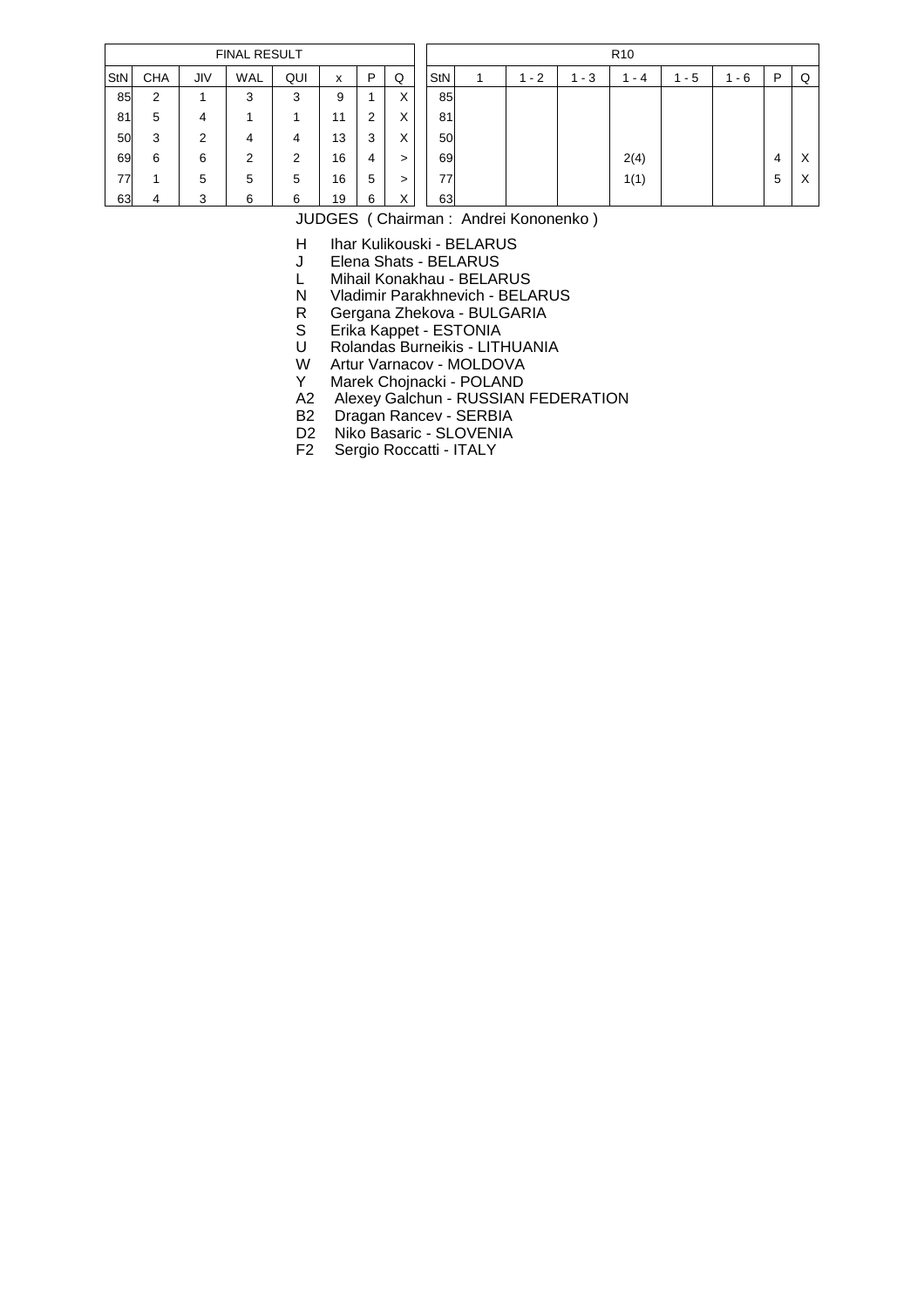| FINAL RESULT | | | | | | | |
|---|---|---|---|---|---|---|---|
| StN | CHA | JIV | WAL | QUI | x | P | Q |
| 85 | 2 | 1 | 3 | 3 | 9 | 1 | X |
| 81 | 5 | 4 | 1 | 1 | 11 | 2 | X |
| 50 | 3 | 2 | 4 | 4 | 13 | 3 | X |
| 69 | 6 | 6 | 2 | 2 | 16 | 4 | > |
| 77 | 1 | 5 | 5 | 5 | 16 | 5 | > |
| 63 | 4 | 3 | 6 | 6 | 19 | 6 | X |

| R10 | | | | | | | | |
|---|---|---|---|---|---|---|---|---|
| StN | 1 | 1 - 2 | 1 - 3 | 1 - 4 | 1 - 5 | 1 - 6 | P | Q |
| 85 | | | | | | | | |
| 81 | | | | | | | | |
| 50 | | | | | | | | |
| 69 | | | | 2(4) | | | 4 | X |
| 77 | | | | 1(1) | | | 5 | X |
| 63 | | | | | | | | |

JUDGES ( Chairman : Andrei Kononenko )

- H Ihar Kulikouski - BELARUS
- J Elena Shats - BELARUS
- L Mihail Konakhau - BELARUS
- N Vladimir Parakhnevich - BELARUS
- R Gergana Zhekova - BULGARIA
- S Erika Kappet - ESTONIA
- U Rolandas Burneikis - LITHUANIA
- W Artur Varnacov - MOLDOVA
- Y Marek Chojnacki - POLAND
- A2 Alexey Galchun - RUSSIAN FEDERATION
- B2 Dragan Rancev - SERBIA
- D2 Niko Basaric - SLOVENIA
- F2 Sergio Roccatti - ITALY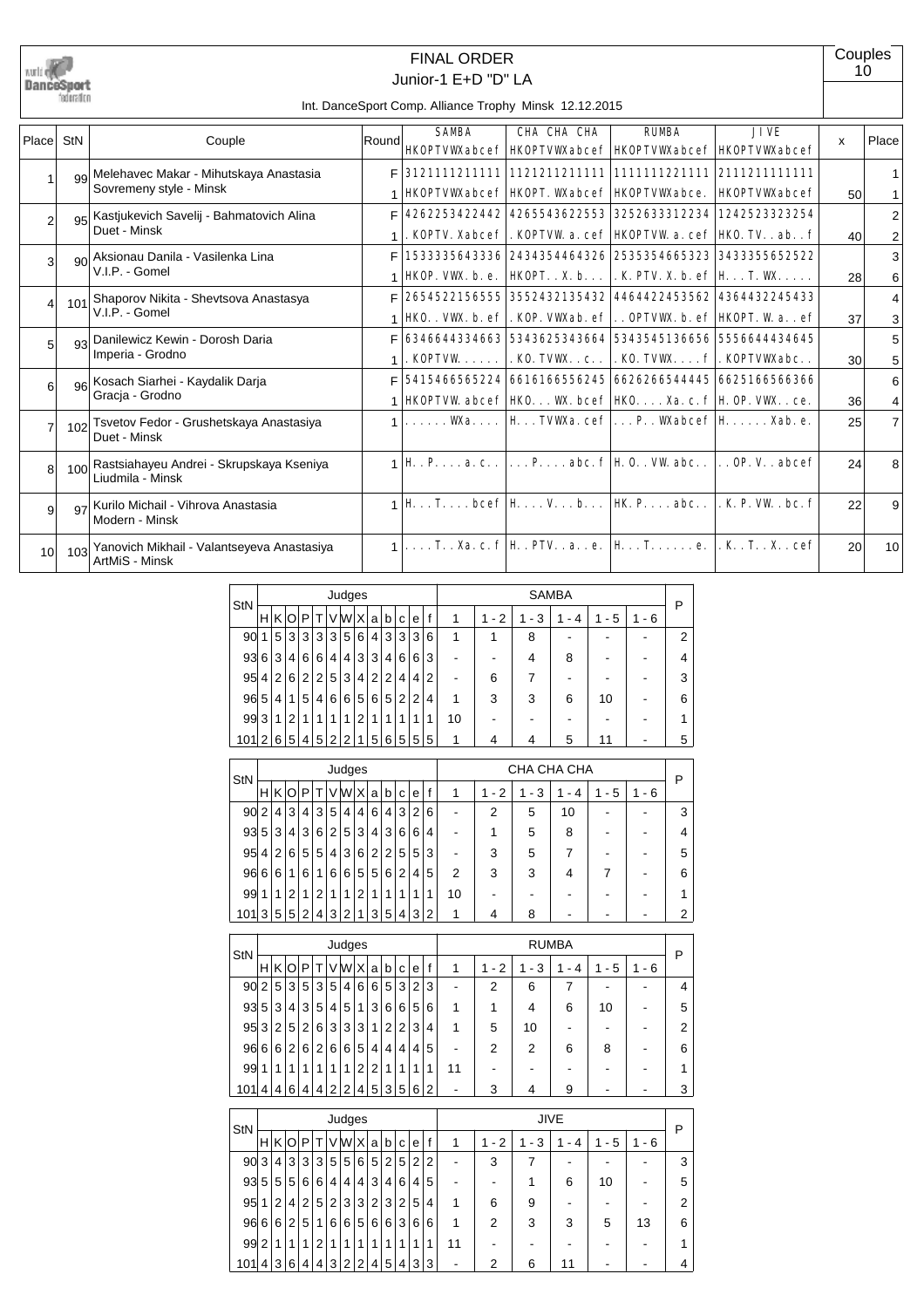# FINAL ORDER

## Junior-1 E+D "D" LA

Int. DanceSport Comp. Alliance Trophy Minsk 12.12.2015

Couples: 10

| Place | StN | Couple | Round | SAMBA HKOPTVWXabcef | CHA CHA CHA HKOPTVWXabcef | RUMBA HKOPTVWXabcef | JIVE HKOPTVWXabcef | x | Place |
|---|---|---|---|---|---|---|---|---|---|
| 1 | 99 | Melehavec Makar - Mihutskaya Anastasia<br>Sovremeny style - Minsk | F | 3121111211111 | 1121211211111 | 1111111221111 | 2111211111111 | | 1 |
| | | | 1 | HKOPTVWXabcef | HKOPT. WXabcef | HKOPTVWXabce. | HKOPTVWXabcef | 50 | 1 |
| 2 | 95 | Kastjukevich Savelij - Bahmatovich Alina<br>Duet - Minsk | F | 4262253422442 | 4265543622553 | 3252633312234 | 1242523323254 | | 2 |
| | | | 1 | . KOPTV. Xabcef | . KOPTVW. a. cef | HKOPTVW. a. cef | HKO. TV. . ab. . f | 40 | 2 |
| 3 | 90 | Aksionau Danila - Vasilenka Lina<br>V.I.P. - Gomel | F | 1533335643336 | 2434354464326 | 2535354665323 | 3433355652522 | | 3 |
| | | | 1 | HKOP. VWX. b. e. | HKOPT. . X. b. . . | . K. PTV. X. b. ef | H. . . T. WX. . . . . | 28 | 6 |
| 4 | 101 | Shaporov Nikita - Shevtsova Anastasya<br>V.I.P. - Gomel | F | 2654522156555 | 3552432135432 | 4464422453562 | 4364432245433 | | 4 |
| | | | 1 | HKO. . VWX. b. ef | . KOP. VWXab. ef | . . OPTVWX. b. ef | HKOPT. W. a. . ef | 37 | 3 |
| 5 | 93 | Danilewicz Kewin - Dorosh Daria<br>Imperia - Grodno | F | 6346644334663 | 5343625343664 | 5343545136656 | 5556644434645 | | 5 |
| | | | 1 | . KOPTVW. . . . . . | . KO. TVWX. . c. . | . KO. TVWX. . . . f | . KOPTVWXabc. . | 30 | 5 |
| 6 | 96 | Kosach Siarhei - Kaydalik Darja<br>Gracja - Grodno | F | 5415466565224 | 6616166556245 | 6626266544445 | 6625166566366 | | 6 |
| | | | 1 | HKOPTVW. abcef | HKO. . . WX. bcef | HKO. . . . Xa. c. f | H. OP. VWX. . ce. | 36 | 4 |
| 7 | 102 | Tsvetov Fedor - Grushetskaya Anastasiya<br>Duet - Minsk | 1 | . . . . . . WXa. . . . | H. . . TVWXa. cef | . . . P. . WXabcef | H. . . . . . Xab. e. | 25 | 7 |
| 8 | 100 | Rastsiahayeu Andrei - Skrupskaya Kseniya<br>Liudmila - Minsk | 1 | H. . P. . . . a. c. . | . . . P. . . . abc. f | H. O. . VW. abc. . | . . OP. V. . abcef | 24 | 8 |
| 9 | 97 | Kurilo Michail - Vihrova Anastasia<br>Modern - Minsk | 1 | H. . . T. . . . bcef | H. . . . V. . . b. . . | HK. P. . . . abc. . | . K. P. VW. . bc. f | 22 | 9 |
| 10 | 103 | Yanovich Mikhail - Valantseyeva Anastasiya<br>ArtMiS - Minsk | 1 | . . . . T. . Xa. c. f | H. . PTV. . a. . e. | H. . . T. . . . . . e. | . K. . T. . X. . cef | 20 | 10 |

| StN | H | K | O | P | T | V | W | X | a | b | c | e | f | SAMBA 1 | 1 - 2 | 1 - 3 | 1 - 4 | 1 - 5 | 1 - 6 | P |
|---|---|---|---|---|---|---|---|---|---|---|---|---|---|---|---|---|---|---|---|---|
| 90 | 1 | 5 | 3 | 3 | 3 | 3 | 5 | 6 | 4 | 3 | 3 | 3 | 6 | 1 | 1 | 8 | - | - | - | 2 |
| 93 | 6 | 3 | 4 | 6 | 6 | 4 | 4 | 3 | 3 | 4 | 6 | 6 | 3 | - | - | 4 | 8 | - | - | 4 |
| 95 | 4 | 2 | 6 | 2 | 2 | 5 | 3 | 4 | 2 | 2 | 4 | 4 | 2 | - | 6 | 7 | - | - | - | 3 |
| 96 | 5 | 4 | 1 | 5 | 4 | 6 | 6 | 5 | 6 | 5 | 2 | 2 | 4 | 1 | 3 | 3 | 6 | 10 | - | 6 |
| 99 | 3 | 1 | 2 | 1 | 1 | 1 | 1 | 2 | 1 | 1 | 1 | 1 | 1 | 10 | - | - | - | - | - | 1 |
| 101 | 2 | 6 | 5 | 4 | 5 | 2 | 2 | 1 | 5 | 6 | 5 | 5 | 5 | 1 | 4 | 4 | 5 | 11 | - | 5 |

| StN | H | K | O | P | T | V | W | X | a | b | c | e | f | CHA CHA CHA 1 | 1 - 2 | 1 - 3 | 1 - 4 | 1 - 5 | 1 - 6 | P |
|---|---|---|---|---|---|---|---|---|---|---|---|---|---|---|---|---|---|---|---|---|
| 90 | 2 | 4 | 3 | 4 | 3 | 5 | 4 | 4 | 6 | 4 | 3 | 2 | 6 | - | 2 | 5 | 10 | - | - | 3 |
| 93 | 5 | 3 | 4 | 3 | 6 | 2 | 5 | 3 | 4 | 3 | 6 | 6 | 4 | - | 1 | 5 | 8 | - | - | 4 |
| 95 | 4 | 2 | 6 | 5 | 5 | 4 | 3 | 6 | 2 | 2 | 5 | 5 | 3 | - | 3 | 5 | 7 | - | - | 5 |
| 96 | 6 | 6 | 1 | 6 | 1 | 6 | 6 | 5 | 5 | 6 | 2 | 4 | 5 | 2 | 3 | 3 | 4 | 7 | - | 6 |
| 99 | 1 | 1 | 2 | 1 | 2 | 1 | 1 | 2 | 1 | 1 | 1 | 1 | 1 | 10 | - | - | - | - | - | 1 |
| 101 | 3 | 5 | 5 | 2 | 4 | 3 | 2 | 1 | 3 | 5 | 4 | 3 | 2 | 1 | 4 | 8 | - | - | - | 2 |

| StN | H | K | O | P | T | V | W | X | a | b | c | e | f | RUMBA 1 | 1 - 2 | 1 - 3 | 1 - 4 | 1 - 5 | 1 - 6 | P |
|---|---|---|---|---|---|---|---|---|---|---|---|---|---|---|---|---|---|---|---|---|
| 90 | 2 | 5 | 3 | 5 | 3 | 5 | 4 | 6 | 6 | 5 | 3 | 2 | 3 | - | 2 | 6 | 7 | - | - | 4 |
| 93 | 5 | 3 | 4 | 3 | 5 | 4 | 5 | 1 | 3 | 6 | 6 | 5 | 6 | 1 | 1 | 4 | 6 | 10 | - | 5 |
| 95 | 3 | 2 | 5 | 2 | 6 | 3 | 3 | 3 | 1 | 2 | 2 | 3 | 4 | 1 | 5 | 10 | - | - | - | 2 |
| 96 | 6 | 6 | 2 | 6 | 2 | 6 | 6 | 5 | 4 | 4 | 4 | 4 | 5 | - | 2 | 2 | 6 | 8 | - | 6 |
| 99 | 1 | 1 | 1 | 1 | 1 | 1 | 1 | 2 | 2 | 1 | 1 | 1 | 1 | 11 | - | - | - | - | - | 1 |
| 101 | 4 | 4 | 6 | 4 | 4 | 2 | 2 | 4 | 5 | 3 | 5 | 6 | 2 | - | 3 | 4 | 9 | - | - | 3 |

| StN | H | K | O | P | T | V | W | X | a | b | c | e | f | JIVE 1 | 1 - 2 | 1 - 3 | 1 - 4 | 1 - 5 | 1 - 6 | P |
|---|---|---|---|---|---|---|---|---|---|---|---|---|---|---|---|---|---|---|---|---|
| 90 | 3 | 4 | 3 | 3 | 3 | 5 | 5 | 6 | 5 | 2 | 5 | 2 | 2 | - | 3 | 7 | - | - | - | 3 |
| 93 | 5 | 5 | 5 | 6 | 6 | 4 | 4 | 4 | 3 | 4 | 6 | 4 | 5 | - | - | 1 | 6 | 10 | - | 5 |
| 95 | 1 | 2 | 4 | 2 | 5 | 2 | 3 | 3 | 2 | 3 | 2 | 5 | 4 | 1 | 6 | 9 | - | - | - | 2 |
| 96 | 6 | 6 | 2 | 5 | 1 | 6 | 6 | 5 | 6 | 6 | 3 | 6 | 6 | 1 | 2 | 3 | 3 | 5 | 13 | 6 |
| 99 | 2 | 1 | 1 | 1 | 2 | 1 | 1 | 1 | 1 | 1 | 1 | 1 | 1 | 11 | - | - | - | - | - | 1 |
| 101 | 4 | 3 | 6 | 4 | 4 | 3 | 2 | 2 | 4 | 5 | 4 | 3 | 3 | - | 2 | 6 | 11 | - | - | 4 |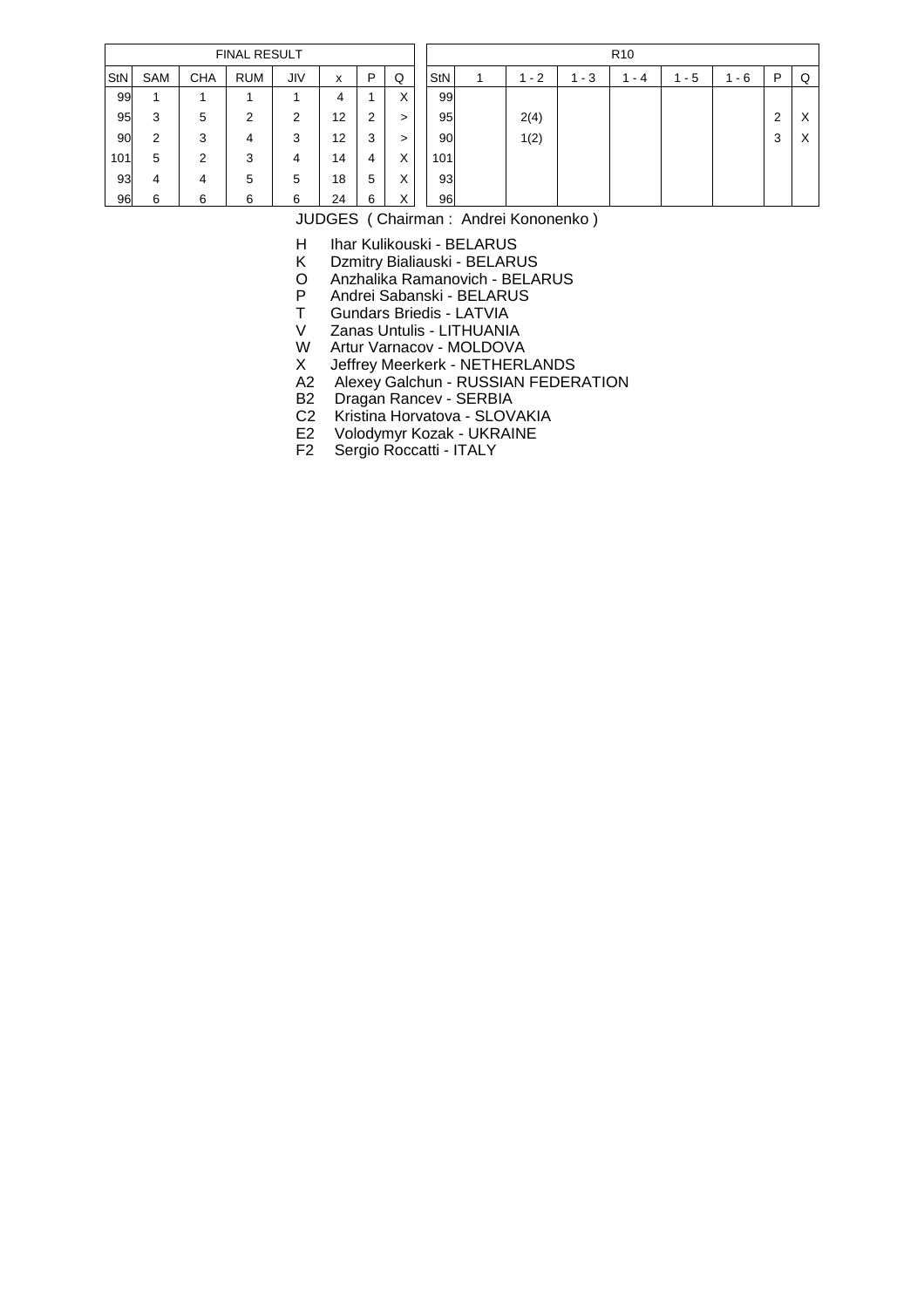| FINAL RESULT | | | | | | | |
|---|---|---|---|---|---|---|---|
| StN | SAM | CHA | RUM | JIV | x | P | Q |
| 99 | 1 | 1 | 1 | 1 | 4 | 1 | X |
| 95 | 3 | 5 | 2 | 2 | 12 | 2 | > |
| 90 | 2 | 3 | 4 | 3 | 12 | 3 | > |
| 101 | 5 | 2 | 3 | 4 | 14 | 4 | X |
| 93 | 4 | 4 | 5 | 5 | 18 | 5 | X |
| 96 | 6 | 6 | 6 | 6 | 24 | 6 | X |

| R10 | | | | | | | | |
|---|---|---|---|---|---|---|---|---|
| StN | 1 | 1 - 2 | 1 - 3 | 1 - 4 | 1 - 5 | 1 - 6 | P | Q |
| 99 | | | | | | | | |
| 95 | | 2(4) | | | | | 2 | X |
| 90 | | 1(2) | | | | | 3 | X |
| 101 | | | | | | | | |
| 93 | | | | | | | | |
| 96 | | | | | | | | |

JUDGES ( Chairman : Andrei Kononenko )

- H Ihar Kulikouski - BELARUS
- K Dzmitry Bialiauski - BELARUS
- O Anzhalika Ramanovich - BELARUS
- P Andrei Sabanski - BELARUS
- T Gundars Briedis - LATVIA
- V Zanas Untulis - LITHUANIA
- W Artur Varnacov - MOLDOVA
- X Jeffrey Meerkerk - NETHERLANDS
- A2 Alexey Galchun - RUSSIAN FEDERATION
- B2 Dragan Rancev - SERBIA
- C2 Kristina Horvatova - SLOVAKIA
- E2 Volodymyr Kozak - UKRAINE
- F2 Sergio Roccatti - ITALY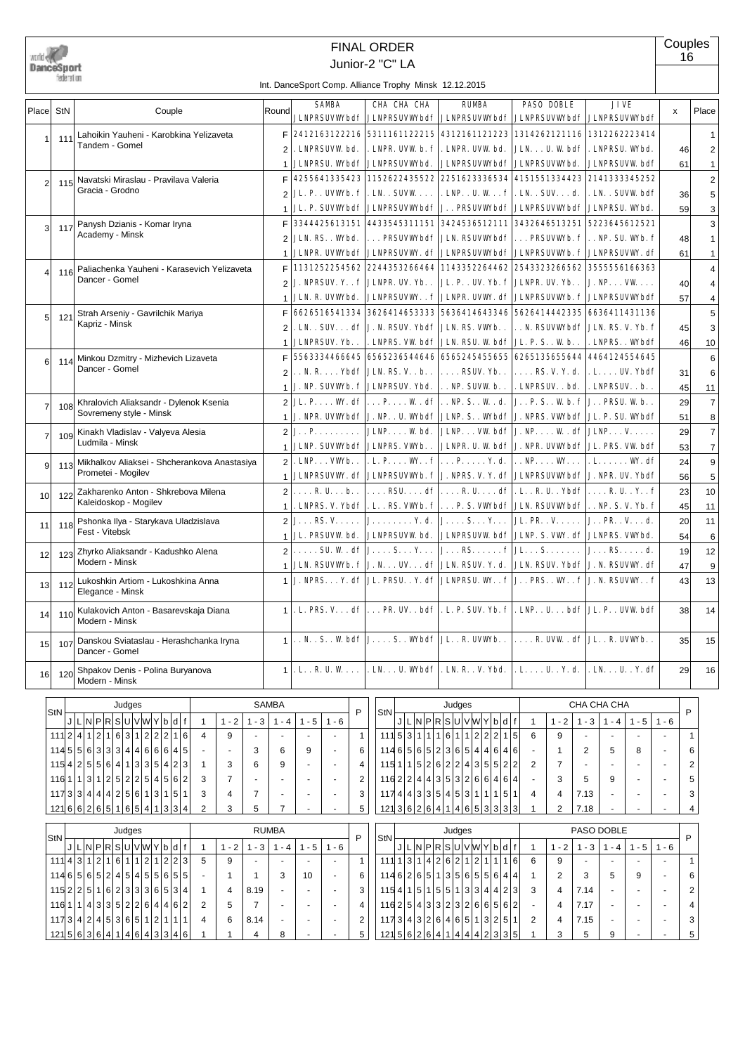# FINAL ORDER

## Junior-2 "C" LA

Couples 16

Int. DanceSport Comp. Alliance Trophy Minsk 12.12.2015

| Place | StN | Couple | Round | SAMBA JLNPRSUVWYbdf | CHA CHA CHA JLNPRSUVWYbdf | RUMBA JLNPRSUVWYbdf | PASO DOBLE JLNPRSUVWYbdf | JIVE JLNPRSUVWYbdf | x | Place |
|---|---|---|---|---|---|---|---|---|---|---|
| 1 | 111 | Lahoikin Yauheni - Karobkina Yelizaveta Tandem - Gomel | F | 2412163122216 | 5311161122215 | 4312161121223 | 1314262121116 | 1312262223414 | | 1 |
| | | | 2 | .LNPRSUVW.bd. | .LNPR.UVW.b.f | .LNPR.UVW.bd. | JLN...U.W.bdf | .LNPRSU.WYbd. | 46 | 2 |
| | | | 1 | JLNPRSU.WYbdf | JLNPRSUVWYbd. | JLNPRSUVWYbdf | JLNPRSUVWYbd. | JLNPRSUVW.bdf | 61 | 1 |
| 2 | 115 | Navatski Miraslau - Pravilava Valeria Gracia - Grodno | F | 4255641335423 | 1152622435522 | 2251623336534 | 4151551334423 | 2141333345252 | | 2 |
| | | | 2 | JL.P..UVWYb.f | .LN..SUVW.... | .LNP..U.W...f | .LN..SUV...d. | .LN..SUVW.bdf | 36 | 5 |
| | | | 1 | JL.P.SUVWYbdf | JLNPRSUVWYbdf | J..PRSUVWYbdf | JLNPRSUVWYbdf | JLNPRSU.WYbd. | 59 | 3 |
| 3 | 117 | Panysh Dzianis - Komar Iryna Academy - Minsk | F | 3344425613151 | 4433545311151 | 3424536512111 | 3432646513251 | 5223645612521 | | 3 |
| | | | 2 | JLN.RS..WYbd. | ...PRSUVWYbdf | JLN.RSUVWYbdf | ...PRSUVWYb.f | ..NP.SU.WYb.f | 48 | 1 |
| | | | 1 | JLNPR.UVWYbdf | JLNPRSUVWY.df | JLNPRSUVWYbdf | JLNPRSUVWYb.f | JLNPRSUVWY.df | 61 | 1 |
| 4 | 116 | Paliachenka Yauheni - Karasevich Yelizaveta Dancer - Gomel | F | 1131252254562 | 2244353266464 | 1143352264462 | 2543323266562 | 3555556166363 | | 4 |
| | | | 2 | J.NPRSUV.Y..f | JLNPR.UV.Yb.. | JL.P..UV.Yb.f | JLNPR.UV.Yb.. | J.NP...VW.... | 40 | 4 |
| | | | 1 | JLN.R.UVWYbd. | JLNPRSUVWY..f | JLNPR.UVWY.df | JLNPRSUVWYb.f | JLNPRSUVWYbdf | 57 | 4 |
| 5 | 121 | Strah Arseniy - Gavrilchik Mariya Kapriz - Minsk | F | 6626516541334 | 3626414653333 | 5636414643346 | 5626414442335 | 6636411431136 | | 5 |
| | | | 2 | .LN..SUV...df | J.N.RSUV.Ybdf | JLN.RS.VWYb.. | ..N.RSUVWYbdf | JLN.RS.V.Yb.f | 45 | 3 |
| | | | 1 | JLNPRSUV.Yb.. | JLNPRS.VW.bdf | JLN.RSU.W.bdf | JL.P.S..W.b.. | .LNPRS..WYbdf | 46 | 10 |
| 6 | 114 | Minkou Dzmitry - Mizhevich Lizaveta Dancer - Gomel | F | 5563334466645 | 6565236544646 | 6565245455655 | 6265135655644 | 4464124554645 | | 6 |
| | | | 2 | ..N.R....Ybdf | JLN.RS.V..b.. | ....RSUV.Yb.. | ....RS.V.Y.d. | .L....UV.Ybdf | 31 | 6 |
| | | | 1 | J.NP.SUVWYb.f | JLNPRSUV.Ybd. | ..NP.SUVW.b.. | .LNPRSUV..bd. | .LNPRSUV..b.. | 45 | 11 |
| 7 | 108 | Khralovich Aliaksandr - Dylenok Ksenia Sovremeny style - Minsk | 2 | JL.P....WY.df | ...P....W..df | ..NP.S..W..d. | J..P.S..W.b.f | J..PRSU.W.b.. | 29 | 7 |
| | | | 1 | J.NPR.UVWYbdf | J.NP..U.WYbdf | JLNP.S..WYbdf | JLNPR.S.VWYbdf | JL.P.SU.WYbdf | 51 | 8 |
| 7 | 109 | Kinakh Vladislav - Valyeva Alesia Ludmila - Minsk | 2 | J..P......... | JLNP....W.bd. | JLNP...VW.bdf | J.NP....W..df | JLNP...V..... | 29 | 7 |
| | | | 1 | JLNP.SUVWYbdf | JLNPRS.VWYb.. | JLNPR.U.W.bdf | J.NPR.UVWYbdf | JL.PRS.VW.bdf | 53 | 7 |
| 9 | 113 | Mikhalkov Aliaksei - Shcherankova Anastasiya Prometei - Mogilev | 2 | .LNP...VWYb.. | .L.P....WY..f | ...P.....Y.d. | ..NP....WY... | .L......WY.df | 24 | 9 |
| | | | 1 | JLNPRSUVWY.df | JLNPRSUVWYb.f | J.NPRS.V.Y.df | JLNPRSUVWYbdf | J.NPR.UV.Ybdf | 56 | 5 |
| 10 | 122 | Zakharenko Anton - Shkrebova Milena Kaleidoskop - Mogilev | 2 | ....R.U...b.. | ....RSU....df | ....R.U....df | .L..R.U..Ybdf | ....R.U..Y..f | 23 | 10 |
| | | | 1 | .LNPRS.V.Ybdf | .L..RS.VWYb.f | ...P.S.VWYbdf | JLN.RSUVWYbdf | ..NP.S.V.Yb.f | 45 | 11 |
| 11 | 118 | Pshonka Ilya - Starykava Uladzislava Fest - Vitebsk | 2 | J....RS.V.... | J.........Y.d. | J....S...Y... | JL.PR..V..... | J..PR..V...d. | 20 | 11 |
| | | | 1 | JL.PRSUVW.bd. | JLNPRSUVW.bdf | JLNPRSUVW.bdf | JLNP.S.VWY.df | JLNPRS.VWYbd. | 54 | 6 |
| 12 | 123 | Zhyrko Aliaksandr - Kadushko Alena Modern - Minsk | 2 | .....SU.W..df | J....S...Y... | J...RS......f | JL...S....... | J...RS.....d. | 19 | 12 |
| | | | 1 | JLN.RSUVWYb.f | J.N...UV...df | JLN.RSUV.Y.d. | JLN.RSUV.Ybdf | J.N.RSUVWY.df | 47 | 9 |
| 13 | 112 | Lukoshkin Artiom - Lukoshkina Anna Elegance - Minsk | 1 | J.NPRS...Y.df | JL.PRSU..Y.df | JLNPRSU.WY..f | J..PRS..WY..f | J.N.RSUVWY..f | 43 | 13 |
| 14 | 110 | Kulakovich Anton - Basarevskaja Diana Modern - Minsk | 1 | .L.PRS.V...df | ...PR.UV..bdf | .L.P.SUV.Yb.f | .LNP..U...bdf | JL.P...UVW.bdf | 38 | 14 |
| 15 | 107 | Danskou Sviataslau - Herashchanka Iryna Dancer - Gomel | 1 | ..N..S..W.bdf | J....S..WYbdf | JL..R.UVWYb.. | ....R.UVW..df | JL..R.UVWYb.. | 35 | 15 |
| 16 | 120 | Shpakov Denis - Polina Buryanova Modern - Minsk | 1 | .L..R.U.W.... | .LN...U.WYbdf | .LN.R..V.Ybd. | .L....U..Y.d. | .LN....U..Y.df | 29 | 16 |

| StN | J | L | N | P | R | S | U | V | W | Y | b | d | f | SAMBA 1 | 1-2 | 1-3 | 1-4 | 1-5 | 1-6 | P |
|---|---|---|---|---|---|---|---|---|---|---|---|---|---|---|---|---|---|---|---|---|
| 111 | 2 | 4 | 1 | 2 | 1 | 6 | 3 | 1 | 2 | 2 | 2 | 1 | 6 | 4 | 9 | - | - | - | - | 1 |
| 114 | 5 | 5 | 6 | 3 | 3 | 3 | 4 | 4 | 6 | 6 | 6 | 4 | 5 | - | - | 3 | 6 | 9 | - | 6 |
| 115 | 4 | 2 | 5 | 5 | 6 | 4 | 1 | 3 | 3 | 5 | 4 | 2 | 3 | 1 | 3 | 6 | 9 | - | - | 4 |
| 116 | 1 | 1 | 3 | 1 | 2 | 5 | 2 | 2 | 5 | 4 | 5 | 6 | 2 | 3 | 7 | - | - | - | - | 2 |
| 117 | 3 | 3 | 4 | 4 | 4 | 2 | 5 | 6 | 1 | 3 | 1 | 5 | 1 | 3 | 4 | 7 | - | - | - | 3 |
| 121 | 6 | 6 | 2 | 6 | 5 | 1 | 6 | 5 | 4 | 1 | 3 | 3 | 4 | 2 | 3 | 5 | 7 | - | - | 5 |

| StN | J | L | N | P | R | S | U | V | W | Y | b | d | f | CHA CHA CHA 1 | 1-2 | 1-3 | 1-4 | 1-5 | 1-6 | P |
|---|---|---|---|---|---|---|---|---|---|---|---|---|---|---|---|---|---|---|---|---|
| 111 | 5 | 3 | 1 | 1 | 1 | 6 | 1 | 1 | 2 | 2 | 2 | 1 | 5 | 6 | 9 | - | - | - | - | 1 |
| 114 | 6 | 5 | 6 | 5 | 2 | 3 | 6 | 5 | 4 | 4 | 6 | 4 | 6 | - | 1 | 2 | 5 | 8 | - | 6 |
| 115 | 1 | 1 | 5 | 2 | 6 | 2 | 2 | 4 | 3 | 5 | 5 | 2 | 2 | 2 | 7 | - | - | - | - | 2 |
| 116 | 2 | 2 | 4 | 4 | 3 | 5 | 3 | 2 | 6 | 6 | 4 | 6 | 4 | - | 3 | 5 | 9 | - | - | 5 |
| 117 | 4 | 4 | 3 | 3 | 5 | 4 | 5 | 3 | 1 | 1 | 1 | 5 | 1 | 4 | 4 | 7.13 | - | - | - | 3 |
| 121 | 3 | 6 | 2 | 6 | 4 | 1 | 4 | 6 | 5 | 3 | 3 | 3 | 3 | 1 | 2 | 7.18 | - | - | - | 4 |

| StN | J | L | N | P | R | S | U | V | W | Y | b | d | f | RUMBA 1 | 1-2 | 1-3 | 1-4 | 1-5 | 1-6 | P |
|---|---|---|---|---|---|---|---|---|---|---|---|---|---|---|---|---|---|---|---|---|
| 111 | 4 | 3 | 1 | 2 | 1 | 6 | 1 | 1 | 2 | 1 | 2 | 2 | 3 | 5 | 9 | - | - | - | - | 1 |
| 114 | 6 | 5 | 6 | 5 | 2 | 4 | 5 | 4 | 5 | 5 | 6 | 5 | 5 | - | 1 | 1 | 3 | 10 | - | 6 |
| 115 | 2 | 2 | 5 | 1 | 6 | 2 | 3 | 3 | 3 | 6 | 5 | 3 | 4 | 1 | 4 | 8.19 | - | - | - | 3 |
| 116 | 1 | 1 | 4 | 3 | 3 | 5 | 2 | 2 | 6 | 4 | 4 | 6 | 2 | 2 | 5 | 7 | - | - | - | 4 |
| 117 | 3 | 4 | 2 | 4 | 5 | 3 | 6 | 5 | 1 | 2 | 1 | 1 | 1 | 4 | 6 | 8.14 | - | - | - | 2 |
| 121 | 5 | 6 | 3 | 6 | 4 | 1 | 4 | 6 | 4 | 3 | 3 | 4 | 6 | 1 | 1 | 4 | 8 | - | - | 5 |

| StN | J | L | N | P | R | S | U | V | W | Y | b | d | f | PASO DOBLE 1 | 1-2 | 1-3 | 1-4 | 1-5 | 1-6 | P |
|---|---|---|---|---|---|---|---|---|---|---|---|---|---|---|---|---|---|---|---|---|
| 111 | 1 | 3 | 1 | 4 | 2 | 6 | 2 | 1 | 2 | 1 | 1 | 1 | 6 | 6 | 9 | - | - | - | - | 1 |
| 114 | 6 | 2 | 6 | 5 | 1 | 3 | 5 | 6 | 5 | 5 | 6 | 4 | 4 | 1 | 2 | 3 | 5 | 9 | - | 6 |
| 115 | 4 | 1 | 5 | 1 | 5 | 5 | 1 | 3 | 3 | 4 | 4 | 2 | 3 | 3 | 4 | 7.14 | - | - | - | 2 |
| 116 | 2 | 5 | 4 | 3 | 3 | 2 | 3 | 2 | 6 | 6 | 5 | 6 | 2 | - | 4 | 7.17 | - | - | - | 4 |
| 117 | 3 | 4 | 3 | 2 | 6 | 4 | 6 | 5 | 1 | 3 | 2 | 5 | 1 | 2 | 4 | 7.15 | - | - | - | 3 |
| 121 | 5 | 6 | 2 | 6 | 4 | 1 | 4 | 4 | 4 | 2 | 3 | 3 | 5 | 1 | 3 | 5 | 9 | - | - | 5 |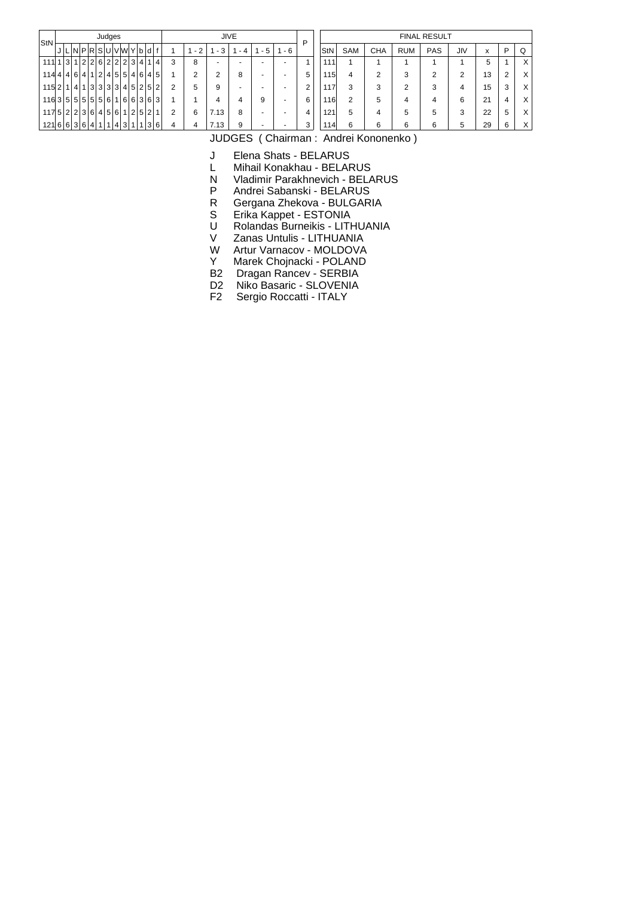| StN | Judges | | | | | | | | | | | | | JIVE | | | | | | P |
|---|---|---|---|---|---|---|---|---|---|---|---|---|---|---|---|---|---|---|---|---|
| | J | L | N | P | R | S | U | V | W | Y | b | d | f | 1 | 1 - 2 | 1 - 3 | 1 - 4 | 1 - 5 | 1 - 6 | |
| 111 | 1 | 3 | 1 | 2 | 2 | 6 | 2 | 2 | 2 | 3 | 4 | 1 | 4 | 3 | 8 | - | - | - | - | 1 |
| 114 | 4 | 4 | 6 | 4 | 1 | 2 | 4 | 5 | 5 | 4 | 6 | 4 | 5 | 1 | 2 | 2 | 8 | - | - | 5 |
| 115 | 2 | 1 | 4 | 1 | 3 | 3 | 3 | 3 | 4 | 5 | 2 | 5 | 2 | 2 | 5 | 9 | - | - | - | 2 |
| 116 | 3 | 5 | 5 | 5 | 5 | 5 | 6 | 1 | 6 | 6 | 3 | 6 | 3 | 1 | 1 | 4 | 4 | 9 | - | 6 |
| 117 | 5 | 2 | 2 | 3 | 6 | 4 | 5 | 6 | 1 | 2 | 5 | 2 | 1 | 2 | 6 | 7.13 | 8 | - | - | 4 |
| 121 | 6 | 6 | 3 | 6 | 4 | 1 | 1 | 4 | 3 | 1 | 1 | 3 | 6 | 4 | 4 | 7.13 | 9 | - | - | 3 |

| FINAL RESULT | | | | | | | | |
|---|---|---|---|---|---|---|---|---|
| StN | SAM | CHA | RUM | PAS | JIV | x | P | Q |
| 111 | 1 | 1 | 1 | 1 | 1 | 5 | 1 | X |
| 115 | 4 | 2 | 3 | 2 | 2 | 13 | 2 | X |
| 117 | 3 | 3 | 2 | 3 | 4 | 15 | 3 | X |
| 116 | 2 | 5 | 4 | 4 | 6 | 21 | 4 | X |
| 121 | 5 | 4 | 5 | 5 | 3 | 22 | 5 | X |
| 114 | 6 | 6 | 6 | 6 | 5 | 29 | 6 | X |

JUDGES ( Chairman : Andrei Kononenko )

- J Elena Shats - BELARUS
- L Mihail Konakhau - BELARUS
- N Vladimir Parakhnevich - BELARUS
- P Andrei Sabanski - BELARUS
- R Gergana Zhekova - BULGARIA
- S Erika Kappet - ESTONIA
- U Rolandas Burneikis - LITHUANIA
- V Zanas Untulis - LITHUANIA
- W Artur Varnacov - MOLDOVA
- Y Marek Chojnacki - POLAND
- B2 Dragan Rancev - SERBIA
- D2 Niko Basaric - SLOVENIA
- F2 Sergio Roccatti - ITALY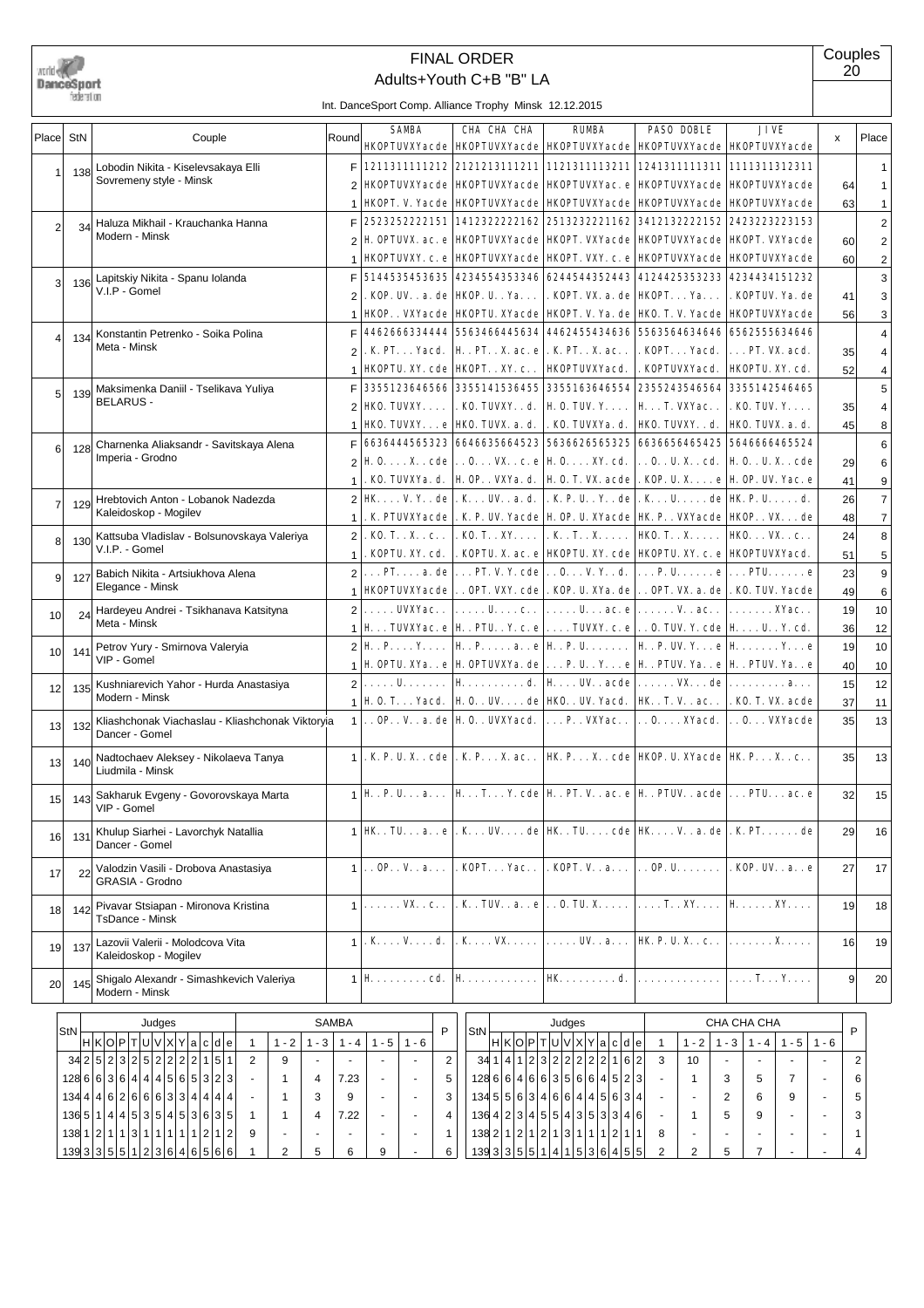# FINAL ORDER

## Adults+Youth C+B "B" LA

Couples 20

Int. DanceSport Comp. Alliance Trophy Minsk 12.12.2015

| Place | StN | Couple | Round | SAMBA HKOPTUVXYacde | CHA CHA CHA HKOPTUVXYacde | RUMBA HKOPTUVXYacde | PASO DOBLE HKOPTUVXYacde | JIVE HKOPTUVXYacde | x | Place |
|---|---|---|---|---|---|---|---|---|---|---|
| 1 | 138 | Lobodin Nikita - Kiselevsakaya Elli, Sovremeny style - Minsk | F | 1211311111212 | 2121213111211 | 1121311113211 | 1241311111311 | 1111311312311 | | 1 |
| | | | 2 | HKOPTUVXYacde | HKOPTUVXYacde | HKOPTUVXYac.e | HKOPTUVXYacde | HKOPTUVXYacde | 64 | 1 |
| | | | 1 | HKOPT.V.Yacde | HKOPTUVXYacde | HKOPTUVXYacde | HKOPTUVXYacde | HKOPTUVXYacde | 63 | 1 |
| 2 | 34 | Haluza Mikhail - Krauchanka Hanna, Modern - Minsk | F | 2523252222151 | 1412322222162 | 2513232221162 | 3412132222152 | 2423223223153 | | 2 |
| | | | 2 | H.OPTUVX.ac.e | HKOPTUVXYacde | HKOPT.VXYacde | HKOPTUVXYacde | HKOPT.VXYacde | 60 | 2 |
| | | | 1 | HKOPTUVXY.c.e | HKOPTUVXYacde | HKOPT.VXY.c.e | HKOPTUVXYacde | HKOPTUVXYacde | 60 | 2 |
| 3 | 136 | Lapitskiy Nikita - Spanu Iolanda, V.I.P - Gomel | F | 5144535453635 | 4234554353346 | 6244544352443 | 4124425353233 | 4234434151232 | | 3 |
| | | | 2 | .KOP.UV..a.de | HKOP.U..Ya... | .KOPT.VX.a.de | HKOPT...Ya... | .KOPTUV.Ya.de | 41 | 3 |
| | | | 1 | HKOP..VXYacde | HKOPTU.XYacde | HKOPT.V.Ya.de | HKO.T.V.Yacde | HKOPTUVXYacde | 56 | 3 |
| 4 | 134 | Konstantin Petrenko - Soika Polina, Meta - Minsk | F | 4462666334444 | 5563466445634 | 4462455434636 | 5563564634646 | 6562555634646 | | 4 |
| | | | 2 | .K.PT...Yacd. | H..PT..X.ac.e | .K.PT..X.ac.. | .KOPT...Yacd. | ...PT.VX.acd. | 35 | 4 |
| | | | 1 | HKOPTU.XY.cde | HKOPT..XY.c.. | HKOPTUVXYacd. | .KOPTUVXYacd. | HKOPTU.XY.cd. | 52 | 4 |
| 5 | 139 | Maksimenka Daniil - Tselikava Yuliya, BELARUS - | F | 3355123646566 | 3355141536455 | 3355163646554 | 2355243546564 | 3355142546465 | | 5 |
| | | | 2 | HKO.TUVXY.... | .KO.TUVXY..d. | H.O.TUV.Y.... | H...T.VXYac.. | .KO.TUV.Y.... | 35 | 4 |
| | | | 1 | HKO.TUVXY...e | HKO.TUVX.a.d. | .KO.TUVXYa.d. | HKO.TUVXY..d. | HKO.TUVX.a.d. | 45 | 8 |
| 6 | 128 | Charnenka Aliaksandr - Savitskaya Alena, Imperia - Grodno | F | 6636444565323 | 6646635664523 | 5636626535625 | 6636656465425 | 5646666465524 | | 6 |
| | | | 2 | H.O....X..cde | ..O...VX..c.e | H.O....XY.cd. | ..O..U.X..cd. | H.O..U.X..cde | 29 | 6 |
| | | | 1 | .KO.TUVXYa.d. | H.OP..VXYa.d. | H.O.T.VX.acde | .KOP.U.X....e | H.OP.UV.Yac.e | 41 | 9 |
| 7 | 129 | Hrebtovich Anton - Lobanok Nadezda, Kaleidoskop - Mogilev | 2 | HK....V.Y..de | .K...UV..a.d. | .K.P.U..Y..de | .K...U.....de | HK.P.U.....d. | 26 | 7 |
| | | | 1 | .K.PTUVXYacde | .K.P.UV.Yacde | H.OP.U.XYacde | HK.P..VXYacde | HKOP..VX...de | 48 | 7 |
| 8 | 130 | Kattsuba Vladislav - Bolsunovskaya Valeriya, V.I.P. - Gomel | 2 | .KO.T..X..c.. | .KO.T..XY.... | .K..T..X..... | HKO.T..X..... | HKO...VX..c.. | 24 | 8 |
| | | | 1 | .KOPTU.XY.cd. | .KOPTU.X.ac.e | HKOPTU.XY.cde | HKOPTU.XY.c.e | HKOPTUVXYacd. | 51 | 5 |
| 9 | 127 | Babich Nikita - Artsiukhova Alena, Elegance - Minsk | 2 | ...PT....a.de | ...PT.V.Y.cde | ..O...V.Y..d. | ...P.U......e | ...PTU......e | 23 | 9 |
| | | | 1 | HKOPTUVXYacde | ..OPT.VXY.cde | .KOP.U.XYa.de | ..OPT.VX.a.de | .KO.TUV.Yacde | 49 | 6 |
| 10 | 24 | Hardeyeu Andrei - Tsikhanava Katsityna, Meta - Minsk | 2 | .....UVXYac.. | .....U....c.. | .....U...ac.e | ......V..ac.. | .......XYac.. | 19 | 10 |
| | | | 1 | H...TUVXYac.e | H..PTU..Y.c.e | ....TUVXY.c.e | ..O.TUV.Y.cde | H....U..Y.cd. | 36 | 12 |
| 10 | 141 | Petrov Yury - Smirnova Valeryia, VIP - Gomel | 2 | H..P....Y.... | H..P.....a..e | H..P.U....... | H..P.UV.Y...e | H.......Y...e | 19 | 10 |
| | | | 1 | H.OPTU.XYa..e | H.OPTUVXYa.de | ...P.U..Y...e | H..PTUV.Ya..e | H..PTUV.Ya..e | 40 | 10 |
| 12 | 135 | Kushniarevich Yahor - Hurda Anastasiya, Modern - Minsk | 2 | .....U....... | H.........d. | H....UV..acde | ......VX...de | .........a... | 15 | 12 |
| | | | 1 | H.O.T...Yacd. | H.O..UV....de | HKO..UV.Yacd. | HK..T.V..ac.. | .KO.T.VX.acde | 37 | 11 |
| 13 | 132 | Kliashchonak Viachaslau - Kliashchonak Viktoryia, Dancer - Gomel | 1 | ..OP..V..a.de | H.O..UVXYacd. | ...P..VXYac.. | ..O.....XYacd. | ..O...VXYacde | 35 | 13 |
| 13 | 140 | Nadtochaev Aleksey - Nikolaeva Tanya, Liudmila - Minsk | 1 | .K.P.U.X..cde | .K.P....X.ac.. | HK.P....X..cde | HKOP.U.XYacde | HK.P....X..c.. | 35 | 13 |
| 15 | 143 | Sakharuk Evgeny - Govorovskaya Marta, VIP - Gomel | 1 | H..P.U....a... | H....T....Y.cde | H..PT.V..ac.e | H..PTUV..acde | ...PTU....ac.e | 32 | 15 |
| 16 | 131 | Khulup Siarhei - Lavorchyk Natallia, Dancer - Gomel | 1 | HK..TU...a..e | .K...UV.....de | HK..TU.....cde | HK....V..a.de | .K.PT......de | 29 | 16 |
| 17 | 22 | Valodzin Vasili - Drobova Anastasiya, GRASIA - Grodno | 1 | ..OP..V...a... | .KOPT....Yac.. | .KOPT.V...a... | ..OP.U........ | .KOP.UV..a..e | 27 | 17 |
| 18 | 142 | Pivavar Stsiapan - Mironova Kristina, TsDance - Minsk | 1 | ......VX...c.. | .K..TUV..a..e | ..O.TU.X...... | ....T...XY.... | H.......XY.... | 19 | 18 |
| 19 | 137 | Lazovii Valerii - Molodcova Vita, Kaleidoskop - Mogilev | 1 | .K.....V.....d. | .K.....VX..... | ......UV...a... | HK.P.U.X..c.. | ........X..... | 16 | 19 |
| 20 | 145 | Shigalo Alexandr - Simashkevich Valeriya, Modern - Minsk | 1 | H.........cd. | H............ | HK.........d. | ............. | ....T...Y.... | 9 | 20 |

### SAMBA

| StN | H | K | O | P | T | U | V | X | Y | a | c | d | e | 1 | 1 - 2 | 1 - 3 | 1 - 4 | 1 - 5 | 1 - 6 | P |
|---|---|---|---|---|---|---|---|---|---|---|---|---|---|---|---|---|---|---|---|---|
| 34 | 2 | 5 | 2 | 3 | 2 | 5 | 2 | 2 | 2 | 2 | 1 | 5 | 1 | 2 | 9 | - | - | - | - | 2 |
| 128 | 6 | 6 | 3 | 6 | 4 | 4 | 5 | 6 | 5 | 3 | 2 | 3 | - | - | 1 | 4 | 7.23 | - | - | 5 |
| 134 | 4 | 4 | 6 | 2 | 6 | 6 | 6 | 3 | 3 | 4 | 4 | 4 | 4 | - | 1 | 3 | 9 | - | - | 3 |
| 136 | 5 | 1 | 4 | 4 | 5 | 3 | 5 | 4 | 5 | 3 | 6 | 3 | 5 | 1 | 1 | 4 | 7.22 | - | - | 4 |
| 138 | 1 | 2 | 1 | 1 | 3 | 1 | 1 | 1 | 1 | 1 | 2 | 1 | 2 | 9 | - | - | - | - | - | 1 |
| 139 | 3 | 3 | 5 | 5 | 1 | 2 | 3 | 6 | 4 | 6 | 5 | 6 | 6 | 1 | 2 | 5 | 6 | 9 | - | 6 |

### CHA CHA CHA

| StN | H | K | O | P | T | U | V | X | Y | a | c | d | e | 1 | 1 - 2 | 1 - 3 | 1 - 4 | 1 - 5 | 1 - 6 | P |
|---|---|---|---|---|---|---|---|---|---|---|---|---|---|---|---|---|---|---|---|---|
| 34 | 1 | 4 | 1 | 2 | 3 | 2 | 2 | 2 | 2 | 2 | 1 | 6 | 2 | 3 | 10 | - | - | - | - | 2 |
| 128 | 6 | 6 | 4 | 6 | 6 | 3 | 5 | 6 | 6 | 4 | 5 | 2 | 3 | - | 1 | 3 | 5 | 7 | - | 6 |
| 134 | 5 | 5 | 6 | 3 | 4 | 6 | 6 | 4 | 4 | 5 | 6 | 3 | 4 | - | - | 2 | 6 | 9 | - | 5 |
| 136 | 4 | 2 | 3 | 4 | 5 | 5 | 4 | 3 | 5 | 3 | 3 | 4 | 6 | - | 1 | 5 | 9 | - | - | 3 |
| 138 | 2 | 1 | 2 | 1 | 2 | 1 | 3 | 1 | 1 | 1 | 2 | 1 | 1 | 8 | - | - | - | - | - | 1 |
| 139 | 3 | 3 | 5 | 5 | 1 | 4 | 1 | 5 | 3 | 6 | 4 | 5 | 5 | 2 | 2 | 5 | 7 | - | - | 4 |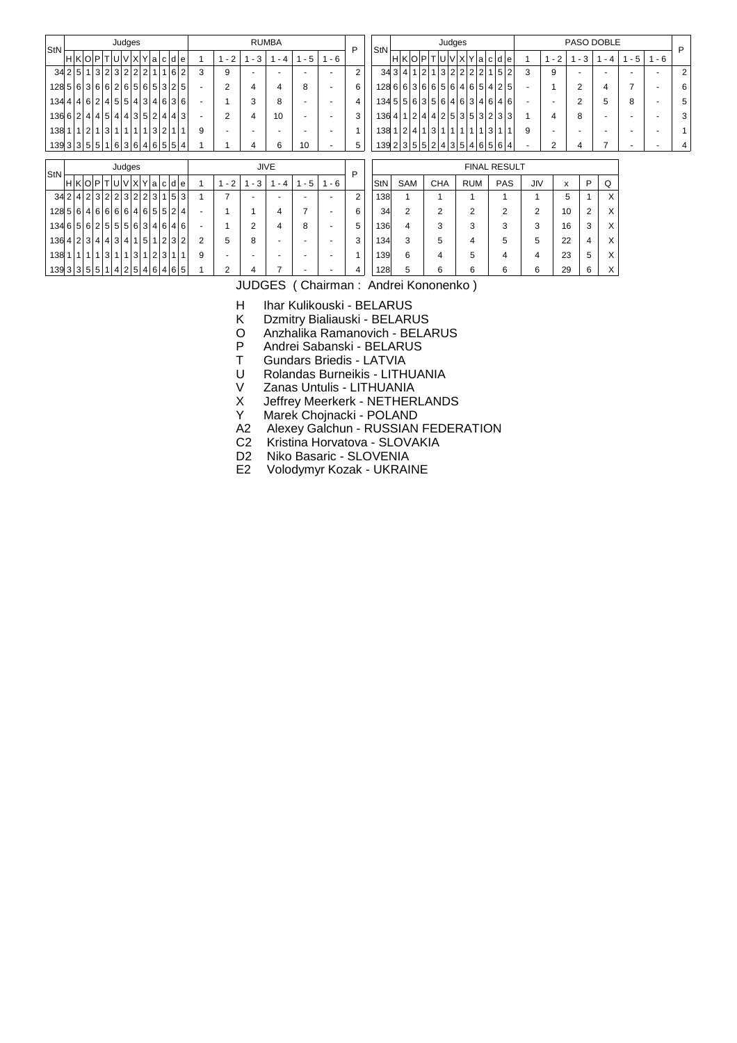| StN | H | K | O | P | T | U | V | X | Y | a | c | d | e | RUMBA 1 | 1 - 2 | 1 - 3 | 1 - 4 | 1 - 5 | 1 - 6 | P |
|---|---|---|---|---|---|---|---|---|---|---|---|---|---|---|---|---|---|---|---|---|
| 34 | 2 | 5 | 1 | 3 | 2 | 3 | 2 | 2 | 2 | 1 | 1 | 6 | 2 | 3 | 9 | - | - | - | - | 2 |
| 128 | 5 | 6 | 3 | 6 | 6 | 2 | 6 | 5 | 6 | 5 | 3 | 2 | 5 | - | 2 | 4 | 4 | 8 | - | 6 |
| 134 | 4 | 4 | 6 | 2 | 4 | 5 | 5 | 4 | 3 | 4 | 6 | 3 | 6 | - | 1 | 3 | 8 | - | - | 4 |
| 136 | 6 | 2 | 4 | 4 | 5 | 4 | 4 | 3 | 5 | 2 | 4 | 4 | 3 | - | 2 | 4 | 10 | - | - | 3 |
| 138 | 1 | 1 | 2 | 1 | 3 | 1 | 1 | 1 | 1 | 3 | 2 | 1 | 1 | 9 | - | - | - | - | - | 1 |
| 139 | 3 | 3 | 5 | 5 | 1 | 6 | 3 | 6 | 4 | 6 | 5 | 5 | 4 | 1 | 1 | 4 | 6 | 10 | - | 5 |

| StN | H | K | O | P | T | U | V | X | Y | a | c | d | e | PASO DOBLE 1 | 1 - 2 | 1 - 3 | 1 - 4 | 1 - 5 | 1 - 6 | P |
|---|---|---|---|---|---|---|---|---|---|---|---|---|---|---|---|---|---|---|---|---|
| 34 | 3 | 4 | 1 | 2 | 1 | 3 | 2 | 2 | 2 | 2 | 1 | 5 | 2 | 3 | 9 | - | - | - | - | 2 |
| 128 | 6 | 6 | 3 | 6 | 6 | 5 | 6 | 4 | 6 | 5 | 4 | 2 | 5 | - | 1 | 2 | 4 | 7 | - | 6 |
| 134 | 5 | 5 | 6 | 3 | 5 | 6 | 4 | 6 | 3 | 4 | 6 | 4 | 6 | - | - | 2 | 5 | 8 | - | 5 |
| 136 | 4 | 1 | 2 | 4 | 4 | 2 | 5 | 3 | 5 | 3 | 2 | 3 | 3 | 1 | 4 | 8 | - | - | - | 3 |
| 138 | 1 | 2 | 4 | 1 | 3 | 1 | 1 | 1 | 1 | 1 | 3 | 1 | 1 | 9 | - | - | - | - | - | 1 |
| 139 | 2 | 3 | 5 | 5 | 2 | 4 | 3 | 5 | 4 | 6 | 5 | 6 | 4 | - | 2 | 4 | 7 | - | - | 4 |

| StN | H | K | O | P | T | U | V | X | Y | a | c | d | e | JIVE 1 | 1 - 2 | 1 - 3 | 1 - 4 | 1 - 5 | 1 - 6 | P |
|---|---|---|---|---|---|---|---|---|---|---|---|---|---|---|---|---|---|---|---|---|
| 34 | 2 | 4 | 2 | 3 | 2 | 2 | 3 | 2 | 2 | 3 | 1 | 5 | 3 | 1 | 7 | - | - | - | - | 2 |
| 128 | 5 | 6 | 4 | 6 | 6 | 6 | 6 | 4 | 6 | 5 | 5 | 2 | 4 | - | 1 | 1 | 4 | 7 | - | 6 |
| 134 | 6 | 5 | 6 | 2 | 5 | 5 | 5 | 6 | 3 | 4 | 6 | 4 | 6 | - | 1 | 2 | 4 | 8 | - | 5 |
| 136 | 4 | 2 | 3 | 4 | 4 | 3 | 4 | 1 | 5 | 1 | 2 | 3 | 2 | 2 | 5 | 8 | - | - | - | 3 |
| 138 | 1 | 1 | 1 | 1 | 3 | 1 | 1 | 3 | 1 | 2 | 3 | 1 | 1 | 9 | - | - | - | - | - | 1 |
| 139 | 3 | 3 | 5 | 5 | 1 | 4 | 2 | 5 | 4 | 6 | 4 | 6 | 5 | 1 | 2 | 4 | 7 | - | - | 4 |

| FINAL RESULT | | | | | | | | |
|---|---|---|---|---|---|---|---|---|
| StN | SAM | CHA | RUM | PAS | JIV | x | P | Q |
| 138 | 1 | 1 | 1 | 1 | 1 | 5 | 1 | X |
| 34 | 2 | 2 | 2 | 2 | 2 | 10 | 2 | X |
| 136 | 4 | 3 | 3 | 3 | 3 | 16 | 3 | X |
| 134 | 3 | 5 | 4 | 5 | 5 | 22 | 4 | X |
| 139 | 6 | 4 | 5 | 4 | 4 | 23 | 5 | X |
| 128 | 5 | 6 | 6 | 6 | 6 | 29 | 6 | X |

JUDGES ( Chairman : Andrei Kononenko )

- H Ihar Kulikouski - BELARUS
- K Dzmitry Bialiauski - BELARUS
- O Anzhalika Ramanovich - BELARUS
- P Andrei Sabanski - BELARUS
- T Gundars Briedis - LATVIA
- U Rolandas Burneikis - LITHUANIA
- V Zanas Untulis - LITHUANIA
- X Jeffrey Meerkerk - NETHERLANDS
- Y Marek Chojnacki - POLAND
- A2 Alexey Galchun - RUSSIAN FEDERATION
- C2 Kristina Horvatova - SLOVAKIA
- D2 Niko Basaric - SLOVENIA
- E2 Volodymyr Kozak - UKRAINE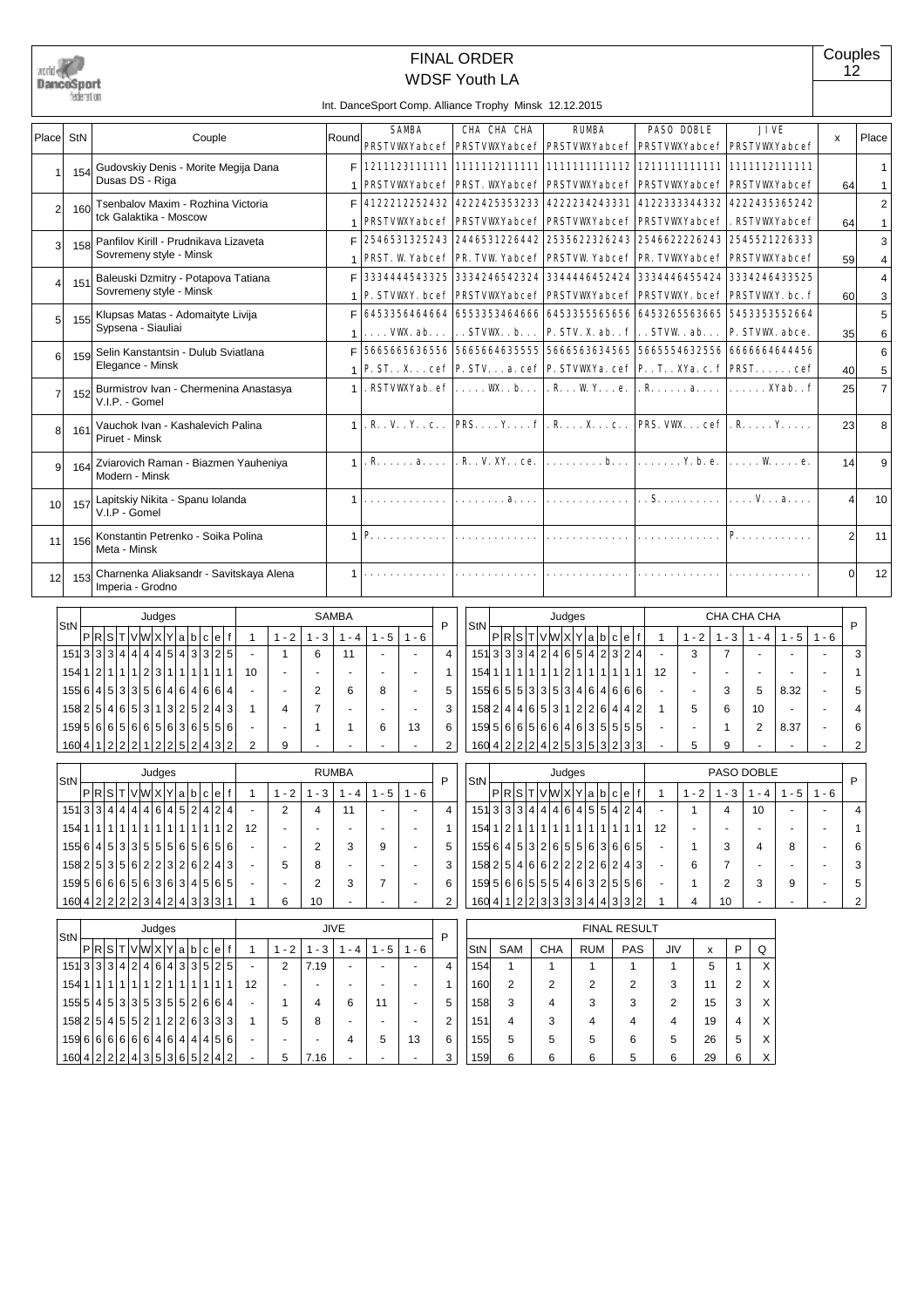# FINAL ORDER

## WDSF Youth LA

Couples 12

Int. DanceSport Comp. Alliance Trophy Minsk 12.12.2015

| Place | StN | Couple | Round | SAMBA PRSTVWXYabcef | CHA CHA CHA PRSTVWXYabcef | RUMBA PRSTVWXYabcef | PASO DOBLE PRSTVWXYabcef | JIVE PRSTVWXYabcef | x | Place |
|---|---|---|---|---|---|---|---|---|---|---|
| 1 | 154 | Gudovskiy Denis - Morite Megija Dana Dusas DS - Riga | F | 1211123111111 | 1111112111111 | 1111111111112 | 1211111111111 | 1111112111111 | | 1 |
| | | | 1 | PRSTVWXYabcef | PRST. WXYabcef | PRSTVWXYabcef | PRSTVWXYabcef | PRSTVWXYabcef | 64 | 1 |
| 2 | 160 | Tsenbalov Maxim - Rozhina Victoria tck Galaktika - Moscow | F | 4122212252432 | 4222425353233 | 4222234243331 | 4122333344332 | 4222435365242 | | 2 |
| | | | 1 | PRSTVWXYabcef | PRSTVWXYabcef | PRSTVWXYabcef | PRSTVWXYabcef | . RSTVWXYabcef | 64 | 1 |
| 3 | 158 | Panfilov Kirill - Prudnikava Lizaveta Sovremeny style - Minsk | F | 2546531325243 | 2446531226442 | 2535622326243 | 2546622226243 | 2545521226333 | | 3 |
| | | | 1 | PRST. W. Yabcef | PR. TVW. Yabcef | PRSTVW. Yabcef | PR. TVWXYabcef | PRSTVWXYabcef | 59 | 4 |
| 4 | 151 | Baleuski Dzmitry - Potapova Tatiana Sovremeny style - Minsk | F | 3334444543325 | 3334246542324 | 3344446452424 | 3334446455424 | 3334246433525 | | 4 |
| | | | 1 | P. STVWXY. bcef | PRSTVWXYabcef | PRSTVWXYabcef | PRSTVWXY. bcef | PRSTVWXY. bc. f | 60 | 3 |
| 5 | 155 | Klupsas Matas - Adomaityte Livija Sypsena - Siauliai | F | 6453356464664 | 6553353464666 | 6453355565656 | 6453265563665 | 5453353552664 | | 5 |
| | | | 1 | . . . . VWX. ab. . . | . . STVWX. . b. . . | P. STV. X. ab. . f | . . STVW. . ab. . . | P. STVWX. abce. | 35 | 6 |
| 6 | 159 | Selin Kanstantsin - Dulub Sviatlana Elegance - Minsk | F | 5665665636556 | 5665664635555 | 5666563634565 | 5665554632556 | 6666664644456 | | 6 |
| | | | 1 | P. ST. . X. . . cef | P. STV. . . a. cef | P. STVWX. a. cef | P. . T. . XYa. c. f | PRST. . . . . . cef | 40 | 5 |
| 7 | 152 | Burmistrov Ivan - Chermenina Anastasya V.I.P. - Gomel | 1 | . RSTVWXYab. ef | . . . . . WX. . b. . . | . R. . . W. Y. . . e. | . R. . . . . . a. . . . | . . . . . . XYab. . f | 25 | 7 |
| 8 | 161 | Vauchok Ivan - Kashalevich Palina Piruet - Minsk | 1 | . R. . V. . Y. . c. . | PRS. . . . Y. . . . f | . R. . . . X. . . c. . | PRS. VWX. . . cef | . R. . . . . Y. . . . . | 23 | 8 |
| 9 | 164 | Zviarovich Raman - Biazmen Yauheniya Modern - Minsk | 1 | . R. . . . . . a. . . . | . R. . V. XY. . ce. | . . . . . . . . . b. . . | . . . . . . . Y. b. e. | . . . . . W. . . . . e. | 14 | 9 |
| 10 | 157 | Lapitskiy Nikita - Spanu Iolanda V.I.P - Gomel | 1 | . . . . . . . . . . . . . | . . . . . . . . a. . . . | . . . . . . . . . . . . . | . . S. . . . . . . . . . | . . . . V. . . a. . . . | 4 | 10 |
| 11 | 156 | Konstantin Petrenko - Soika Polina Meta - Minsk | 1 | P. . . . . . . . . . . . | . . . . . . . . . . . . . | . . . . . . . . . . . . . | . . . . . . . . . . . . . | P. . . . . . . . . . . . | 2 | 11 |
| 12 | 153 | Charnenka Aliaksandr - Savitskaya Alena Imperia - Grodno | 1 | . . . . . . . . . . . . . | . . . . . . . . . . . . . | . . . . . . . . . . . . . | . . . . . . . . . . . . . | . . . . . . . . . . . . . | 0 | 12 |

### SAMBA

| StN | P | R | S | T | V | W | X | Y | a | b | c | e | f | 1 | 1 - 2 | 1 - 3 | 1 - 4 | 1 - 5 | 1 - 6 | P |
|---|---|---|---|---|---|---|---|---|---|---|---|---|---|---|---|---|---|---|---|---|
| 151 | 3 | 3 | 3 | 4 | 4 | 4 | 4 | 5 | 4 | 3 | 3 | 2 | 5 | - | 1 | 6 | 11 | - | - | 4 |
| 154 | 1 | 2 | 1 | 1 | 1 | 2 | 3 | 1 | 1 | 1 | 1 | 1 | 1 | 10 | - | - | - | - | - | 1 |
| 155 | 6 | 4 | 5 | 3 | 3 | 5 | 6 | 4 | 6 | 4 | 6 | 6 | 4 | - | - | 2 | 6 | 8 | - | 5 |
| 158 | 2 | 5 | 4 | 6 | 5 | 3 | 1 | 3 | 2 | 5 | 2 | 4 | 3 | 1 | 4 | 7 | - | - | - | 3 |
| 159 | 5 | 6 | 6 | 5 | 6 | 6 | 5 | 6 | 3 | 6 | 5 | 5 | 6 | - | - | 1 | 1 | 6 | 13 | 6 |
| 160 | 4 | 1 | 2 | 2 | 2 | 1 | 2 | 2 | 5 | 2 | 4 | 3 | 2 | 2 | 9 | - | - | - | - | 2 |

### CHA CHA CHA

| StN | P | R | S | T | V | W | X | Y | a | b | c | e | f | 1 | 1 - 2 | 1 - 3 | 1 - 4 | 1 - 5 | 1 - 6 | P |
|---|---|---|---|---|---|---|---|---|---|---|---|---|---|---|---|---|---|---|---|---|
| 151 | 3 | 3 | 3 | 4 | 2 | 4 | 6 | 5 | 4 | 2 | 3 | 2 | 4 | - | 3 | 7 | - | - | - | 3 |
| 154 | 1 | 1 | 1 | 1 | 1 | 1 | 2 | 1 | 1 | 1 | 1 | 1 | 1 | 12 | - | - | - | - | - | 1 |
| 155 | 6 | 5 | 5 | 3 | 3 | 5 | 3 | 4 | 6 | 4 | 6 | 6 | 6 | - | - | 3 | 5 | 8.32 | - | 5 |
| 158 | 2 | 4 | 4 | 6 | 5 | 3 | 1 | 2 | 2 | 6 | 4 | 4 | 2 | 1 | 5 | 6 | 10 | - | - | 4 |
| 159 | 5 | 6 | 6 | 5 | 6 | 6 | 4 | 6 | 3 | 5 | 5 | 5 | 5 | - | - | 1 | 2 | 8.37 | - | 6 |
| 160 | 4 | 2 | 2 | 2 | 4 | 2 | 5 | 3 | 5 | 3 | 2 | 3 | 3 | - | 5 | 9 | - | - | - | 2 |

### RUMBA

| StN | P | R | S | T | V | W | X | Y | a | b | c | e | f | 1 | 1 - 2 | 1 - 3 | 1 - 4 | 1 - 5 | 1 - 6 | P |
|---|---|---|---|---|---|---|---|---|---|---|---|---|---|---|---|---|---|---|---|---|
| 151 | 3 | 3 | 4 | 4 | 4 | 4 | 6 | 4 | 5 | 2 | 4 | 2 | 4 | - | 2 | 4 | 11 | - | - | 4 |
| 154 | 1 | 1 | 1 | 1 | 1 | 1 | 1 | 1 | 1 | 1 | 1 | 1 | 2 | 12 | - | - | - | - | - | 1 |
| 155 | 6 | 4 | 5 | 3 | 3 | 5 | 5 | 5 | 6 | 5 | 6 | 5 | 6 | - | - | 2 | 3 | 9 | - | 5 |
| 158 | 2 | 5 | 3 | 5 | 6 | 2 | 2 | 3 | 2 | 6 | 2 | 4 | 3 | - | 5 | 8 | - | - | - | 3 |
| 159 | 5 | 6 | 6 | 6 | 5 | 6 | 3 | 6 | 3 | 4 | 5 | 6 | 5 | - | - | 2 | 3 | 7 | - | 6 |
| 160 | 4 | 2 | 2 | 2 | 2 | 3 | 4 | 2 | 4 | 3 | 3 | 3 | 1 | 1 | 6 | 10 | - | - | - | 2 |

### PASO DOBLE

| StN | P | R | S | T | V | W | X | Y | a | b | c | e | f | 1 | 1 - 2 | 1 - 3 | 1 - 4 | 1 - 5 | 1 - 6 | P |
|---|---|---|---|---|---|---|---|---|---|---|---|---|---|---|---|---|---|---|---|---|
| 151 | 3 | 3 | 3 | 4 | 4 | 4 | 6 | 4 | 5 | 5 | 4 | 2 | 4 | - | 1 | 4 | 10 | - | - | 4 |
| 154 | 1 | 2 | 1 | 1 | 1 | 1 | 1 | 1 | 1 | 1 | 1 | 1 | 1 | 12 | - | - | - | - | - | 1 |
| 155 | 6 | 4 | 5 | 3 | 2 | 6 | 5 | 5 | 6 | 3 | 6 | 6 | 5 | - | 1 | 3 | 4 | 8 | - | 6 |
| 158 | 2 | 5 | 4 | 6 | 6 | 2 | 2 | 2 | 2 | 6 | 2 | 4 | 3 | - | 6 | 7 | - | - | - | 3 |
| 159 | 5 | 6 | 6 | 5 | 5 | 5 | 4 | 6 | 3 | 2 | 5 | 5 | 6 | - | 1 | 2 | 3 | 9 | - | 5 |
| 160 | 4 | 1 | 2 | 2 | 3 | 3 | 3 | 3 | 4 | 4 | 3 | 3 | 2 | 1 | 4 | 10 | - | - | - | 2 |

### JIVE

| StN | P | R | S | T | V | W | X | Y | a | b | c | e | f | 1 | 1 - 2 | 1 - 3 | 1 - 4 | 1 - 5 | 1 - 6 | P |
|---|---|---|---|---|---|---|---|---|---|---|---|---|---|---|---|---|---|---|---|---|
| 151 | 3 | 3 | 3 | 4 | 2 | 4 | 6 | 4 | 3 | 3 | 5 | 2 | 5 | - | 2 | 7.19 | - | - | - | 4 |
| 154 | 1 | 1 | 1 | 1 | 1 | 1 | 2 | 1 | 1 | 1 | 1 | 1 | 1 | 12 | - | - | - | - | - | 1 |
| 155 | 5 | 4 | 5 | 3 | 3 | 5 | 3 | 5 | 5 | 2 | 6 | 6 | 4 | - | 1 | 4 | 6 | 11 | - | 5 |
| 158 | 2 | 5 | 4 | 5 | 5 | 2 | 1 | 2 | 2 | 6 | 3 | 3 | 3 | 1 | 5 | 8 | - | - | - | 2 |
| 159 | 6 | 6 | 6 | 6 | 6 | 6 | 4 | 6 | 4 | 4 | 4 | 5 | 6 | - | - | - | 4 | 5 | 13 | 6 |
| 160 | 4 | 2 | 2 | 2 | 4 | 3 | 5 | 3 | 6 | 5 | 2 | 4 | 2 | - | 5 | 7.16 | - | - | - | 3 |

### FINAL RESULT

| StN | SAM | CHA | RUM | PAS | JIV | x | P | Q |
|---|---|---|---|---|---|---|---|---|
| 154 | 1 | 1 | 1 | 1 | 1 | 5 | 1 | X |
| 160 | 2 | 2 | 2 | 2 | 3 | 11 | 2 | X |
| 158 | 3 | 4 | 3 | 3 | 2 | 15 | 3 | X |
| 151 | 4 | 3 | 4 | 4 | 4 | 19 | 4 | X |
| 155 | 5 | 5 | 5 | 6 | 5 | 26 | 5 | X |
| 159 | 6 | 6 | 6 | 5 | 6 | 29 | 6 | X |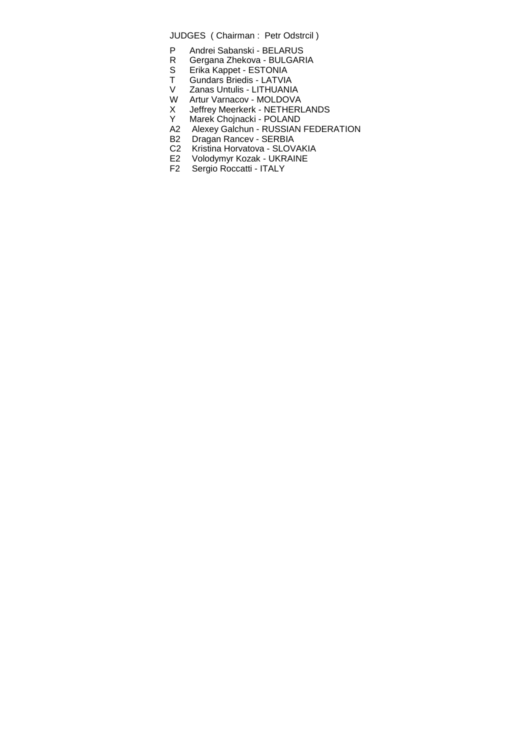JUDGES ( Chairman : Petr Odstrcil )

P Andrei Sabanski - BELARUS
R Gergana Zhekova - BULGARIA
S Erika Kappet - ESTONIA
T Gundars Briedis - LATVIA
V Zanas Untulis - LITHUANIA
W Artur Varnacov - MOLDOVA
X Jeffrey Meerkerk - NETHERLANDS
Y Marek Chojnacki - POLAND
A2 Alexey Galchun - RUSSIAN FEDERATION
B2 Dragan Rancev - SERBIA
C2 Kristina Horvatova - SLOVAKIA
E2 Volodymyr Kozak - UKRAINE
F2 Sergio Roccatti - ITALY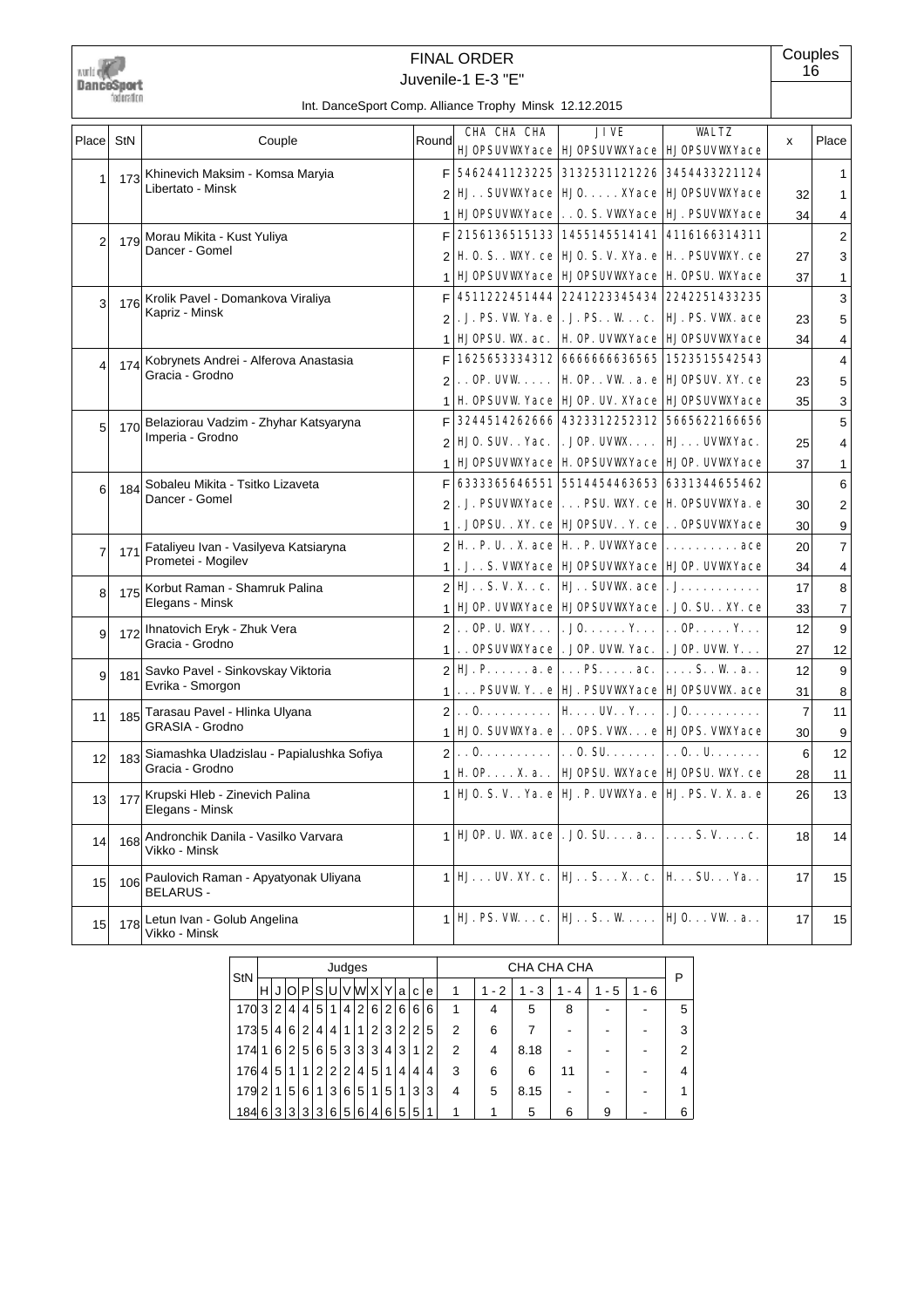# FINAL ORDER

## Juvenile-1 E-3 "E"

Couples 16

Int. DanceSport Comp. Alliance Trophy Minsk 12.12.2015

| Place | StN | Couple | Round | CHA CHA CHA<br>HJOPSUVWXYace | JIVE<br>HJOPSUVWXYace | WALTZ<br>HJOPSUVWXYace | x | Place |
|---|---|---|---|---|---|---|---|---|
| 1 | 173 | Khinevich Maksim - Komsa Maryia<br>Libertato - Minsk | F | 5462441123225 | 3132531121226 | 3454433221124 | | 1 |
| | | | 2 | HJ..SUVWXYace | HJO.....XYace | HJOPSUVWXYace | 32 | 1 |
| | | | 1 | HJOPSUVWXYace | ..O.S.VWXYace | HJ.PSUVWXYace | 34 | 4 |
| 2 | 179 | Morau Mikita - Kust Yuliya<br>Dancer - Gomel | F | 2156136515133 | 1455145514141 | 4116166314311 | | 2 |
| | | | 2 | H.O.S..WXY.ce | HJO.S.V.XYa.e | H..PSUVWXY.ce | 27 | 3 |
| | | | 1 | HJOPSUVWXYace | HJOPSUVWXYace | H.OPSU.WXYace | 37 | 1 |
| 3 | 176 | Krolik Pavel - Domankova Viraliya<br>Kapriz - Minsk | F | 4511222451444 | 2241223345434 | 2242251433235 | | 3 |
| | | | 2 | .J.PS.VW.Ya.e | .J.PS..W...c. | HJ.PS.VWX.ace | 23 | 5 |
| | | | 1 | HJOPSU.WX.ac. | H.OP.UVWXYace | HJOPSUVWXYace | 34 | 4 |
| 4 | 174 | Kobrynets Andrei - Alferova Anastasia<br>Gracia - Grodno | F | 1625653334312 | 6666666636565 | 1523515542543 | | 4 |
| | | | 2 | ..OP.UVW..... | H.OP..VW..a.e | HJOPSUV.XY.ce | 23 | 5 |
| | | | 1 | H.OPSUVW.Yace | HJOP.UV.XYace | HJOPSUVWXYace | 35 | 3 |
| 5 | 170 | Belaziorau Vadzim - Zhyhar Katsyaryna<br>Imperia - Grodno | F | 3244514262666 | 4323312252312 | 5665622166656 | | 5 |
| | | | 2 | HJO.SUV..Yac. | .JOP.UVWX.... | HJ...UVWXYac. | 25 | 4 |
| | | | 1 | HJOPSUVWXYace | H.OPSUVWXYace | HJOP.UVWXYace | 37 | 1 |
| 6 | 184 | Sobaleu Mikita - Tsitko Lizaveta<br>Dancer - Gomel | F | 6333365646551 | 5514454463653 | 6331344655462 | | 6 |
| | | | 2 | .J.PSUVWXYace | ...PSU.WXY.ce | H.OPSUVWXYa.e | 30 | 2 |
| | | | 1 | .JOPSU..XY.ce | HJOPSUV..Y.ce | ..OPSUVWXYace | 30 | 9 |
| 7 | 171 | Fataliyeu Ivan - Vasilyeva Katsiaryna<br>Prometei - Mogilev | 2 | H..P.U..X.ace | H..P.UVWXYace | ..........ace | 20 | 7 |
| | | | 1 | .J..S.VWXYace | HJOPSUVWXYace | HJOP.UVWXYace | 34 | 4 |
| 8 | 175 | Korbut Raman - Shamruk Palina<br>Elegans - Minsk | 2 | HJ..S.V.X..c. | HJ..SUVWX.ace | .J........... | 17 | 8 |
| | | | 1 | HJOP.UVWXYace | HJOPSUVWXYace | .JO.SU..XY.ce | 33 | 7 |
| 9 | 172 | Ihnatovich Eryk - Zhuk Vera<br>Gracia - Grodno | 2 | ..OP.U.WXY... | .JO......Y... | ..OP.....Y... | 12 | 9 |
| | | | 1 | ..OPSUVWXYace | .JOP.UVW.Yac. | .JOP.UVW.Y... | 27 | 12 |
| 9 | 181 | Savko Pavel - Sinkovskay Viktoria<br>Evrika - Smorgon | 2 | HJ.P......a.e | ...PS.....ac. | ....S..W..a.. | 12 | 9 |
| | | | 1 | ...PSUVW.Y..e | HJ.PSUVWXYace | HJOPSUVWX.ace | 31 | 8 |
| 11 | 185 | Tarasau Pavel - Hlinka Ulyana<br>GRASIA - Grodno | 2 | ..O.......... | H....UV..Y... | .JO.......... | 7 | 11 |
| | | | 1 | HJO.SUVWXYa.e | ..OPS.VWX...e | HJOPS.VWXYace | 30 | 9 |
| 12 | 183 | Siamashka Uladzislau - Papialushka Sofiya<br>Gracia - Grodno | 2 | ..O.......... | ..O.SU....... | ..O..U....... | 6 | 12 |
| | | | 1 | H.OP....X.a.. | HJOPSU.WXYace | HJOPSU.WXY.ce | 28 | 11 |
| 13 | 177 | Krupski Hleb - Zinevich Palina<br>Elegans - Minsk | 1 | HJO.S.V..Ya.e | HJ.P.UVWXYa.e | HJ.PS.V.X.a.e | 26 | 13 |
| 14 | 168 | Andronchik Danila - Vasilko Varvara<br>Vikko - Minsk | 1 | HJOP.U.WX.ace | .JO.SU....a.. | ....S.V....c. | 18 | 14 |
| 15 | 106 | Paulovich Raman - Apyatyonak Uliyana<br>BELARUS - | 1 | HJ...UV.XY.c. | HJ..S...X..c. | H...SU...Ya.. | 17 | 15 |
| 15 | 178 | Letun Ivan - Golub Angelina<br>Vikko - Minsk | 1 | HJ.PS.VW...c. | HJ..S..W..... | HJO...VW..a.. | 17 | 15 |

| StN | H | J | O | P | S | U | V | W | X | Y | a | c | e | 1 | 1 - 2 | 1 - 3 | 1 - 4 | 1 - 5 | 1 - 6 | P |
|---|---|---|---|---|---|---|---|---|---|---|---|---|---|---|---|---|---|---|---|---|
| | Judges | | | | | | | | | | | | | CHA CHA CHA | | | | | | |
| 170 | 3 | 2 | 4 | 4 | 5 | 1 | 4 | 2 | 6 | 2 | 6 | 6 | 6 | 1 | 4 | 5 | 8 | - | - | 5 |
| 173 | 5 | 4 | 6 | 2 | 4 | 4 | 1 | 1 | 2 | 3 | 2 | 2 | 5 | 2 | 6 | 7 | - | - | - | 3 |
| 174 | 1 | 6 | 2 | 5 | 6 | 5 | 3 | 3 | 3 | 4 | 3 | 1 | 2 | 2 | 4 | 8.18 | - | - | - | 2 |
| 176 | 4 | 5 | 1 | 1 | 2 | 2 | 2 | 4 | 5 | 1 | 4 | 4 | 4 | 3 | 6 | 6 | 11 | - | - | 4 |
| 179 | 2 | 1 | 5 | 6 | 1 | 3 | 6 | 5 | 1 | 5 | 1 | 3 | 3 | 4 | 5 | 8.15 | - | - | - | 1 |
| 184 | 6 | 3 | 3 | 3 | 3 | 6 | 5 | 6 | 4 | 6 | 5 | 5 | 1 | 1 | 1 | 5 | 6 | 9 | - | 6 |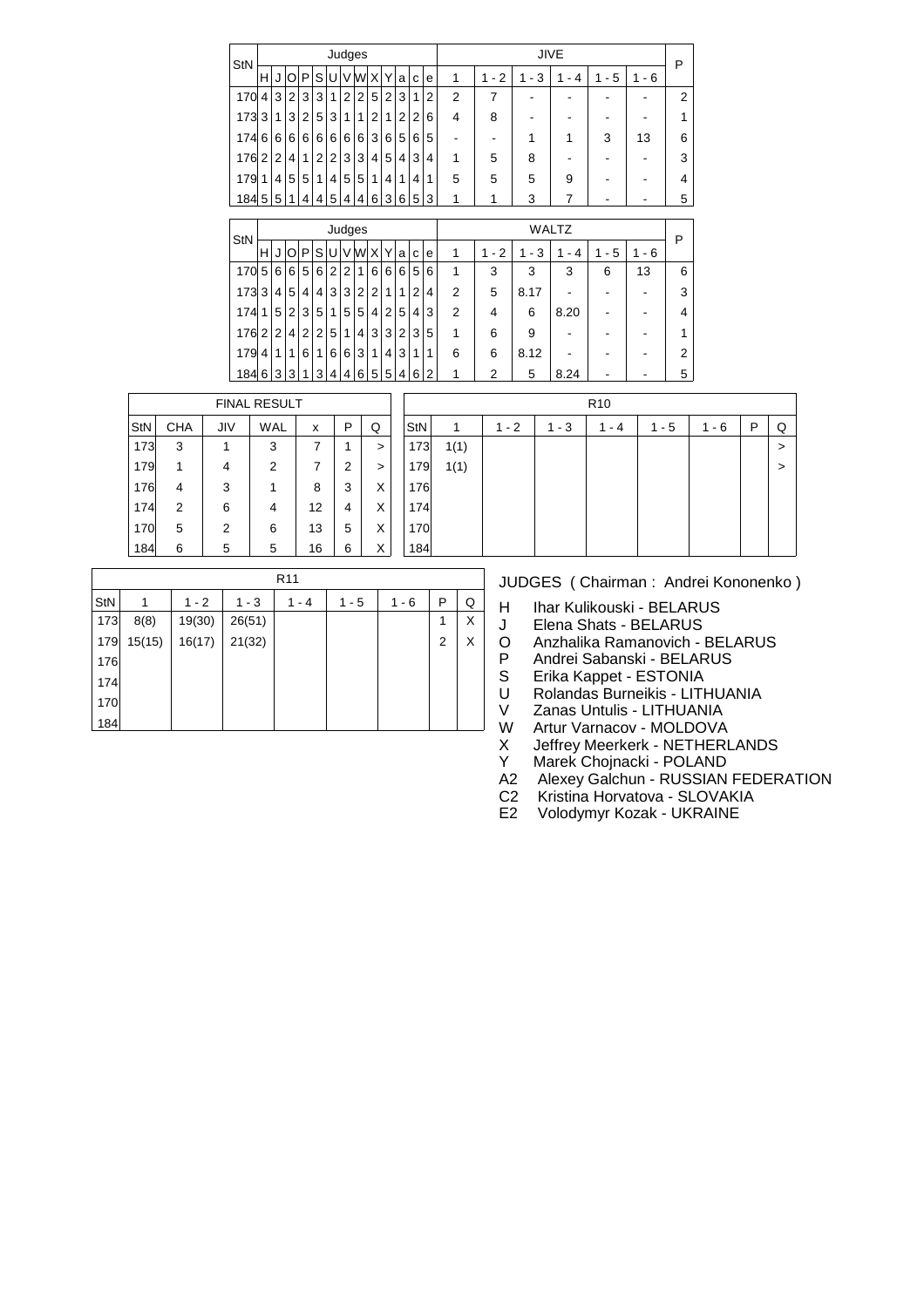| StN | Judges | | | | | | | | | | | | | JIVE | | | | | | P |
|---|---|---|---|---|---|---|---|---|---|---|---|---|---|---|---|---|---|---|---|---|
| | H | J | O | P | S | U | V | W | X | Y | a | c | e | 1 | 1 - 2 | 1 - 3 | 1 - 4 | 1 - 5 | 1 - 6 | |
| 170 | 4 | 3 | 2 | 3 | 3 | 1 | 2 | 2 | 5 | 2 | 3 | 1 | 2 | 2 | 7 | - | - | - | - | 2 |
| 173 | 3 | 1 | 3 | 2 | 5 | 3 | 1 | 1 | 2 | 1 | 2 | 2 | 6 | 4 | 8 | - | - | - | - | 1 |
| 174 | 6 | 6 | 6 | 6 | 6 | 6 | 6 | 6 | 3 | 6 | 5 | 6 | 5 | - | - | 1 | 1 | 3 | 13 | 6 |
| 176 | 2 | 2 | 4 | 1 | 2 | 2 | 3 | 3 | 4 | 5 | 4 | 3 | 4 | 1 | 5 | 8 | - | - | - | 3 |
| 179 | 1 | 4 | 5 | 5 | 1 | 4 | 5 | 5 | 1 | 4 | 1 | 4 | 1 | 5 | 5 | 5 | 9 | - | - | 4 |
| 184 | 5 | 5 | 1 | 4 | 4 | 5 | 4 | 4 | 6 | 3 | 6 | 5 | 3 | 1 | 1 | 3 | 7 | - | - | 5 |

| StN | Judges | | | | | | | | | | | | | WALTZ | | | | | | P |
|---|---|---|---|---|---|---|---|---|---|---|---|---|---|---|---|---|---|---|---|---|
| | H | J | O | P | S | U | V | W | X | Y | a | c | e | 1 | 1 - 2 | 1 - 3 | 1 - 4 | 1 - 5 | 1 - 6 | |
| 170 | 5 | 6 | 6 | 5 | 6 | 2 | 2 | 1 | 6 | 6 | 6 | 5 | 6 | 1 | 3 | 3 | 3 | 6 | 13 | 6 |
| 173 | 3 | 4 | 5 | 4 | 4 | 3 | 3 | 2 | 2 | 1 | 1 | 2 | 4 | 2 | 5 | 8.17 | - | - | - | 3 |
| 174 | 1 | 5 | 2 | 3 | 5 | 1 | 5 | 5 | 4 | 2 | 5 | 4 | 3 | 2 | 4 | 6 | 8.20 | - | - | 4 |
| 176 | 2 | 2 | 4 | 2 | 2 | 5 | 1 | 4 | 3 | 3 | 2 | 3 | 5 | 1 | 6 | 9 | - | - | - | 1 |
| 179 | 4 | 1 | 1 | 6 | 1 | 6 | 6 | 3 | 1 | 4 | 3 | 1 | 1 | 6 | 6 | 8.12 | - | - | - | 2 |
| 184 | 6 | 3 | 3 | 1 | 3 | 4 | 4 | 6 | 5 | 5 | 4 | 6 | 2 | 1 | 2 | 5 | 8.24 | - | - | 5 |

| FINAL RESULT | | | | | | |
|---|---|---|---|---|---|---|
| StN | CHA | JIV | WAL | x | P | Q |
| 173 | 3 | 1 | 3 | 7 | 1 | > |
| 179 | 1 | 4 | 2 | 7 | 2 | > |
| 176 | 4 | 3 | 1 | 8 | 3 | X |
| 174 | 2 | 6 | 4 | 12 | 4 | X |
| 170 | 5 | 2 | 6 | 13 | 5 | X |
| 184 | 6 | 5 | 5 | 16 | 6 | X |

| R10 | | | | | | | | |
|---|---|---|---|---|---|---|---|---|
| StN | 1 | 1 - 2 | 1 - 3 | 1 - 4 | 1 - 5 | 1 - 6 | P | Q |
| 173 | 1(1) | | | | | | | > |
| 179 | 1(1) | | | | | | | > |
| 176 | | | | | | | | |
| 174 | | | | | | | | |
| 170 | | | | | | | | |
| 184 | | | | | | | | |

| R11 | | | | | | | | |
|---|---|---|---|---|---|---|---|---|
| StN | 1 | 1 - 2 | 1 - 3 | 1 - 4 | 1 - 5 | 1 - 6 | P | Q |
| 173 | 8(8) | 19(30) | 26(51) | | | | 1 | X |
| 179 | 15(15) | 16(17) | 21(32) | | | | 2 | X |
| 176 | | | | | | | | |
| 174 | | | | | | | | |
| 170 | | | | | | | | |
| 184 | | | | | | | | |

JUDGES ( Chairman : Andrei Kononenko )

- H Ihar Kulikouski - BELARUS
- J Elena Shats - BELARUS
- O Anzhalika Ramanovich - BELARUS
- P Andrei Sabanski - BELARUS
- S Erika Kappet - ESTONIA
- U Rolandas Burneikis - LITHUANIA
- V Zanas Untulis - LITHUANIA
- W Artur Varnacov - MOLDOVA
- X Jeffrey Meerkerk - NETHERLANDS
- Y Marek Chojnacki - POLAND
- A2 Alexey Galchun - RUSSIAN FEDERATION
- C2 Kristina Horvatova - SLOVAKIA
- E2 Volodymyr Kozak - UKRAINE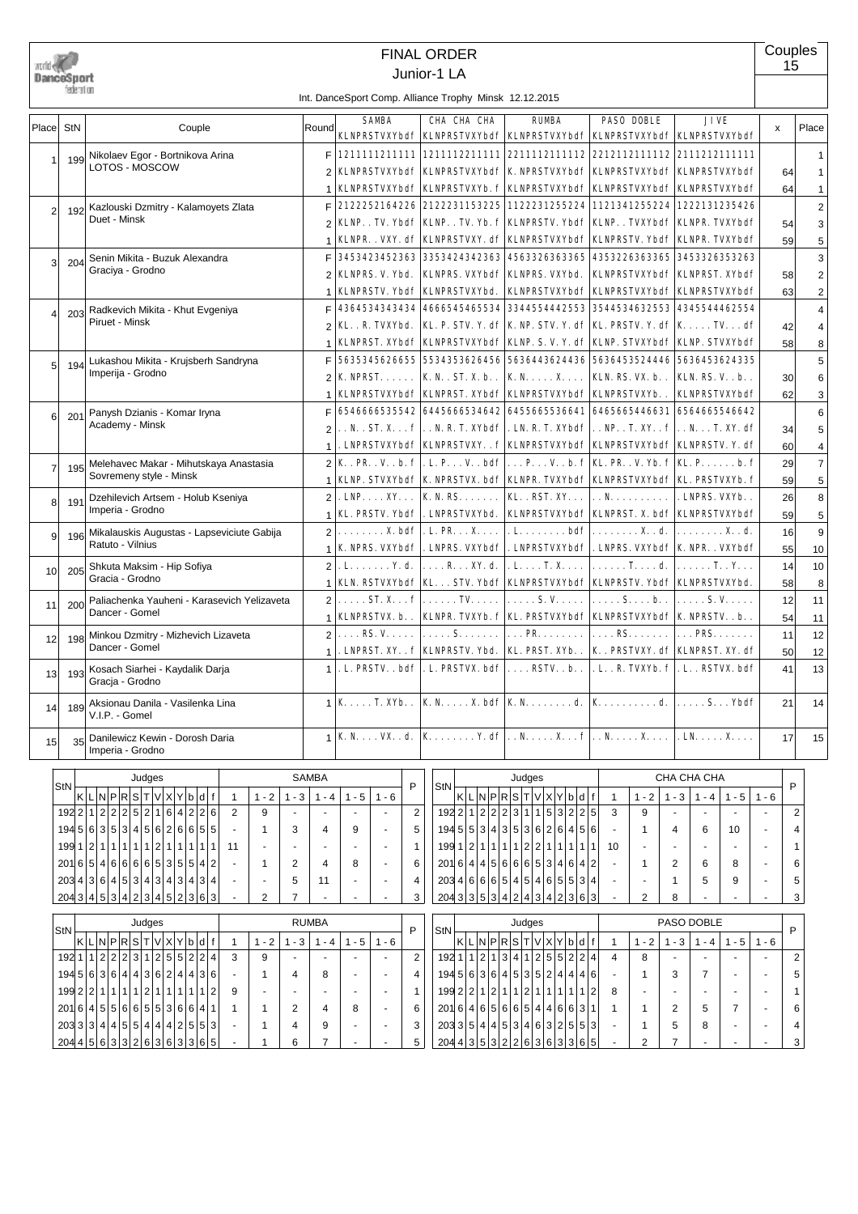# FINAL ORDER

## Junior-1 LA

Couples 15

Int. DanceSport Comp. Alliance Trophy Minsk 12.12.2015

| Place | StN | Couple | Round | SAMBA KLNPRSTVXYbdf | CHA CHA CHA KLNPRSTVXYbdf | RUMBA KLNPRSTVXYbdf | PASO DOBLE KLNPRSTVXYbdf | JIVE KLNPRSTVXYbdf | x | Place |
|---|---|---|---|---|---|---|---|---|---|---|
| 1 | 199 | Nikolaev Egor - Bortnikova Arina LOTOS - MOSCOW | F | 1211111211111 | 1211112211111 | 2211112111112 | 2212112111112 | 2111121111111 | | 1 |
| | | | 2 | KLNPRSTVXYbdf | KLNPRSTVXYbdf | K.NPRSTVXYbdf | KLNPRSTVXYbdf | KLNPRSTVXYbdf | 64 | 1 |
| | | | 1 | KLNPRSTVXYbdf | KLNPRSTVXYb.f | KLNPRSTVXYbdf | KLNPRSTVXYbdf | KLNPRSTVXYbdf | 64 | 1 |
| 2 | 192 | Kazlouski Dzmitry - Kalamoyets Zlata Duet - Minsk | F | 2122252164226 | 2122231153225 | 1122231255224 | 1121341255224 | 1222131235426 | | 2 |
| | | | 2 | KLNP..TV.Ybdf | KLNP..TV.Yb.f | KLNPRSTV.Ybdf | KLNP..TVXYbdf | KLNPR.TVXYbdf | 54 | 3 |
| | | | 1 | KLNPR..VXY.df | KLNPRSTVXY.df | KLNPRSTVXYbdf | KLNPRSTV.Ybdf | KLNPR.TVXYbdf | 59 | 5 |
| 3 | 204 | Senin Mikita - Buzuk Alexandra Graciya - Grodno | F | 3453423452363 | 3353424342363 | 4563326363365 | 4353226363365 | 3453326353263 | | 3 |
| | | | 2 | KLNPRS.V.Ybd. | KLNPRS.VXYbdf | KLNPRS.VXYbd. | KLNPRSTVXYbdf | KLNPRST.XYbdf | 58 | 2 |
| | | | 1 | KLNPRSTV.Ybdf | KLNPRSTVXYbd. | KLNPRSTVXYbdf | KLNPRSTVXYbdf | KLNPRSTVXYbdf | 63 | 2 |
| 4 | 203 | Radkevich Mikita - Khut Evgeniya Piruet - Minsk | F | 4364534343434 | 4666545465534 | 3344554442553 | 3544534632553 | 4345544462554 | | 4 |
| | | | 2 | KL..R.TVXYbd. | KL.P.STV.Y.df | K.NP.STV.Y.df | KL.PRSTV.Y.df | K....TV...df | 42 | 4 |
| | | | 1 | KLNPRST.XYbdf | KLNPRSTVXYbdf | KLNP.S.V.Y.df | KLNP.STVXYbdf | KLNP.STVXYbdf | 58 | 8 |
| 5 | 194 | Lukashou Mikita - Krujsberh Sandryna Imperija - Grodno | F | 5635345626655 | 5534353626456 | 5636443624436 | 5636453524446 | 5636453624335 | | 5 |
| | | | 2 | K.NPRST...... | K.N..ST.X.b.. | K.N.....X.... | KLN.RS.VX.b.. | KLN.RS.V..b.. | 30 | 6 |
| | | | 1 | KLNPRSTVXYbdf | KLNPRST.XYbdf | KLNPRSTVXYbdf | KLNPRSTVXYb.. | KLNPRSTVXYbdf | 62 | 3 |
| 6 | 201 | Panysh Dzianis - Komar Iryna Academy - Minsk | F | 6546666535542 | 6445666534642 | 6455665536641 | 6465665446631 | 6564665546642 | | 6 |
| | | | 2 | ..N..ST.X...f | ..N.R.T.XYbdf | .LN.R.T.XYbdf | ..NP..T.XY..f | ..N...T.XY.df | 34 | 5 |
| | | | 1 | .LNPRSTVXYbdf | KLNPRSTVXY..f | KLNPRSTVXYbdf | KLNPRSTVXYbdf | KLNPRSTV.Y.df | 60 | 4 |
| 7 | 195 | Melehavec Makar - Mihutskaya Anastasia Sovremeny style - Minsk | 2 | K..PR..V..b.f | .L.P...V..bdf | ...P...V..b.f | KL.PR..V.Yb.f | KL.P......b.f | 29 | 7 |
| | | | 1 | KLNP.STVXYbdf | K.NPRSTVX.bdf | KLNPR.TVXYbdf | KLNPRSTVXYbdf | KL.PRSTVXYb.f | 59 | 5 |
| 8 | 191 | Dzehilevich Artsem - Holub Kseniya Imperia - Grodno | 2 | .LNP....XY... | K.N.RS....... | KL..RST.XY... | ..N.......... | .LNPRS.VXYb.. | 26 | 8 |
| | | | 1 | KL.PRSTV.Ybdf | .LNPRSTVXYbd. | KLNPRSTVXYbdf | KLNPRST.X.bdf | KLNPRSTVXYbdf | 59 | 5 |
| 9 | 196 | Mikalauskis Augustas - Lapseviciute Gabija Ratuto - Vilnius | 2 | ........X.bdf | .L.PR...X.... | .L........bdf | ........X..d. | ........X..d. | 16 | 9 |
| | | | 1 | K.NPRS.VXYbdf | .LNPRS.VXYbdf | .LNPRSTVXYbdf | .LNPRS.VXYbdf | K.NPR..VXYbdf | 55 | 10 |
| 10 | 205 | Shkuta Maksim - Hip Sofiya Gracia - Grodno | 2 | .L.......Y.d. | ....R...XY.d. | .L....T.X.... | ......T.....d. | ......T..Y... | 14 | 10 |
| | | | 1 | KLN.RSTVXYbdf | KL...STV.Ybdf | KLNPRSTVXYbdf | KLNPRSTV.Ybdf | KLNPRSTVXYbd. | 58 | 8 |
| 11 | 200 | Paliachenka Yauheni - Karasevich Yelizaveta Dancer - Gomel | 2 | .....ST.X...f | ......TV..... | .....S.V..... | .....S....b.. | .....S.V..... | 12 | 11 |
| | | | 1 | KLNPRSTVX.b.. | KLNPR.TVXYb.f | KL.PRSTVXYbdf | KLNPRSTVXYbdf | K.NPRSTV..b.. | 54 | 11 |
| 12 | 198 | Minkou Dzmitry - Mizhevich Lizaveta Dancer - Gomel | 2 | ....RS.V..... | ......S...... | ...PR........ | ....RS....... | ...PRS....... | 11 | 12 |
| | | | 1 | .LNPRST.XY..f | KLNPRSTV.Ybd. | KL.PRST.XYb.. | K..PRSTVXY.df | KLNPRST.XY.df | 50 | 12 |
| 13 | 193 | Kosach Siarhei - Kaydalik Darja Gracja - Grodno | 1 | .L.PRSTV..bdf | .L.PRSTVX.bdf | ....RSTV..b.. | .L..R.TVXYb.f | .L...RSTVX.bdf | 41 | 13 |
| 14 | 189 | Aksionau Danila - Vasilenka Lina V.I.P. - Gomel | 1 | K.....T.XYb.. | K.N.....X.bdf | K.N.........d. | K...........d. | .....S...Ybdf | 21 | 14 |
| 15 | 35 | Danilewicz Kewin - Dorosh Daria Imperia - Grodno | 1 | K.N....VX..d. | K........Y.df | ..N.....X...f | ..N.....X.... | .LN.....X.... | 17 | 15 |

| StN | K | L | N | P | R | S | T | V | X | Y | b | d | f | SAMBA 1 | 1 - 2 | 1 - 3 | 1 - 4 | 1 - 5 | 1 - 6 | P |
|---|---|---|---|---|---|---|---|---|---|---|---|---|---|---|---|---|---|---|---|---|
| 192 | 2 | 1 | 2 | 2 | 2 | 5 | 2 | 1 | 6 | 4 | 2 | 2 | 6 | 2 | 9 | - | - | - | - | 2 |
| 194 | 5 | 6 | 3 | 5 | 3 | 4 | 5 | 6 | 2 | 6 | 6 | 5 | 5 | - | 1 | 3 | 4 | 9 | - | 5 |
| 199 | 1 | 2 | 1 | 1 | 1 | 1 | 2 | 1 | 1 | 1 | 1 | 1 | 1 | 11 | - | - | - | - | - | 1 |
| 201 | 6 | 5 | 4 | 6 | 6 | 6 | 6 | 5 | 3 | 5 | 5 | 4 | 2 | - | 1 | 2 | 4 | 8 | - | 6 |
| 203 | 4 | 3 | 6 | 4 | 5 | 3 | 4 | 3 | 4 | 3 | 4 | 3 | 4 | - | - | 5 | 11 | - | - | 4 |
| 204 | 3 | 4 | 5 | 3 | 4 | 2 | 3 | 4 | 5 | 2 | 3 | 6 | 3 | - | 2 | 7 | - | - | - | 3 |

| StN | K | L | N | P | R | S | T | V | X | Y | b | d | f | CHA CHA CHA 1 | 1 - 2 | 1 - 3 | 1 - 4 | 1 - 5 | 1 - 6 | P |
|---|---|---|---|---|---|---|---|---|---|---|---|---|---|---|---|---|---|---|---|---|
| 192 | 2 | 1 | 2 | 2 | 2 | 3 | 1 | 1 | 5 | 3 | 2 | 2 | 5 | 3 | 9 | - | - | - | - | 2 |
| 194 | 5 | 5 | 3 | 4 | 3 | 5 | 3 | 6 | 2 | 6 | 4 | 5 | 6 | - | 1 | 4 | 6 | 10 | - | 4 |
| 199 | 1 | 2 | 1 | 1 | 1 | 1 | 2 | 2 | 1 | 1 | 1 | 1 | 1 | 10 | - | - | - | - | - | 1 |
| 201 | 6 | 4 | 4 | 5 | 6 | 6 | 6 | 5 | 3 | 4 | 6 | 4 | 2 | - | 1 | 2 | 6 | 8 | - | 6 |
| 203 | 4 | 6 | 6 | 6 | 5 | 4 | 5 | 4 | 6 | 5 | 5 | 3 | 4 | - | - | 1 | 5 | 9 | - | 5 |
| 204 | 3 | 3 | 5 | 3 | 4 | 2 | 4 | 3 | 4 | 2 | 3 | 6 | 3 | - | 2 | 8 | - | - | - | 3 |

| StN | K | L | N | P | R | S | T | V | X | Y | b | d | f | RUMBA 1 | 1 - 2 | 1 - 3 | 1 - 4 | 1 - 5 | 1 - 6 | P |
|---|---|---|---|---|---|---|---|---|---|---|---|---|---|---|---|---|---|---|---|---|
| 192 | 1 | 1 | 2 | 2 | 2 | 3 | 1 | 2 | 5 | 5 | 2 | 2 | 4 | 3 | 9 | - | - | - | - | 2 |
| 194 | 5 | 6 | 3 | 6 | 4 | 4 | 3 | 6 | 2 | 4 | 4 | 3 | 6 | - | 1 | 4 | 8 | - | - | 4 |
| 199 | 2 | 2 | 1 | 1 | 1 | 1 | 2 | 1 | 1 | 1 | 1 | 1 | 2 | 9 | - | - | - | - | - | 1 |
| 201 | 6 | 4 | 5 | 5 | 6 | 6 | 5 | 5 | 3 | 6 | 6 | 4 | 1 | 1 | 1 | 2 | 4 | 8 | - | 6 |
| 203 | 3 | 3 | 4 | 4 | 5 | 5 | 4 | 4 | 4 | 2 | 5 | 5 | 3 | - | 1 | 4 | 9 | - | - | 3 |
| 204 | 4 | 5 | 6 | 3 | 3 | 2 | 6 | 3 | 6 | 3 | 3 | 6 | 5 | - | 1 | 6 | 7 | - | - | 5 |

| StN | K | L | N | P | R | S | T | V | X | Y | b | d | f | PASO DOBLE 1 | 1 - 2 | 1 - 3 | 1 - 4 | 1 - 5 | 1 - 6 | P |
|---|---|---|---|---|---|---|---|---|---|---|---|---|---|---|---|---|---|---|---|---|
| 192 | 1 | 1 | 2 | 1 | 3 | 4 | 1 | 2 | 5 | 5 | 2 | 2 | 4 | 4 | 8 | - | - | - | - | 2 |
| 194 | 5 | 6 | 3 | 6 | 4 | 5 | 3 | 5 | 2 | 4 | 4 | 4 | 6 | - | 1 | 3 | 7 | - | - | 5 |
| 199 | 2 | 2 | 1 | 2 | 1 | 1 | 2 | 1 | 1 | 1 | 1 | 1 | 2 | 8 | - | - | - | - | - | 1 |
| 201 | 6 | 4 | 6 | 5 | 6 | 6 | 5 | 4 | 4 | 6 | 6 | 3 | 1 | 1 | 1 | 2 | 5 | 7 | - | 6 |
| 203 | 3 | 5 | 4 | 4 | 5 | 3 | 4 | 6 | 3 | 2 | 5 | 5 | 3 | - | 1 | 5 | 8 | - | - | 4 |
| 204 | 4 | 3 | 5 | 3 | 2 | 2 | 6 | 3 | 6 | 3 | 3 | 6 | 5 | - | 2 | 7 | - | - | - | 3 |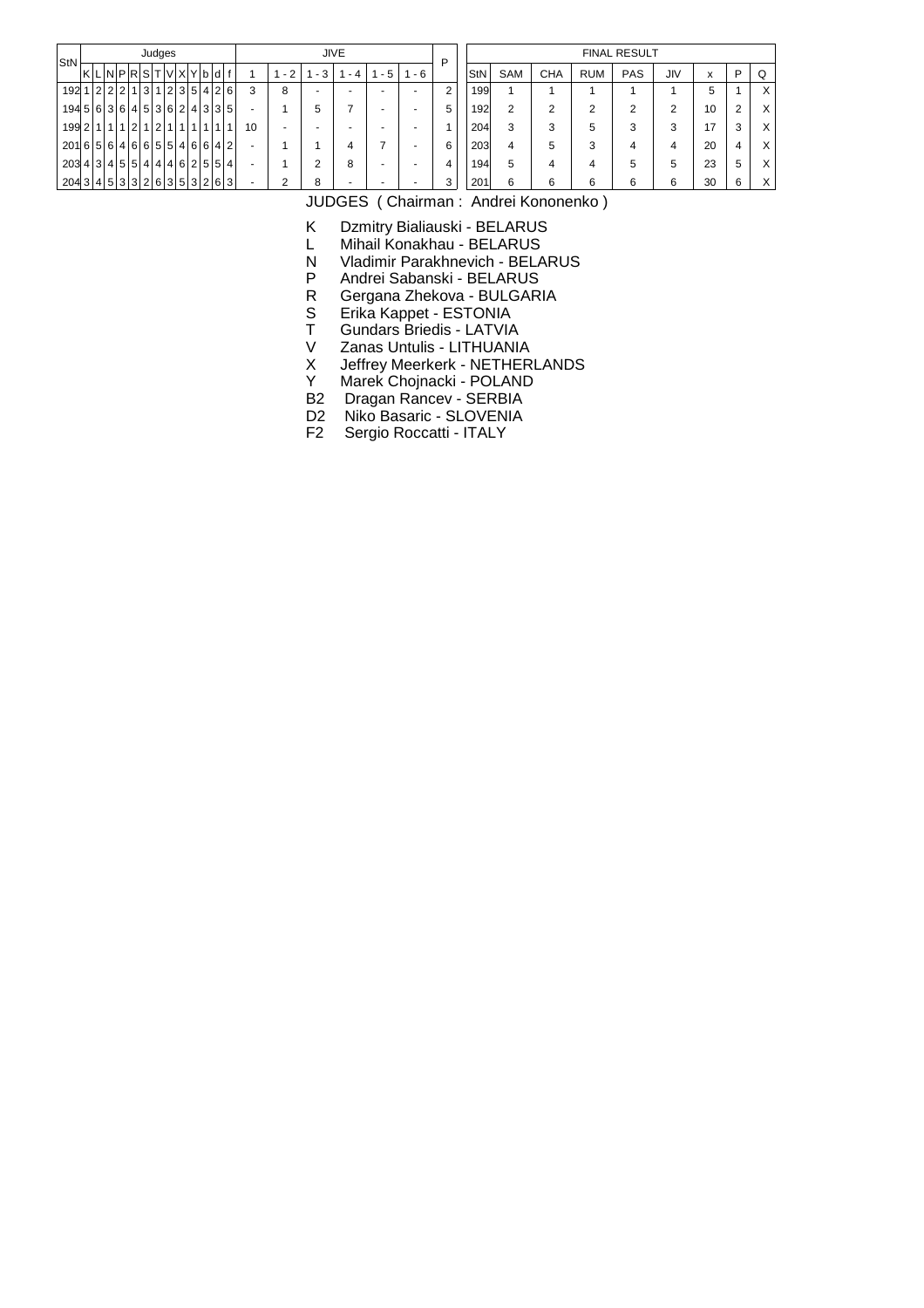| StN | Judges | | | | | | | | | | | | | JIVE | | | | | | P |
|---|---|---|---|---|---|---|---|---|---|---|---|---|---|---|---|---|---|---|---|---|
| | K | L | N | P | R | S | T | V | X | Y | b | d | f | 1 | 1 - 2 | 1 - 3 | 1 - 4 | 1 - 5 | 1 - 6 | |
| 192 | 1 | 2 | 2 | 2 | 1 | 3 | 1 | 2 | 3 | 5 | 4 | 2 | 6 | 3 | 8 | - | - | - | - | 2 |
| 194 | 5 | 6 | 3 | 6 | 4 | 5 | 3 | 6 | 2 | 4 | 3 | 3 | 5 | - | 1 | 5 | 7 | - | - | 5 |
| 199 | 2 | 1 | 1 | 1 | 2 | 1 | 2 | 1 | 1 | 1 | 1 | 1 | 1 | 10 | - | - | - | - | - | 1 |
| 201 | 6 | 5 | 6 | 4 | 6 | 6 | 5 | 5 | 4 | 6 | 6 | 4 | 2 | - | 1 | 1 | 4 | 7 | - | 6 |
| 203 | 4 | 3 | 4 | 5 | 5 | 4 | 4 | 4 | 6 | 2 | 5 | 5 | 4 | - | 1 | 2 | 8 | - | - | 4 |
| 204 | 3 | 4 | 5 | 3 | 3 | 2 | 6 | 3 | 5 | 3 | 2 | 6 | 3 | - | 2 | 8 | - | - | - | 3 |

| StN | FINAL RESULT | | | | | | | |
|---|---|---|---|---|---|---|---|---|
| | SAM | CHA | RUM | PAS | JIV | x | P | Q |
| 199 | 1 | 1 | 1 | 1 | 1 | 5 | 1 | X |
| 192 | 2 | 2 | 2 | 2 | 2 | 10 | 2 | X |
| 204 | 3 | 3 | 5 | 3 | 3 | 17 | 3 | X |
| 203 | 4 | 5 | 3 | 4 | 4 | 20 | 4 | X |
| 194 | 5 | 4 | 4 | 5 | 5 | 23 | 5 | X |
| 201 | 6 | 6 | 6 | 6 | 6 | 30 | 6 | X |

JUDGES ( Chairman : Andrei Kononenko )

- K Dzmitry Bialiauski - BELARUS
- L Mihail Konakhau - BELARUS
- N Vladimir Parakhnevich - BELARUS
- P Andrei Sabanski - BELARUS
- R Gergana Zhekova - BULGARIA
- S Erika Kappet - ESTONIA
- T Gundars Briedis - LATVIA
- V Zanas Untulis - LITHUANIA
- X Jeffrey Meerkerk - NETHERLANDS
- Y Marek Chojnacki - POLAND
- B2 Dragan Rancev - SERBIA
- D2 Niko Basaric - SLOVENIA
- F2 Sergio Roccatti - ITALY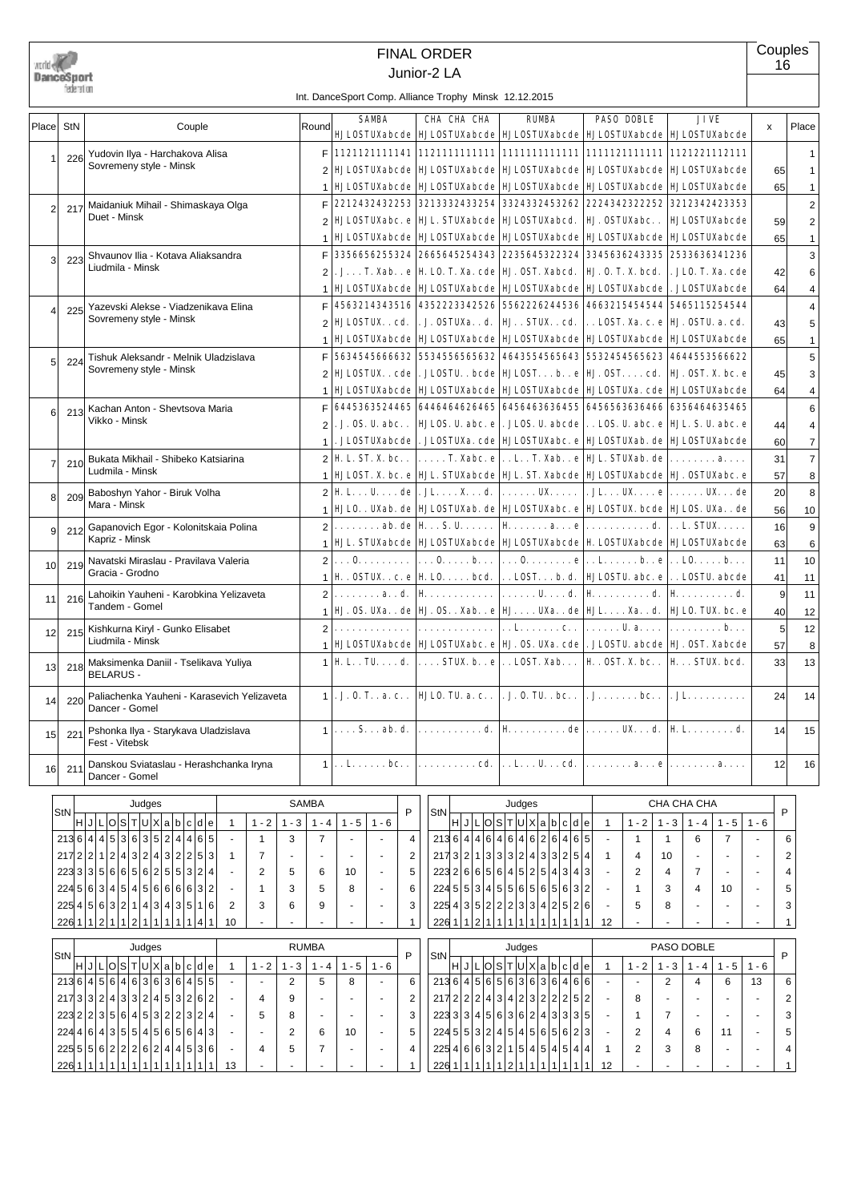# FINAL ORDER

## Junior-2 LA

Couples 16

Int. DanceSport Comp. Alliance Trophy Minsk 12.12.2015

| Place | StN | Couple | Round | SAMBA HJLOSTUXabcde | CHA CHA CHA HJLOSTUXabcde | RUMBA HJLOSTUXabcde | PASO DOBLE HJLOSTUXabcde | JIVE HJLOSTUXabcde | x | Place |
|---|---|---|---|---|---|---|---|---|---|---|
| 1 | 226 | Yudovin Ilya - Harchakova Alisa Sovremeny style - Minsk | F | 1121121111141 | 1121111111111 | 1111111111111 | 1111121111111 | 1121221112111 | | 1 |
| | | | 2 | HJLOSTUXabcde | HJLOSTUXabcde | HJLOSTUXabcde | HJLOSTUXabcde | HJLOSTUXabcde | 65 | 1 |
| | | | 1 | HJLOSTUXabcde | HJLOSTUXabcde | HJLOSTUXabcde | HJLOSTUXabcde | HJLOSTUXabcde | 65 | 1 |
| 2 | 217 | Maidaniuk Mihail - Shimaskaya Olga Duet - Minsk | F | 2212432432253 | 3213332433254 | 3324332453262 | 2224342322252 | 3212342423353 | | 2 |
| | | | 2 | HJLOSTUXabc.e | HJL.STUXabcde | HJLOSTUXabcd. | HJ.OSTUXabc.. | HJLOSTUXabcde | 59 | 2 |
| | | | 1 | HJLOSTUXabcde | HJLOSTUXabcde | HJLOSTUXabcde | HJLOSTUXabcde | HJLOSTUXabcde | 65 | 1 |
| 3 | 223 | Shvaunov Ilia - Kotava Aliaksandra Liudmila - Minsk | F | 3356656255324 | 2665645324343 | 2235645322324 | 3345636243335 | 2533636341236 | | 3 |
| | | | 2 | .J...T.Xab..e | H.LO.T.Xa.cde | HJ.OST.Xabcd. | HJ.O.T.X.bcd. | .JLO.T.Xa.cde | 42 | 6 |
| | | | 1 | HJLOSTUXabcde | HJLOSTUXabcde | HJLOSTUXabcde | HJLOSTUXabcde | .JLOSTUXabcde | 64 | 4 |
| 4 | 225 | Yazevski Alekse - Viadzenikava Elina Sovremeny style - Minsk | F | 4563214343516 | 4352223342526 | 5562226244536 | 4663215454544 | 5465115254544 | | 4 |
| | | | 2 | HJLOSTUX..cd. | .J.OSTUXa..d. | HJ..STUX..cd. | ...OST.Xa.c.e | HJ.OSTU.a.cd. | 43 | 5 |
| | | | 1 | HJLOSTUXabcde | HJLOSTUXabcde | HJLOSTUXabcde | HJLOSTUXabcde | HJLOSTUXabcde | 65 | 1 |
| 5 | 224 | Tishuk Aleksandr - Melnik Uladzislava Sovremeny style - Minsk | F | 5634545666632 | 5534556565632 | 4643554565643 | 5532454565623 | 4644553566622 | | 5 |
| | | | 2 | HJLOSTUX..cde | .JLOSTU..bcde | HJLOST...b..e | HJ.OST....cd. | HJ.OST.X.bc.e | 45 | 3 |
| | | | 1 | HJLOSTUXabcde | HJLOSTUXabcde | HJLOSTUXabcde | HJLOSTUXa.cde | HJLOSTUXabcde | 64 | 4 |
| 6 | 213 | Kachan Anton - Shevtsova Maria Vikko - Minsk | F | 6445363524465 | 6446464626465 | 6456463636455 | 6456536636466 | 6356464635465 | | 6 |
| | | | 2 | .J.OS.U.abc.. | HJLOS.U.abc.e | .JLOS.U.abcde | ..LOS.U.abc.e | HJL.S.U.abc.e | 44 | 4 |
| | | | 1 | .JLOSTUXabcde | .JLOSTUXa.cde | HJLOSTUXabc.e | HJLOSTUXab.de | HJLOSTUXabcde | 60 | 7 |
| 7 | 210 | Bukata Mikhail - Shibeko Katsiarina Ludmila - Minsk | 2 | H.L.ST.X.bc.. | .....T.Xabc.e | ..L..T.Xab..e | HJL.STUXab.de | ........a.... | 31 | 7 |
| | | | 1 | HJLOST.X.bc.e | HJL.STUXabcde | HJL.ST.Xabcde | HJLOSTUXabcde | HJ.OSTUXa.cde | 57 | 8 |
| 8 | 209 | Baboshyn Yahor - Biruk Volha Mara - Minsk | 2 | H.L...U....de | .JL....X...d. | ......UX..... | .JL...UX....e | ......UX...de | 20 | 8 |
| | | | 1 | HJLO..UXab.de | HJLOSTUXab.de | HJLOSTUXabc.e | HJLOSTUX.bcde | HJLOS.UXa..de | 56 | 10 |
| 9 | 212 | Gapanovich Egor - Kolonitskaia Polina Kapriz - Minsk | 2 | ........ab.de | H...S.U...... | H.......a...e | ...........d. | ..L.STUX..... | 16 | 9 |
| | | | 1 | HJL.STUXabcde | HJLOSTUXabcde | HJLOSTUXabcde | H.LOSTUXabcde | HJLOSTUXabcde | 63 | 6 |
| 10 | 219 | Navatski Miraslau - Pravilava Valeria Gracia - Grodno | 2 | ...O......... | ...O.....b... | ...O........e | ..L......b..e | ..LO.....b... | 11 | 10 |
| | | | 1 | H..OSTUX..c.e | H.LO.....bcd. | ..LOST...b.d. | HJLOSTU.abc.e | ..LOSTU.abcde | 41 | 11 |
| 11 | 216 | Lahoikin Yauheni - Karobkina Yelizaveta Tandem - Gomel | 2 | ........a..d. | H............ | ......U....d. | H..........d. | H..........d. | 9 | 11 |
| | | | 1 | HJ.OS.UXa..de | HJ.OS..Xab..e | HJ....UXa..de | HJL....Xa..d. | HJLO.TUX.bc.e | 40 | 12 |
| 12 | 215 | Kishkurna Kiryl - Gunko Elisabet Liudmila - Minsk | 2 | ............. | ............. | ..L.......c.. | ......U.a.... | .........b... | 5 | 12 |
| | | | 1 | HJLOSTUXabcde | HJLOSTUXabc.e | HJ.OS.UXa.cde | .JLOSTU.abcde | HJ.OST.Xabcde | 57 | 8 |
| 13 | 218 | Maksimenka Daniil - Tselikava Yuliya BELARUS - | 1 | H.L..TU....d. | ....STUX.b..e | ..LOST.Xab... | H..OST.X.bc.. | H...STUX.bcd. | 33 | 13 |
| 14 | 220 | Paliachenka Yauheni - Karasevich Yelizaveta Dancer - Gomel | 1 | .J.O.T..a.c.. | HJLO.TU.a.c.. | .J.O.TU..bc.. | .J........bc.. | .JL.......... | 24 | 14 |
| 15 | 221 | Pshonka Ilya - Starykava Uladzislava Fest - Vitebsk | 1 | ....S...ab.d. | ...........d. | H..........de | ......UX...d. | H.L........d. | 14 | 15 |
| 16 | 211 | Danskou Sviataslau - Herashchanka Iryna Dancer - Gomel | 1 | ..L......bc.. | ..........cd. | ..L...U...cd. | ........a...e | ........a.... | 12 | 16 |

### SAMBA

| StN | H | J | L | O | S | T | U | X | a | b | c | d | e | 1 | 1 - 2 | 1 - 3 | 1 - 4 | 1 - 5 | 1 - 6 | P |
|---|---|---|---|---|---|---|---|---|---|---|---|---|---|---|---|---|---|---|---|---|
| 213 | 6 | 4 | 4 | 5 | 3 | 6 | 3 | 5 | 2 | 4 | 4 | 6 | 5 | - | 1 | 3 | 7 | - | - | 4 |
| 217 | 2 | 2 | 1 | 2 | 4 | 3 | 2 | 4 | 3 | 2 | 2 | 5 | 3 | 1 | 7 | - | - | - | - | 2 |
| 223 | 3 | 3 | 5 | 6 | 6 | 5 | 6 | 2 | 5 | 5 | 3 | 2 | 4 | - | 2 | 5 | 6 | 10 | - | 5 |
| 224 | 5 | 6 | 3 | 4 | 5 | 4 | 5 | 6 | 6 | 6 | 6 | 3 | 2 | - | 1 | 3 | 5 | 8 | - | 6 |
| 225 | 4 | 5 | 6 | 3 | 2 | 1 | 4 | 3 | 4 | 3 | 5 | 1 | 6 | 2 | 3 | 6 | 9 | - | - | 3 |
| 226 | 1 | 1 | 2 | 1 | 1 | 2 | 1 | 1 | 1 | 1 | 1 | 4 | 1 | 10 | - | - | - | - | - | 1 |

### CHA CHA CHA

| StN | H | J | L | O | S | T | U | X | a | b | c | d | e | 1 | 1 - 2 | 1 - 3 | 1 - 4 | 1 - 5 | 1 - 6 | P |
|---|---|---|---|---|---|---|---|---|---|---|---|---|---|---|---|---|---|---|---|---|
| 213 | 6 | 4 | 4 | 6 | 4 | 6 | 4 | 6 | 2 | 6 | 4 | 6 | 5 | - | 1 | 1 | 6 | 7 | - | 6 |
| 217 | 3 | 2 | 1 | 3 | 3 | 3 | 2 | 4 | 3 | 3 | 2 | 5 | 4 | 1 | 4 | 10 | - | - | - | 2 |
| 223 | 2 | 6 | 6 | 5 | 6 | 4 | 5 | 2 | 5 | 4 | 3 | 4 | 3 | - | 2 | 4 | 7 | - | - | 4 |
| 224 | 5 | 5 | 3 | 4 | 5 | 5 | 6 | 5 | 6 | 5 | 6 | 3 | 2 | - | 1 | 3 | 4 | 10 | - | 5 |
| 225 | 4 | 3 | 5 | 2 | 2 | 2 | 3 | 3 | 4 | 2 | 5 | 2 | 6 | - | 5 | 8 | - | - | - | 3 |
| 226 | 1 | 1 | 2 | 1 | 1 | 1 | 1 | 1 | 1 | 1 | 1 | 1 | 1 | 12 | - | - | - | - | - | 1 |

### RUMBA

| StN | H | J | L | O | S | T | U | X | a | b | c | d | e | 1 | 1 - 2 | 1 - 3 | 1 - 4 | 1 - 5 | 1 - 6 | P |
|---|---|---|---|---|---|---|---|---|---|---|---|---|---|---|---|---|---|---|---|---|
| 213 | 6 | 4 | 5 | 6 | 4 | 6 | 3 | 6 | 3 | 6 | 4 | 5 | 5 | - | - | 2 | 5 | 8 | - | 6 |
| 217 | 3 | 3 | 2 | 4 | 3 | 3 | 2 | 4 | 5 | 3 | 2 | 6 | 2 | - | 4 | 9 | - | - | - | 2 |
| 223 | 2 | 2 | 3 | 5 | 6 | 4 | 5 | 3 | 2 | 2 | 3 | 2 | 4 | - | 5 | 8 | - | - | - | 3 |
| 224 | 4 | 6 | 4 | 3 | 5 | 5 | 4 | 5 | 6 | 5 | 6 | 4 | 3 | - | - | 2 | 6 | 10 | - | 5 |
| 225 | 5 | 5 | 6 | 2 | 2 | 2 | 6 | 2 | 4 | 4 | 5 | 3 | 6 | - | 4 | 5 | 7 | - | - | 4 |
| 226 | 1 | 1 | 1 | 1 | 1 | 1 | 1 | 1 | 1 | 1 | 1 | 1 | 1 | 13 | - | - | - | - | - | 1 |

### PASO DOBLE

| StN | H | J | L | O | S | T | U | X | a | b | c | d | e | 1 | 1 - 2 | 1 - 3 | 1 - 4 | 1 - 5 | 1 - 6 | P |
|---|---|---|---|---|---|---|---|---|---|---|---|---|---|---|---|---|---|---|---|---|
| 213 | 6 | 4 | 5 | 6 | 5 | 6 | 3 | 6 | 3 | 6 | 4 | 6 | 6 | - | - | 2 | 4 | 6 | 13 | 6 |
| 217 | 2 | 2 | 2 | 4 | 3 | 4 | 2 | 3 | 2 | 2 | 2 | 5 | 2 | - | 8 | - | - | - | - | 2 |
| 223 | 3 | 3 | 4 | 5 | 6 | 3 | 6 | 2 | 4 | 3 | 3 | 3 | 5 | - | 1 | 7 | - | - | - | 3 |
| 224 | 5 | 5 | 3 | 2 | 4 | 5 | 4 | 5 | 6 | 5 | 6 | 2 | 3 | - | 2 | 4 | 6 | 11 | - | 5 |
| 225 | 4 | 6 | 6 | 3 | 2 | 1 | 5 | 4 | 5 | 4 | 5 | 4 | 4 | 1 | 2 | 3 | 8 | - | - | 4 |
| 226 | 1 | 1 | 1 | 1 | 1 | 2 | 1 | 1 | 1 | 1 | 1 | 1 | 1 | 12 | - | - | - | - | - | 1 |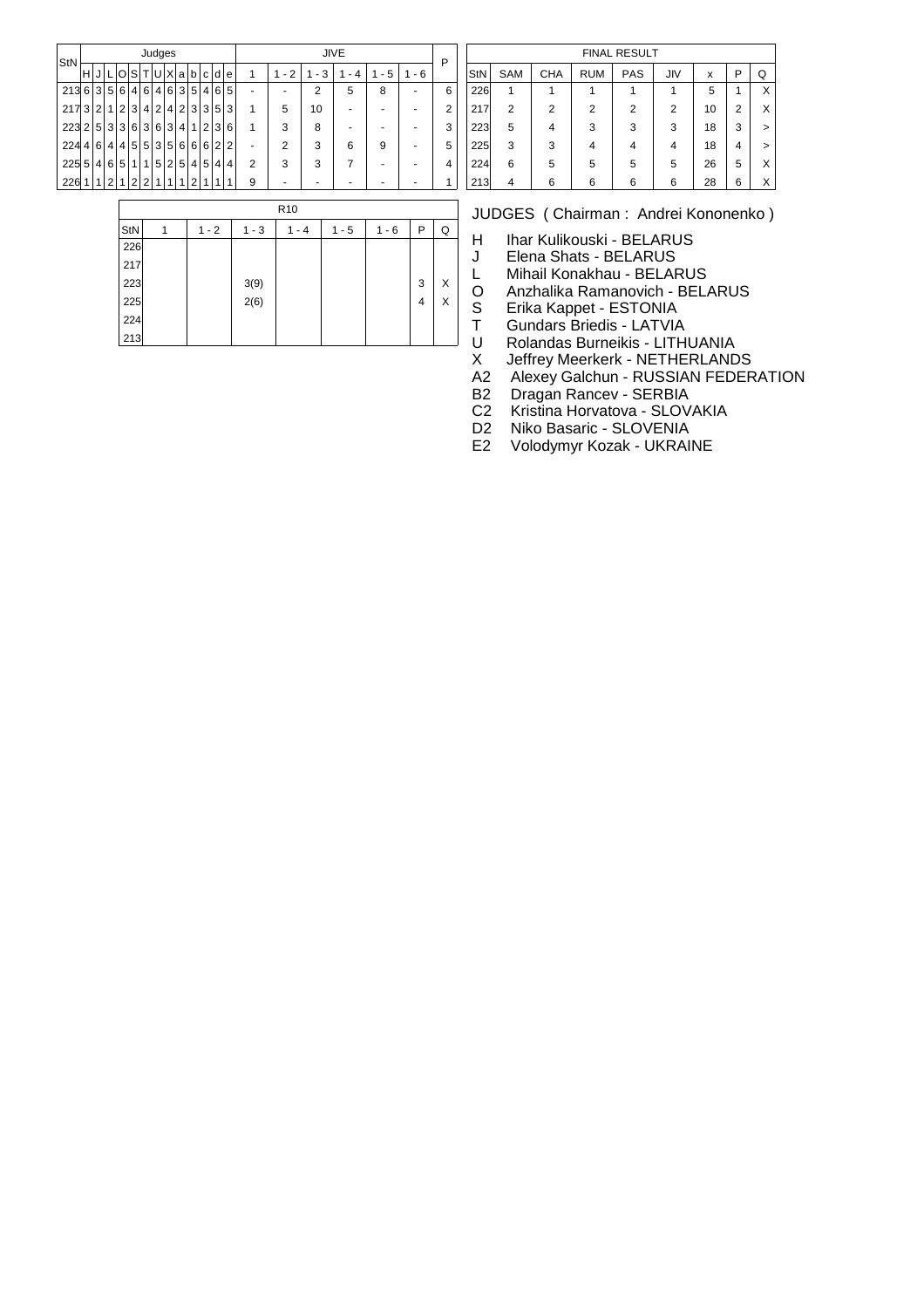| StN | H | J | L | O | S | T | U | X | a | b | c | d | e | 1 | 1 - 2 | 1 - 3 | 1 - 4 | 1 - 5 | 1 - 6 | P |
|---|---|---|---|---|---|---|---|---|---|---|---|---|---|---|---|---|---|---|---|---|
| | Judges | | | | | | | | | | | | | JIVE | | | | | | |
| 213 | 6 | 3 | 5 | 6 | 4 | 6 | 4 | 6 | 3 | 5 | 4 | 6 | 5 | - | - | 2 | 5 | 8 | - | 6 |
| 217 | 3 | 2 | 1 | 2 | 3 | 4 | 2 | 4 | 2 | 3 | 3 | 5 | 3 | 1 | 5 | 10 | - | - | - | 2 |
| 223 | 2 | 5 | 3 | 3 | 6 | 3 | 6 | 3 | 4 | 1 | 2 | 3 | 6 | 1 | 3 | 8 | - | - | - | 3 |
| 224 | 4 | 6 | 4 | 4 | 5 | 5 | 3 | 5 | 6 | 6 | 6 | 2 | 2 | - | 2 | 3 | 6 | 9 | - | 5 |
| 225 | 5 | 4 | 6 | 5 | 1 | 1 | 5 | 2 | 5 | 4 | 5 | 4 | 4 | 2 | 3 | 3 | 7 | - | - | 4 |
| 226 | 1 | 1 | 2 | 1 | 2 | 2 | 1 | 1 | 1 | 2 | 1 | 1 | 1 | 9 | - | - | - | - | - | 1 |

| StN | SAM | CHA | RUM | PAS | JIV | x | P | Q |
|---|---|---|---|---|---|---|---|---|
| FINAL RESULT | | | | | | | | |
| 226 | 1 | 1 | 1 | 1 | 1 | 5 | 1 | X |
| 217 | 2 | 2 | 2 | 2 | 2 | 10 | 2 | X |
| 223 | 5 | 4 | 3 | 3 | 3 | 18 | 3 | > |
| 225 | 3 | 3 | 4 | 4 | 4 | 18 | 4 | > |
| 224 | 6 | 5 | 5 | 5 | 5 | 26 | 5 | X |
| 213 | 4 | 6 | 6 | 6 | 6 | 28 | 6 | X |

| StN | 1 | 1 - 2 | 1 - 3 | 1 - 4 | 1 - 5 | 1 - 6 | P | Q |
|---|---|---|---|---|---|---|---|---|
| R10 | | | | | | | | |
| 226 | | | | | | | | |
| 217 | | | | | | | | |
| 223 | | | 3(9) | | | | 3 | X |
| 225 | | | 2(6) | | | | 4 | X |
| 224 | | | | | | | | |
| 213 | | | | | | | | |

JUDGES ( Chairman : Andrei Kononenko )

- H Ihar Kulikouski - BELARUS
- J Elena Shats - BELARUS
- L Mihail Konakhau - BELARUS
- O Anzhalika Ramanovich - BELARUS
- S Erika Kappet - ESTONIA
- T Gundars Briedis - LATVIA
- U Rolandas Burneikis - LITHUANIA
- X Jeffrey Meerkerk - NETHERLANDS
- A2 Alexey Galchun - RUSSIAN FEDERATION
- B2 Dragan Rancev - SERBIA
- C2 Kristina Horvatova - SLOVAKIA
- D2 Niko Basaric - SLOVENIA
- E2 Volodymyr Kozak - UKRAINE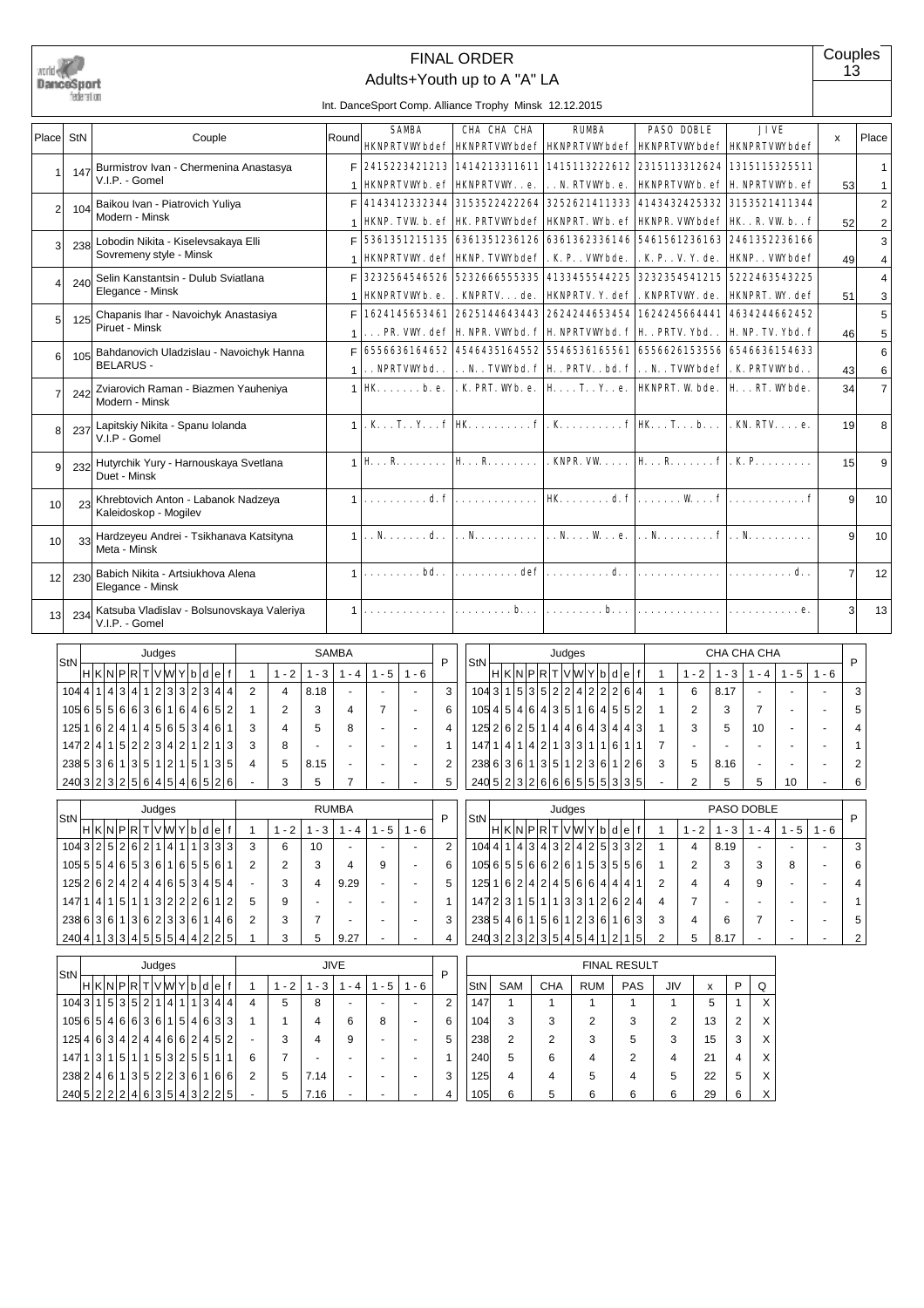# FINAL ORDER

## Adults+Youth up to A "A" LA

Couples 13

Int. DanceSport Comp. Alliance Trophy Minsk 12.12.2015

| Place | StN | Couple | Round | SAMBA HKNPRTVWYbdef | CHA CHA CHA HKNPRTVWYbdef | RUMBA HKNPRTVWYbdef | PASO DOBLE HKNPRTVWYbdef | JIVE HKNPRTVWYbdef | x | Place |
|---|---|---|---|---|---|---|---|---|---|---|
| 1 | 147 | Burmistrov Ivan - Chermenina Anastasya | F | 2415223421213 | 1414213311611 | 1415113222612 | 2315113312624 | 1315115325511 | | 1 |
| | | V.I.P. - Gomel | 1 | HKNPRTVWYb.ef | HKNPRTVWY..e. | ..N.RTVWYb.e. | HKNPRTVWYb.ef | H.NPRTVWYb.ef | 53 | 1 |
| 2 | 104 | Baikou Ivan - Piatrovich Yuliya | F | 4143412332344 | 3153522422264 | 3252621411333 | 4143432425332 | 3153521411344 | | 2 |
| | | Modern - Minsk | 1 | HKNP.TVW.b.ef | HK.PRTVWYbdef | HKNPRT.WYb.ef | HKNPR.VWYbdef | HK..R.VW.b..f | 52 | 2 |
| 3 | 238 | Lobodin Nikita - Kiselevsakaya Elli | F | 5361351215135 | 6361351236126 | 6361362336146 | 5461561236163 | 2461352236166 | | 3 |
| | | Sovremeny style - Minsk | 1 | HKNPRTVWY.def | HKNP.TVWYbdef | .K.P..VWYbde. | .K.P..V.Y.de. | HKNP..VWYbdef | 49 | 4 |
| 4 | 240 | Selin Kanstantsin - Dulub Sviatlana | F | 3232564546526 | 5232666555335 | 4133455544225 | 3232354541215 | 5222463543225 | | 4 |
| | | Elegance - Minsk | 1 | HKNPRTVWYb.e. | .KNPRTV...de. | HKNPRTV.Y.def | .KNPRTVWY.de. | HKNPRT.WY.def | 51 | 3 |
| 5 | 125 | Chapanis Ihar - Navoichyk Anastasiya | F | 1624145653461 | 2625144643443 | 2624244653454 | 1624245664441 | 4634244662452 | | 5 |
| | | Piruet - Minsk | 1 | ...PR.VWY.def | H.NPR.VWYbd.f | H.NPRTVWYbd.f | H..PRTV.Ybd.. | H.NP.TV.Ybd.f | 46 | 5 |
| 6 | 105 | Bahdanovich Uladzislau - Navoichyk Hanna | F | 6556636164652 | 4546435164552 | 5546536165561 | 6556626153556 | 6546636154633 | | 6 |
| | | BELARUS - | 1 | ..NPRTVWYbd.. | ..N..TVWYbd.f | H..PRTV..bd.f | ..N..TVWYbdef | .K.PRTVWYbd.. | 43 | 6 |
| 7 | 242 | Zviarovich Raman - Biazmen Yauheniya | 1 | HK.......b.e. | .K.PRT.WYb.e. | H....T..Y..e. | HKNPRT.W.bde. | H...RT.WYbde. | 34 | 7 |
| | | Modern - Minsk | | | | | | | | |
| 8 | 237 | Lapitskiy Nikita - Spanu Iolanda | 1 | .K...T..Y...f | HK..........f | .K..........f | HK...T...b... | .KN.RTV....e. | 19 | 8 |
| | | V.I.P - Gomel | | | | | | | | |
| 9 | 232 | Hutyrchik Yury - Harnouskaya Svetlana | 1 | H...R........ | H...R........ | .KNPR.VW..... | H...R.......f | .K.P......... | 15 | 9 |
| | | Duet - Minsk | | | | | | | | |
| 10 | 23 | Khrebtovich Anton - Labanok Nadzeya | 1 | ..........d.f | ............. | HK........d.f | .......W....f | ............f | 9 | 10 |
| | | Kaleidoskop - Mogilev | | | | | | | | |
| 10 | 33 | Hardzeyeu Andrei - Tsikhanava Katsityna | 1 | ..N.......d.. | ..N.......... | ..N....W...e. | ..N.........f | ..N.......... | 9 | 10 |
| | | Meta - Minsk | | | | | | | | |
| 12 | 230 | Babich Nikita - Artsiukhova Alena | 1 | .........bd.. | ..........def | ..........d.. | ............. | ..........d.. | 7 | 12 |
| | | Elegance - Minsk | | | | | | | | |
| 13 | 234 | Katsuba Vladislav - Bolsunovskaya Valeriya | 1 | ............. | .........b... | .........b... | ............. | ...........e. | 3 | 13 |
| | | V.I.P. - Gomel | | | | | | | | |

**SAMBA**

| StN | H | K | N | P | R | T | V | W | Y | b | d | e | f | 1 | 1-2 | 1-3 | 1-4 | 1-5 | 1-6 | P |
|---|---|---|---|---|---|---|---|---|---|---|---|---|---|---|---|---|---|---|---|---|
| 104 | 4 | 1 | 4 | 3 | 4 | 1 | 2 | 3 | 3 | 2 | 3 | 4 | 4 | 2 | 4 | 8.18 | - | - | - | 3 |
| 105 | 6 | 5 | 5 | 6 | 6 | 3 | 6 | 1 | 6 | 4 | 6 | 5 | 2 | 1 | 2 | 3 | 4 | 7 | - | 6 |
| 125 | 1 | 6 | 2 | 4 | 1 | 4 | 5 | 6 | 5 | 3 | 4 | 6 | 1 | 3 | 4 | 5 | 8 | - | - | 4 |
| 147 | 2 | 4 | 1 | 5 | 2 | 2 | 3 | 4 | 2 | 1 | 2 | 1 | 3 | 3 | 8 | - | - | - | - | 1 |
| 238 | 5 | 3 | 6 | 1 | 3 | 5 | 1 | 2 | 1 | 5 | 1 | 3 | 5 | 4 | 5 | 8.15 | - | - | - | 2 |
| 240 | 3 | 2 | 3 | 2 | 5 | 6 | 4 | 5 | 4 | 6 | 5 | 2 | 6 | - | 3 | 5 | 7 | - | - | 5 |

**CHA CHA CHA**

| StN | H | K | N | P | R | T | V | W | Y | b | d | e | f | 1 | 1-2 | 1-3 | 1-4 | 1-5 | 1-6 | P |
|---|---|---|---|---|---|---|---|---|---|---|---|---|---|---|---|---|---|---|---|---|
| 104 | 3 | 1 | 5 | 3 | 5 | 2 | 2 | 4 | 2 | 2 | 2 | 6 | 4 | 1 | 6 | 8.17 | - | - | - | 3 |
| 105 | 4 | 5 | 4 | 6 | 4 | 3 | 5 | 1 | 6 | 4 | 5 | 5 | 2 | 1 | 2 | 3 | 7 | - | - | 5 |
| 125 | 2 | 6 | 2 | 5 | 1 | 4 | 4 | 6 | 4 | 3 | 4 | 4 | 3 | 1 | 3 | 5 | 10 | - | - | 4 |
| 147 | 1 | 4 | 1 | 4 | 2 | 1 | 3 | 3 | 1 | 1 | 6 | 1 | 1 | 7 | - | - | - | - | - | 1 |
| 238 | 6 | 3 | 6 | 1 | 3 | 5 | 1 | 2 | 3 | 6 | 1 | 2 | 6 | 3 | 5 | 8.16 | - | - | - | 2 |
| 240 | 5 | 2 | 3 | 2 | 6 | 6 | 6 | 5 | 5 | 5 | 3 | 3 | 5 | - | 2 | 5 | 5 | 10 | - | 6 |

**RUMBA**

| StN | H | K | N | P | R | T | V | W | Y | b | d | e | f | 1 | 1-2 | 1-3 | 1-4 | 1-5 | 1-6 | P |
|---|---|---|---|---|---|---|---|---|---|---|---|---|---|---|---|---|---|---|---|---|
| 104 | 3 | 2 | 5 | 2 | 6 | 2 | 1 | 4 | 1 | 1 | 3 | 3 | 3 | 3 | 6 | 10 | - | - | - | 2 |
| 105 | 5 | 5 | 4 | 6 | 5 | 3 | 6 | 1 | 6 | 5 | 5 | 6 | 1 | 2 | 2 | 3 | 4 | 9 | - | 6 |
| 125 | 2 | 6 | 2 | 4 | 2 | 4 | 4 | 6 | 5 | 3 | 4 | 5 | 4 | - | 3 | 4 | 9.29 | - | - | 5 |
| 147 | 1 | 4 | 1 | 5 | 1 | 1 | 3 | 2 | 2 | 2 | 6 | 1 | 2 | 5 | 9 | - | - | - | - | 1 |
| 238 | 6 | 3 | 6 | 1 | 3 | 6 | 2 | 3 | 3 | 6 | 1 | 4 | 6 | 2 | 3 | 7 | - | - | - | 3 |
| 240 | 4 | 1 | 3 | 3 | 4 | 5 | 5 | 5 | 4 | 4 | 2 | 2 | 5 | 1 | 3 | 5 | 9.27 | - | - | 4 |

**PASO DOBLE**

| StN | H | K | N | P | R | T | V | W | Y | b | d | e | f | 1 | 1-2 | 1-3 | 1-4 | 1-5 | 1-6 | P |
|---|---|---|---|---|---|---|---|---|---|---|---|---|---|---|---|---|---|---|---|---|
| 104 | 4 | 1 | 4 | 3 | 4 | 3 | 2 | 4 | 2 | 5 | 3 | 3 | 2 | 1 | 4 | 8.19 | - | - | - | 3 |
| 105 | 6 | 5 | 5 | 6 | 6 | 2 | 6 | 1 | 5 | 3 | 5 | 5 | 6 | 1 | 2 | 3 | 3 | 8 | - | 6 |
| 125 | 1 | 6 | 2 | 4 | 2 | 4 | 5 | 6 | 6 | 4 | 4 | 4 | 1 | 2 | 4 | 4 | 9 | - | - | 4 |
| 147 | 2 | 3 | 1 | 5 | 1 | 1 | 3 | 3 | 1 | 2 | 6 | 2 | 4 | 4 | 7 | - | - | - | - | 1 |
| 238 | 5 | 4 | 6 | 1 | 5 | 6 | 1 | 2 | 3 | 6 | 1 | 6 | 3 | 3 | 4 | 6 | 7 | - | - | 5 |
| 240 | 3 | 2 | 3 | 2 | 3 | 5 | 4 | 5 | 4 | 1 | 2 | 1 | 5 | 2 | 5 | 8.17 | - | - | - | 2 |

**JIVE**

| StN | H | K | N | P | R | T | V | W | Y | b | d | e | f | 1 | 1-2 | 1-3 | 1-4 | 1-5 | 1-6 | P |
|---|---|---|---|---|---|---|---|---|---|---|---|---|---|---|---|---|---|---|---|---|
| 104 | 3 | 1 | 5 | 3 | 5 | 2 | 1 | 4 | 1 | 1 | 3 | 4 | 4 | 4 | 5 | 8 | - | - | - | 2 |
| 105 | 6 | 5 | 4 | 6 | 6 | 3 | 6 | 1 | 5 | 4 | 6 | 3 | 3 | 1 | 1 | 4 | 6 | 8 | - | 6 |
| 125 | 4 | 6 | 3 | 4 | 2 | 4 | 4 | 6 | 6 | 2 | 4 | 5 | 2 | - | 3 | 4 | 9 | - | - | 5 |
| 147 | 1 | 3 | 1 | 5 | 1 | 1 | 5 | 3 | 2 | 5 | 5 | 1 | 1 | 6 | 7 | - | - | - | - | 1 |
| 238 | 2 | 4 | 6 | 1 | 3 | 5 | 2 | 2 | 3 | 6 | 1 | 6 | 6 | 2 | 5 | 7.14 | - | - | - | 3 |
| 240 | 5 | 2 | 2 | 2 | 4 | 6 | 3 | 5 | 4 | 3 | 2 | 2 | 5 | - | 5 | 7.16 | - | - | - | 4 |

**FINAL RESULT**

| StN | SAM | CHA | RUM | PAS | JIV | x | P | Q |
|---|---|---|---|---|---|---|---|---|
| 147 | 1 | 1 | 1 | 1 | 1 | 5 | 1 | X |
| 104 | 3 | 3 | 2 | 3 | 2 | 13 | 2 | X |
| 238 | 2 | 2 | 3 | 5 | 3 | 15 | 3 | X |
| 240 | 5 | 6 | 4 | 2 | 4 | 21 | 4 | X |
| 125 | 4 | 4 | 5 | 4 | 5 | 22 | 5 | X |
| 105 | 6 | 5 | 6 | 6 | 6 | 29 | 6 | X |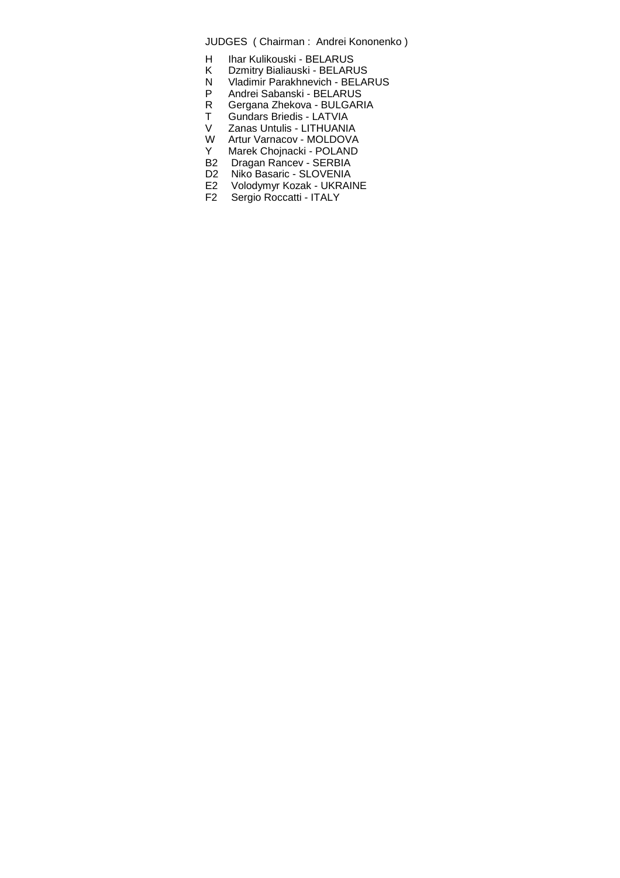JUDGES ( Chairman : Andrei Kononenko )

- H Ihar Kulikouski - BELARUS
- K Dzmitry Bialiauski - BELARUS
- N Vladimir Parakhnevich - BELARUS
- P Andrei Sabanski - BELARUS
- R Gergana Zhekova - BULGARIA
- T Gundars Briedis - LATVIA
- V Zanas Untulis - LITHUANIA
- W Artur Varnacov - MOLDOVA
- Y Marek Chojnacki - POLAND
- B2 Dragan Rancev - SERBIA
- D2 Niko Basaric - SLOVENIA
- E2 Volodymyr Kozak - UKRAINE
- F2 Sergio Roccatti - ITALY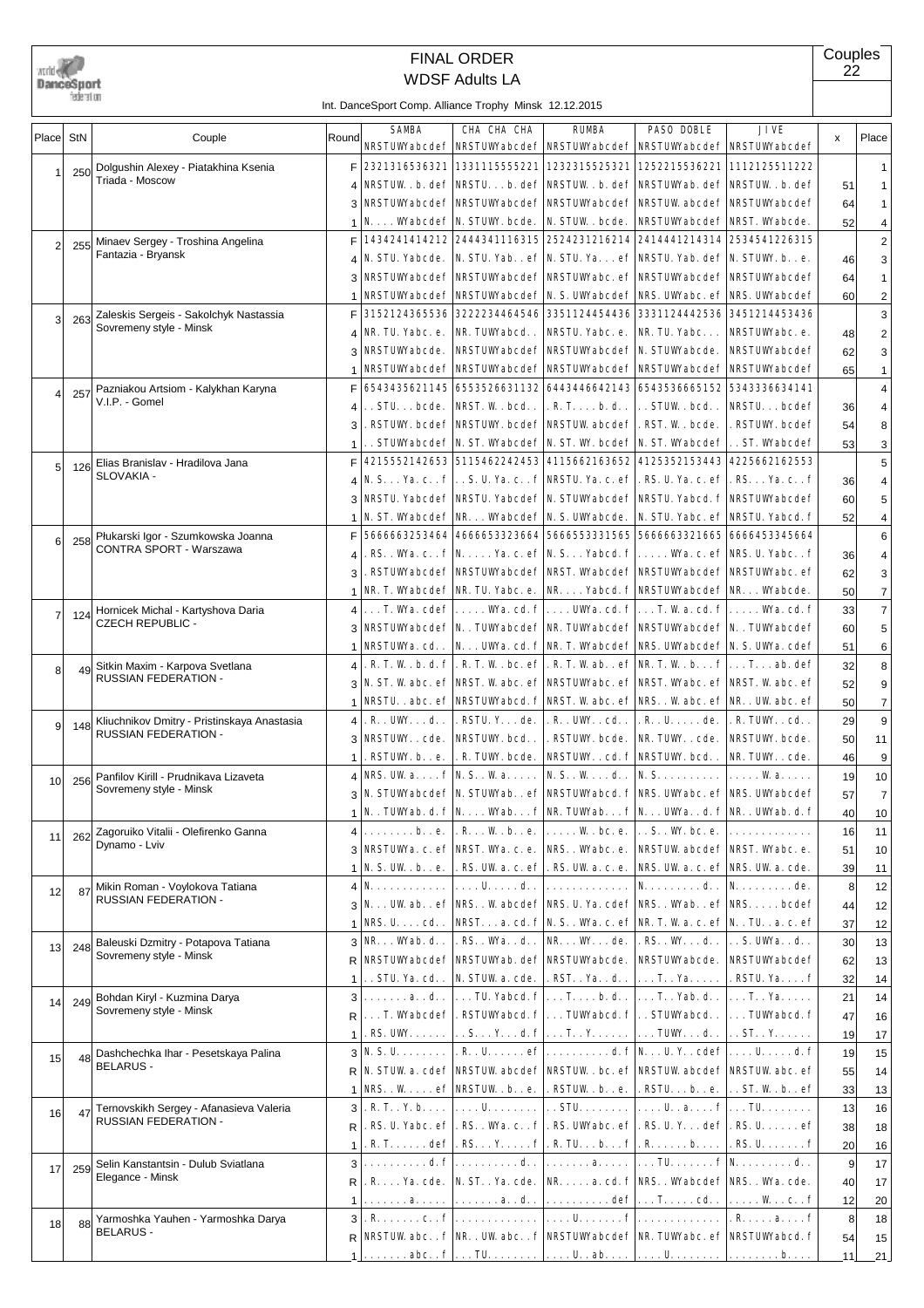# FINAL ORDER

## WDSF Adults LA

Int. DanceSport Comp. Alliance Trophy Minsk 12.12.2015

Couples 22

| Place | StN | Couple | Round | SAMBA NRSTUWYabcdef | CHA CHA CHA NRSTUWYabcdef | RUMBA NRSTUWYabcdef | PASO DOBLE NRSTUWYabcdef | JIVE NRSTUWYabcdef | x | Place |
|---|---|---|---|---|---|---|---|---|---|---|
| 1 | 250 | Dolgushin Alexey - Piatakhina Ksenia<br>Triada - Moscow | F | 2321316536321 | 1331115555221 | 1232315525321 | 1252215536221 | 1112125511222 | | 1 |
| | | | 4 | NRSTUW..b.def | NRSTU...b.def | NRSTUW..b.def | NRSTUWYab.def | NRSTUW..b.def | 51 | 1 |
| | | | 3 | NRSTUWYabcdef | NRSTUWYabcdef | NRSTUWYabcdef | NRSTUW.abcdef | NRSTUWYabcdef | 64 | 1 |
| | | | 1 | N....WYabcdef | N.STUWY.bcde. | N.STUW..bcde. | NRSTUWYabcdef | NRST.WYabcde. | 52 | 4 |
| 2 | 255 | Minaev Sergey - Troshina Angelina<br>Fantazia - Bryansk | F | 1434241414212 | 2444341116315 | 2524231216214 | 2414441214314 | 2534541226315 | | 2 |
| | | | 4 | N.STU.Yabcde. | N.STU.Yab..ef | N.STU.Ya...ef | NRSTU.Yab.def | N.STUWY.b..e. | 46 | 3 |
| | | | 3 | NRSTUWYabcdef | NRSTUWYabcdef | NRSTUWYabc.ef | NRSTUWYabcdef | NRSTUWYabcdef | 64 | 1 |
| | | | 1 | NRSTUWYabcdef | NRSTUWYabcdef | N.S.UWYabcdef | NRS.UWYabc.ef | NRS.UWYabcdef | 60 | 2 |
| 3 | 263 | Zaleskis Sergeis - Sakolchyk Nastassia<br>Sovremeny style - Minsk | F | 3152124365536 | 3222234464546 | 3351124454436 | 3331124442536 | 3451214453436 | | 3 |
| | | | 4 | NR.TU.Yabc.e. | NR.TUWYabcd.. | NRSTU.Yabc.e. | NR.TU.Yabc... | NRSTUWYabc.e. | 48 | 2 |
| | | | 3 | NRSTUWYabcde. | NRSTUWYabcdef | NRSTUWYabcdef | N.STUWYabcde. | NRSTUWYabcdef | 62 | 3 |
| | | | 1 | NRSTUWYabcdef | NRSTUWYabcdef | NRSTUWYabcdef | NRSTUWYabcdef | NRSTUWYabcdef | 65 | 1 |
| 4 | 257 | Pazniakou Artsiom - Kalykhan Karyna<br>V.I.P. - Gomel | F | 6543435621145 | 6553526631132 | 6443446642143 | 6543536665152 | 5343336634141 | | 4 |
| | | | 4 | ..STU...bcde. | NRST.W..bcd.. | .R.T....b.d.. | ..STUW..bcd.. | NRSTU....bcdef | 36 | 4 |
| | | | 3 | .RSTUWY.bcdef | NRSTUWY.bcdef | NRSTUW.abcdef | .RST.W..bcde. | .RSTUWY.bcdef | 54 | 8 |
| | | | 1 | ..STUWYabcdef | N.ST.WYabcdef | N.ST.WY.bcdef | N.ST.WYabcdef | ..ST.WYabcdef | 53 | 3 |
| 5 | 126 | Elias Branislav - Hradilova Jana<br>SLOVAKIA - | F | 4215552142653 | 5115462242453 | 4115662163652 | 4125352153443 | 4225662162553 | | 5 |
| | | | 4 | N.S...Ya.c..f | ..S.U.Ya.c..f | NRSTU.Ya.c.ef | .RS.U.Ya.c.ef | .RS...Ya.c..f | 36 | 4 |
| | | | 3 | NRSTU.Yabcdef | NRSTU.Yabcdef | N.STUWYabcdef | NRSTU.Yabcd.f | NRSTUWYabcdef | 60 | 5 |
| | | | 1 | N.ST.WYabcdef | NR...WYabcdef | N.S.UWYabcde. | N.STU.Yabc.ef | NRSTU.Yabcd.f | 52 | 4 |
| 6 | 258 | Płukarski Igor - Szumkowska Joanna<br>CONTRA SPORT - Warszawa | F | 5666663253464 | 4666653323664 | 5666553331565 | 5666663321665 | 6666453345664 | | 6 |
| | | | 4 | .RS..WYa.c..f | N.....Ya.c.ef | N.S...Yabcd.f | ......WYa.c.ef | NRS.U.Yabc..f | 36 | 4 |
| | | | 3 | .RSTUWYabcdef | NRSTUWYabcdef | NRST.WYabcdef | NRSTUWYabcdef | NRSTUWYabc.ef | 62 | 3 |
| | | | 1 | NR.T.WYabcdef | NR.TU.Yabc.e. | NR....Yabcd.f | NRSTUWYabcdef | NR....WYabcde. | 50 | 7 |
| 7 | 124 | Hornicek Michal - Kartyshova Daria<br>CZECH REPUBLIC - | 4 | ...T.WYa.cdef | .....WYa.cd.f | ....UWYa.cd.f | ...T.W.a.cd.f | .....WYa.cd.f | 33 | 7 |
| | | | 3 | NRSTUWYabcdef | N..TUWYabcdef | NR.TUWYabcdef | NRSTUWYabcdef | N..TUWYabcdef | 60 | 5 |
| | | | 1 | NRSTUWYa.cd.. | N...UWYa.cd.f | NR.T.WYabcdef | NRS.UWYabcdef | N.S.UWYa.cdef | 51 | 6 |
| 8 | 49 | Sitkin Maxim - Karpova Svetlana<br>RUSSIAN FEDERATION - | 4 | .R.T.W..b.d.f | .R.T.W..bc.ef | .R.T.W.ab..ef | NR.T.W..b...f | ...T...ab.def | 32 | 8 |
| | | | 3 | N.ST.W.abc.ef | NRST.W.abc.ef | NRSTUWYabc.ef | NRST.WYabc.ef | NRST.W.abc.ef | 52 | 9 |
| | | | 1 | NRSTU..abc.ef | NRSTUWYabcd.f | NRST.W.abc.ef | NRS..W.abc.ef | NR..UW.abc.ef | 50 | 7 |
| 9 | 148 | Kliuchnikov Dmitry - Pristinskaya Anastasia<br>RUSSIAN FEDERATION - | 4 | .R..UWY...d.. | .RSTU.Y...de. | .R..UWY...cd.. | .R..U.....de. | .R.TUWY...cd.. | 29 | 9 |
| | | | 3 | NRSTUWY..cde. | NRSTUWY.bcd.. | .RSTUWY.bcde. | NR.TUWY..cde. | NRSTUWY.bcde. | 50 | 11 |
| | | | 1 | .RSTUWY.b..e. | .R.TUWY.bcde. | NRSTUWY...cd.f | NRSTUWY.bcd.. | NR.TUWY..cde. | 46 | 9 |
| 10 | 256 | Panfilov Kirill - Prudnikava Lizaveta<br>Sovremeny style - Minsk | 4 | NRS.UW.a....f | N.S..W.a..... | N.S..W....d.. | N.S.......... | .....W.a..... | 19 | 10 |
| | | | 3 | N.STUWYabcdef | N.STUWYab..ef | NRSTUWYabcd.f | NRS.UWYabc.ef | NRS.UWYabcdef | 57 | 7 |
| | | | 1 | N..TUWYab.d.f | N....WYab...f | NR.TUWYab...f | N...UWYa..d.f | NR..UWYab.d.f | 40 | 10 |
| 11 | 262 | Zagoruiko Vitalii - Olefirenko Ganna<br>Dynamo - Lviv | 4 | ........b..e. | .R...W..b..e. | .....W..bc.e. | ..S..WY.bc.e. | ............. | 16 | 11 |
| | | | 3 | NRSTUWYa.c.ef | NRST.WYa.c.e. | NRS..WYabc.e. | NRSTUW.abcdef | NRST.WYabc.e. | 51 | 10 |
| | | | 1 | N.S.UW..b..e. | .RS.UW.a.c.ef | .RS.UW.a.c.e. | NRS.UW.a.c.ef | NRS.UW.a.cde. | 39 | 11 |
| 12 | 87 | Mikin Roman - Voylokova Tatiana<br>RUSSIAN FEDERATION - | 4 | N............ | ....U.....d.. | ............. | N.........d.. | N.........de. | 8 | 12 |
| | | | 3 | N...UW.ab..ef | NRS..W.abcdef | NRS.U.Ya.cdef | NRS..WYab..ef | NRS.....bcdef | 44 | 12 |
| | | | 1 | NRS.U....cd.. | NRST...a.cd.f | N.S..WYa.c.ef | NR.T.W.a.c.ef | N..TU..a.c.ef | 37 | 12 |
| 13 | 248 | Baleuski Dzmitry - Potapova Tatiana<br>Sovremeny style - Minsk | 3 | NR...WYab.d.. | .RS..WYa..d.. | NR...WY...de. | .RS..WY...d.. | ..S.UWYa..d.. | 30 | 13 |
| | | | R | NRSTUWYabcdef | NRSTUWYab.def | NRSTUWYabcde. | NRSTUWYabcde. | NRSTUWYabcdef | 62 | 13 |
| | | | 1 | ..STU.Ya.cd.. | N.STUW.a.cde. | .RST..Ya..d.. | ...T..Ya..... | .RSTU.Ya....f | 32 | 14 |
| 14 | 249 | Bohdan Kiryl - Kuzmina Darya<br>Sovremeny style - Minsk | 3 | .......a..d.. | ...TU.Yabcd.f | ...T.....b.d.. | ...T..Yab.d.. | ...T..Ya..... | 21 | 14 |
| | | | R | ...T.WYabcdef | .RSTUWYabcd.f | ...TUWYabcd.f | ..STUWYabcd.. | ...TUWYabcd.f | 47 | 16 |
| | | | 1 | .RS.UWY...... | ..S...Y...d.f | ...T..Y...... | ...TUWY...d.. | ..ST..Y...... | 19 | 17 |
| 15 | 48 | Dashchechka Ihar - Pesetskaya Palina<br>BELARUS - | 3 | N.S.U........ | .R..U.......ef | ..........d.f | N...U.Y..cdef | ....U.....d.f | 19 | 15 |
| | | | R | N.STUW.a.cdef | NRSTUW.abcdef | NRSTUW..bc.ef | NRSTUW.abcdef | NRSTUW.abc.ef | 55 | 14 |
| | | | 1 | NRS..W.....ef | NRSTUW..b..e. | .RSTUW..b..e. | .RSTU...b..e. | ..ST.W..b..ef | 33 | 13 |
| 16 | 47 | Ternovskikh Sergey - Afanasieva Valeria<br>RUSSIAN FEDERATION - | 3 | .R.T..Y.b.... | ....U........ | ..STU........ | ....U..a....f | ...TU........ | 13 | 16 |
| | | | R | .RS.U.Yabc.ef | .RS..WYa.c..f | .RS.UWYabc.ef | .RS.U.Y...def | .RS.U......ef | 38 | 18 |
| | | | 1 | .R.T......def | .RS...Y.....f | .R.TU...b...f | .R.......b.... | .RS.U.......f | 20 | 16 |
| 17 | 259 | Selin Kanstantsin - Dulub Sviatlana<br>Elegance - Minsk | 3 | ..........d.f | ..........d.. | .......a..... | ...TU.......f | N.........d.. | 9 | 17 |
| | | | R | .R....Ya.cde. | N.ST..Ya.cde. | NR.....a.cd.f | NRS..WYabcdef | NRS..WYa.cde. | 40 | 17 |
| | | | 1 | .......a..... | .......a..d.. | ..........def | ...T.....cd.. | .....W...c..f | 12 | 20 |
| 18 | 88 | Yarmoshka Yauhen - Yarmoshka Darya<br>BELARUS - | 3 | .R.......c..f | ............. | ....U.......f | ............. | .R.......a....f | 8 | 18 |
| | | | R | NRSTUW.abc..f | NR..UW.abc..f | NRSTUWYabcdef | NR.TUWYabc.ef | NRSTUWYabcd.f | 54 | 15 |
| | | | 1 | .......abc..f | ...TU........ | ....U..ab.... | ....U........ | .........b.... | 11 | 21 |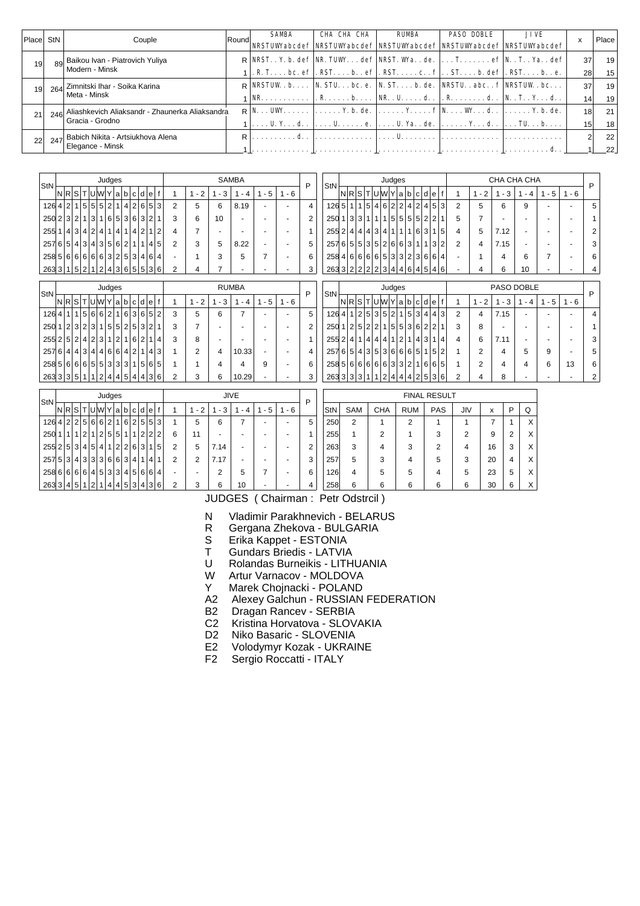| Place | StN | Couple | Round | SAMBA NRSTUWYabcdef | CHA CHA CHA NRSTUWYabcdef | RUMBA NRSTUWYabcdef | PASO DOBLE NRSTUWYabcdef | JIVE NRSTUWYabcdef | x | Place |
|---|---|---|---|---|---|---|---|---|---|---|
| 19 | 89 | Baikou Ivan - Piatrovich Yuliya Modern - Minsk | R | NRST..Y.b.def | NR.TUWY...def | NRST.WYa..de. | ....T.......ef | N..T..Ya..def | 37 | 19 |
| | | | 1 | .R.T....bc.ef | .RST....b..ef | .RST.....c..f | ..ST....b.def | .RST....b..e. | 28 | 15 |
| 19 | 264 | Zimnitski Ihar - Soika Karina Meta - Minsk | R | NRSTUW..b.... | N.STU...bc.e. | N.ST....b.de. | NRSTU..abc..f | NRSTUW..bc... | 37 | 19 |
| | | | 1 | NR........... | .R......b.... | NR..U.....d.. | .R........d.. | N..T..Y...d.. | 14 | 19 |
| 21 | 246 | Aliashkevich Aliaksandr - Zhaunerka Aliaksandra Gracia - Grodno | R | N...UWY...... | ......Y.b.de. | ......Y.....f | N....WY...d.. | ......Y.b.de. | 18 | 21 |
| | | | 1 | ....U.Y...d.. | ....U.....e. | ....U.Ya..de. | ......Y...d.. | ...TU....b.... | 15 | 18 |
| 22 | 247 | Babich Nikita - Artsiukhova Alena Elegance - Minsk | R | ..........d.. | ............. | ....U........ | ............. | ............. | 2 | 22 |
| | | | 1 | ............. | ............. | ............. | ............. | ..........d.. | 1 | 22 |

**SAMBA**

| StN | N | R | S | T | U | W | Y | a | b | c | d | e | f | 1 | 1-2 | 1-3 | 1-4 | 1-5 | 1-6 | P |
|---|---|---|---|---|---|---|---|---|---|---|---|---|---|---|---|---|---|---|---|---|
| 126 | 4 | 2 | 1 | 5 | 5 | 5 | 2 | 1 | 4 | 2 | 6 | 5 | 3 | 2 | 5 | 6 | 8.19 | - | - | 4 |
| 250 | 2 | 3 | 2 | 1 | 3 | 1 | 6 | 5 | 3 | 6 | 3 | 2 | 1 | 3 | 6 | 10 | - | - | - | 2 |
| 255 | 1 | 4 | 3 | 4 | 2 | 4 | 1 | 4 | 1 | 4 | 2 | 1 | 2 | 4 | 7 | - | - | - | - | 1 |
| 257 | 6 | 5 | 4 | 3 | 4 | 3 | 5 | 6 | 2 | 1 | 1 | 4 | 5 | 2 | 3 | 5 | 8.22 | - | - | 5 |
| 258 | 5 | 6 | 6 | 6 | 6 | 6 | 3 | 2 | 5 | 3 | 4 | 6 | 4 | - | 1 | 3 | 5 | 7 | - | 6 |
| 263 | 3 | 1 | 5 | 2 | 1 | 2 | 4 | 3 | 6 | 5 | 5 | 3 | 6 | 2 | 4 | 7 | - | - | - | 3 |

**CHA CHA CHA**

| StN | N | R | S | T | U | W | Y | a | b | c | d | e | f | 1 | 1-2 | 1-3 | 1-4 | 1-5 | 1-6 | P |
|---|---|---|---|---|---|---|---|---|---|---|---|---|---|---|---|---|---|---|---|---|
| 126 | 5 | 1 | 1 | 5 | 4 | 6 | 2 | 2 | 4 | 2 | 4 | 5 | 3 | 2 | 5 | 6 | 9 | - | - | 5 |
| 250 | 1 | 3 | 3 | 1 | 1 | 1 | 5 | 5 | 5 | 5 | 2 | 2 | 1 | 5 | 7 | - | - | - | - | 1 |
| 255 | 2 | 4 | 4 | 4 | 3 | 4 | 1 | 1 | 1 | 6 | 3 | 1 | 5 | 4 | 5 | 7.12 | - | - | - | 2 |
| 257 | 6 | 5 | 5 | 3 | 5 | 2 | 6 | 6 | 3 | 1 | 1 | 3 | 2 | 2 | 4 | 7.15 | - | - | - | 3 |
| 258 | 4 | 6 | 6 | 6 | 6 | 5 | 3 | 3 | 2 | 3 | 6 | 6 | 4 | - | 1 | 4 | 6 | 7 | - | 6 |
| 263 | 3 | 2 | 2 | 2 | 2 | 3 | 4 | 4 | 6 | 4 | 5 | 4 | 6 | - | 4 | 6 | 10 | - | - | 4 |

**RUMBA**

| StN | N | R | S | T | U | W | Y | a | b | c | d | e | f | 1 | 1-2 | 1-3 | 1-4 | 1-5 | 1-6 | P |
|---|---|---|---|---|---|---|---|---|---|---|---|---|---|---|---|---|---|---|---|---|
| 126 | 4 | 1 | 1 | 5 | 6 | 6 | 2 | 1 | 6 | 3 | 6 | 5 | 2 | 3 | 5 | 6 | 7 | - | - | 5 |
| 250 | 1 | 2 | 3 | 2 | 3 | 1 | 5 | 5 | 2 | 5 | 3 | 2 | 1 | 3 | 7 | - | - | - | - | 2 |
| 255 | 2 | 5 | 2 | 4 | 2 | 3 | 1 | 2 | 1 | 6 | 2 | 1 | 4 | 3 | 8 | - | - | - | - | 1 |
| 257 | 6 | 4 | 4 | 3 | 4 | 4 | 6 | 6 | 4 | 2 | 1 | 4 | 3 | 1 | 2 | 4 | 10.33 | - | - | 4 |
| 258 | 5 | 6 | 6 | 6 | 5 | 5 | 3 | 3 | 3 | 1 | 5 | 6 | 5 | 1 | 1 | 4 | 4 | 9 | - | 6 |
| 263 | 3 | 3 | 5 | 1 | 1 | 2 | 4 | 4 | 5 | 4 | 4 | 3 | 6 | 2 | 3 | 6 | 10.29 | - | - | 3 |

**PASO DOBLE**

| StN | N | R | S | T | U | W | Y | a | b | c | d | e | f | 1 | 1-2 | 1-3 | 1-4 | 1-5 | 1-6 | P |
|---|---|---|---|---|---|---|---|---|---|---|---|---|---|---|---|---|---|---|---|---|
| 126 | 4 | 1 | 2 | 5 | 3 | 5 | 2 | 1 | 5 | 3 | 4 | 4 | 3 | 2 | 4 | 7.15 | - | - | - | 4 |
| 250 | 1 | 2 | 5 | 2 | 2 | 1 | 5 | 5 | 3 | 6 | 2 | 2 | 1 | 3 | 8 | - | - | - | - | 1 |
| 255 | 2 | 4 | 1 | 4 | 4 | 4 | 1 | 2 | 1 | 4 | 3 | 1 | 4 | 4 | 6 | 7.11 | - | - | - | 3 |
| 257 | 6 | 5 | 4 | 3 | 5 | 3 | 6 | 6 | 6 | 5 | 1 | 5 | 2 | 1 | 2 | 4 | 5 | 9 | - | 5 |
| 258 | 5 | 6 | 6 | 6 | 6 | 6 | 3 | 3 | 2 | 1 | 6 | 6 | 5 | 1 | 2 | 4 | 4 | 6 | 13 | 6 |
| 263 | 3 | 3 | 3 | 1 | 1 | 2 | 4 | 4 | 4 | 2 | 5 | 3 | 6 | 2 | 4 | 8 | - | - | - | 2 |

**JIVE**

| StN | N | R | S | T | U | W | Y | a | b | c | d | e | f | 1 | 1-2 | 1-3 | 1-4 | 1-5 | 1-6 | P |
|---|---|---|---|---|---|---|---|---|---|---|---|---|---|---|---|---|---|---|---|---|
| 126 | 4 | 2 | 2 | 5 | 6 | 6 | 2 | 1 | 6 | 2 | 5 | 5 | 3 | 1 | 5 | 6 | 7 | - | - | 5 |
| 250 | 1 | 1 | 1 | 2 | 1 | 2 | 5 | 5 | 1 | 1 | 2 | 2 | 2 | 6 | 11 | - | - | - | - | 1 |
| 255 | 2 | 5 | 3 | 4 | 5 | 4 | 1 | 2 | 2 | 6 | 3 | 1 | 5 | 2 | 5 | 7.14 | - | - | - | 2 |
| 257 | 5 | 3 | 4 | 3 | 3 | 3 | 6 | 6 | 3 | 4 | 1 | 4 | 1 | 2 | 2 | 7.17 | - | - | - | 3 |
| 258 | 6 | 6 | 6 | 6 | 4 | 5 | 3 | 3 | 4 | 5 | 6 | 6 | 4 | - | - | 2 | 5 | 7 | - | 6 |
| 263 | 3 | 4 | 5 | 1 | 2 | 1 | 4 | 4 | 5 | 3 | 4 | 3 | 6 | 2 | 3 | 6 | 10 | - | - | 4 |

**FINAL RESULT**

| StN | SAM | CHA | RUM | PAS | JIV | x | P | Q |
|---|---|---|---|---|---|---|---|---|
| 250 | 2 | 1 | 2 | 1 | 1 | 7 | 1 | X |
| 255 | 1 | 2 | 1 | 3 | 2 | 9 | 2 | X |
| 263 | 3 | 4 | 3 | 2 | 4 | 16 | 3 | X |
| 257 | 5 | 3 | 4 | 5 | 3 | 20 | 4 | X |
| 126 | 4 | 5 | 5 | 4 | 5 | 23 | 5 | X |
| 258 | 6 | 6 | 6 | 6 | 6 | 30 | 6 | X |

JUDGES ( Chairman : Petr Odstrcil )

- N Vladimir Parakhnevich - BELARUS
- R Gergana Zhekova - BULGARIA
- S Erika Kappet - ESTONIA
- T Gundars Briedis - LATVIA
- U Rolandas Burneikis - LITHUANIA
- W Artur Varnacov - MOLDOVA
- Y Marek Chojnacki - POLAND
- A2 Alexey Galchun - RUSSIAN FEDERATION
- B2 Dragan Rancev - SERBIA
- C2 Kristina Horvatova - SLOVAKIA
- D2 Niko Basaric - SLOVENIA
- E2 Volodymyr Kozak - UKRAINE
- F2 Sergio Roccatti - ITALY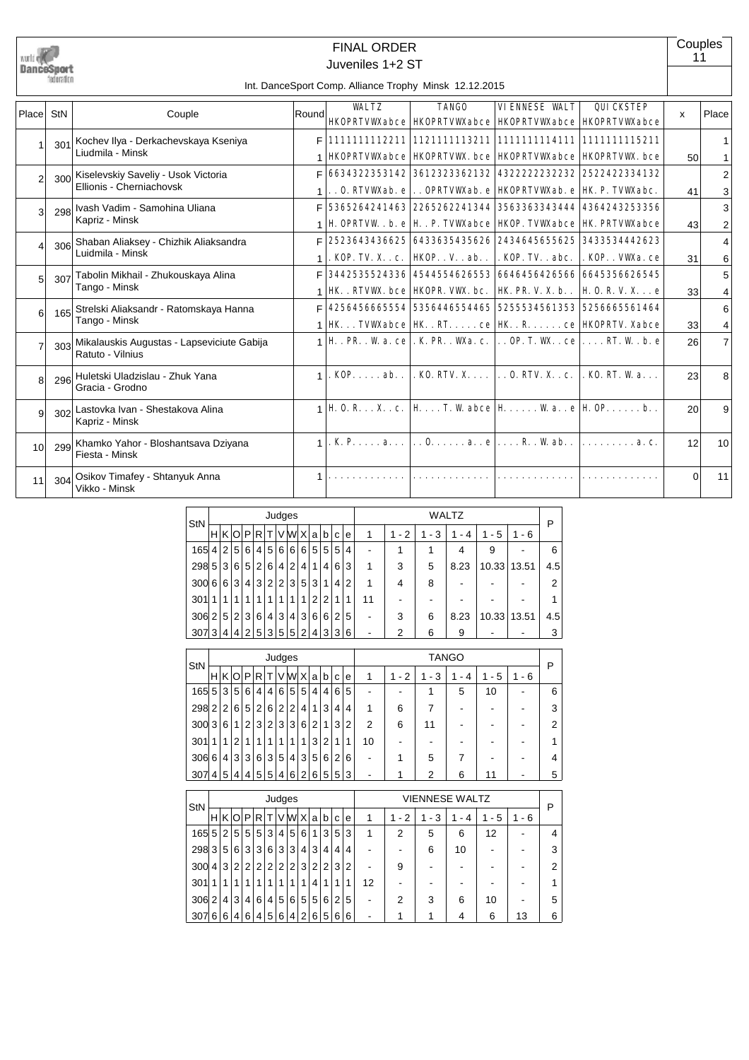# FINAL ORDER

## Juveniles 1+2 ST

Couples 11

Int. DanceSport Comp. Alliance Trophy Minsk 12.12.2015

| Place | StN | Couple | Round | WALTZ HKOPRTVWXabce | TANGO HKOPRTVWXabce | VIENNESE WALTZ HKOPRTVWXabce | QUICKSTEP HKOPRTVWXabce | x | Place |
|---|---|---|---|---|---|---|---|---|---|
| 1 | 301 | Kochev Ilya - Derkachevskaya Kseniya<br>Liudmila - Minsk | F | 1111111112211 | 1121111113211 | 1111111114111 | 1111111115211 | | 1 |
| | | | 1 | HKOPRTVWXabce | HKOPRTVWX.bce | HKOPRTVWXabce | HKOPRTVWX.bce | 50 | 1 |
| 2 | 300 | Kiselevskiy Saveliy - Usok Victoria<br>Ellionis - Cherniachovsk | F | 6634322353142 | 3612323362132 | 4322222232232 | 2522422334132 | | 2 |
| | | | 1 | ..O.RTVWXab.e | ..OPRTVWXab.e | HKOPRTVWXab.e | HK.P.TVWXabc. | 41 | 3 |
| 3 | 298 | Ivash Vadim - Samohina Uliana<br>Kapriz - Minsk | F | 5365264241463 | 2265262241344 | 3563363343444 | 4364243253356 | | 3 |
| | | | 1 | H.OPRTVW..b.e | H..P.TVWXabce | HKOP.TVWXabce | HK.PRTVWXabce | 43 | 2 |
| 4 | 306 | Shaban Aliaksey - Chizhik Aliaksandra<br>Luidmila - Minsk | F | 2523643436625 | 6433635435626 | 2434645655625 | 3433534442623 | | 4 |
| | | | 1 | .KOP.TV.X..c. | HKOP..V..ab.. | .KOP.TV..abc. | .KOP..VWXa.ce | 31 | 6 |
| 5 | 307 | Tabolin Mikhail - Zhukouskaya Alina<br>Tango - Minsk | F | 3442535524336 | 4544554626553 | 6646456426566 | 6645356626545 | | 5 |
| | | | 1 | HK..RTVWX.bce | HKOPR.VWX.bc. | HK.PR.V.X.b.. | H.O.R.V.X...e | 33 | 4 |
| 6 | 165 | Strelski Aliaksandr - Ratomskaya Hanna<br>Tango - Minsk | F | 4256456665554 | 5356446554465 | 5255534561353 | 5256665561464 | | 6 |
| | | | 1 | HK...TVWXabce | HK..RT.....ce | HK..R......ce | HKOPRTV.Xabce | 33 | 4 |
| 7 | 303 | Mikalauskis Augustas - Lapseviciute Gabija<br>Ratuto - Vilnius | 1 | H..PR..W.a.ce | .K.PR..WXa.c. | ..OP.T.WX..ce | ....RT.W..b.e | 26 | 7 |
| 8 | 296 | Huletski Uladzislau - Zhuk Yana<br>Gracia - Grodno | 1 | .KOP.....ab.. | .KO.RTV.X.... | ..O.RTV.X..c. | .KO.RT.W.a... | 23 | 8 |
| 9 | 302 | Lastovka Ivan - Shestakova Alina<br>Kapriz - Minsk | 1 | H.O.R...X..c. | H....T.W.abce | H......W.a..e | H.OP......b.. | 20 | 9 |
| 10 | 299 | Khamko Yahor - Bloshantsava Dziyana<br>Fiesta - Minsk | 1 | .K.P.....a... | ..O......a..e | ....R..W.ab.. | .........a.c. | 12 | 10 |
| 11 | 304 | Osikov Timafey - Shtanyuk Anna<br>Vikko - Minsk | 1 | ............. | ............. | ............. | ............. | 0 | 11 |

| StN | H | K | O | P | R | T | V | W | X | a | b | c | e | 1 | 1 - 2 | 1 - 3 | 1 - 4 | 1 - 5 | 1 - 6 | P |
|---|---|---|---|---|---|---|---|---|---|---|---|---|---|---|---|---|---|---|---|---|
| **WALTZ** | | | | | | | | | | | | | | | | | | | | |
| 165 | 4 | 2 | 5 | 6 | 4 | 5 | 6 | 6 | 6 | 5 | 5 | 5 | 4 | - | 1 | 1 | 4 | 9 | - | 6 |
| 298 | 5 | 3 | 6 | 5 | 2 | 6 | 4 | 2 | 4 | 1 | 4 | 6 | 3 | 1 | 3 | 5 | 8.23 | 10.33 | 13.51 | 4.5 |
| 300 | 6 | 6 | 3 | 4 | 3 | 2 | 2 | 3 | 5 | 3 | 1 | 4 | 2 | 1 | 4 | 8 | - | - | - | 2 |
| 301 | 1 | 1 | 1 | 1 | 1 | 1 | 1 | 1 | 1 | 2 | 2 | 1 | 1 | 11 | - | - | - | - | - | 1 |
| 306 | 2 | 5 | 2 | 3 | 6 | 4 | 3 | 4 | 3 | 6 | 6 | 2 | 5 | - | 3 | 6 | 8.23 | 10.33 | 13.51 | 4.5 |
| 307 | 3 | 4 | 4 | 2 | 5 | 3 | 5 | 5 | 2 | 4 | 3 | 3 | 6 | - | 2 | 6 | 9 | - | - | 3 |
| **TANGO** | | | | | | | | | | | | | | | | | | | | |
| 165 | 5 | 3 | 5 | 6 | 4 | 4 | 6 | 5 | 5 | 4 | 4 | 6 | 5 | - | - | 1 | 5 | 10 | - | 6 |
| 298 | 2 | 2 | 6 | 5 | 2 | 6 | 2 | 2 | 4 | 1 | 3 | 4 | 4 | 1 | 6 | 7 | - | - | - | 3 |
| 300 | 3 | 6 | 1 | 2 | 3 | 2 | 3 | 3 | 6 | 2 | 1 | 3 | 2 | 2 | 6 | 11 | - | - | - | 2 |
| 301 | 1 | 1 | 2 | 1 | 1 | 1 | 1 | 1 | 1 | 3 | 2 | 1 | 1 | 10 | - | - | - | - | - | 1 |
| 306 | 6 | 4 | 3 | 3 | 6 | 3 | 5 | 4 | 3 | 5 | 6 | 2 | 6 | - | 1 | 5 | 7 | - | - | 4 |
| 307 | 4 | 5 | 4 | 4 | 5 | 5 | 4 | 6 | 2 | 6 | 5 | 5 | 3 | - | 1 | 2 | 6 | 11 | - | 5 |
| **VIENNESE WALTZ** | | | | | | | | | | | | | | | | | | | | |
| 165 | 5 | 2 | 5 | 5 | 5 | 3 | 4 | 5 | 6 | 1 | 3 | 5 | 3 | 1 | 2 | 5 | 6 | 12 | - | 4 |
| 298 | 3 | 5 | 6 | 3 | 3 | 6 | 3 | 3 | 4 | 3 | 4 | 4 | 4 | - | - | 6 | 10 | - | - | 3 |
| 300 | 4 | 3 | 2 | 2 | 2 | 2 | 2 | 2 | 3 | 2 | 2 | 3 | 2 | - | 9 | - | - | - | - | 2 |
| 301 | 1 | 1 | 1 | 1 | 1 | 1 | 1 | 1 | 1 | 4 | 1 | 1 | 1 | 12 | - | - | - | - | - | 1 |
| 306 | 2 | 4 | 3 | 4 | 6 | 4 | 5 | 6 | 5 | 5 | 6 | 2 | 5 | - | 2 | 3 | 6 | 10 | - | 5 |
| 307 | 6 | 6 | 4 | 6 | 4 | 5 | 6 | 4 | 2 | 6 | 5 | 6 | 6 | - | 1 | 1 | 4 | 6 | 13 | 6 |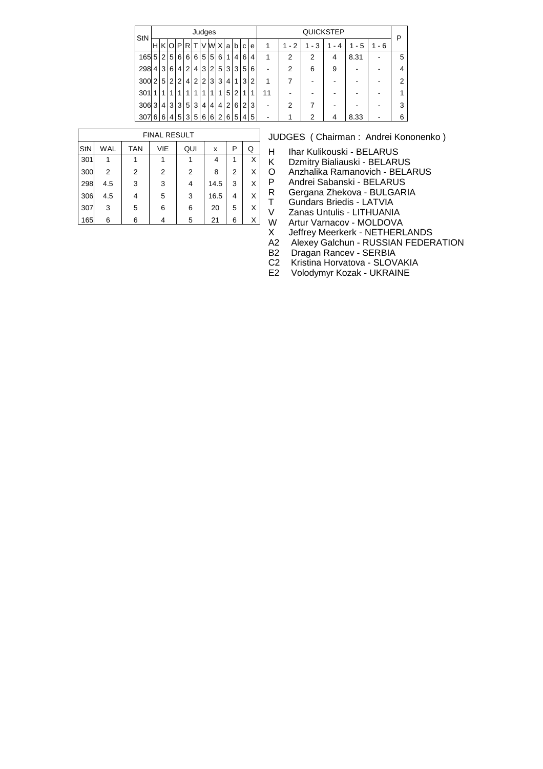| StN | Judges | | | | | | | | | | | | | QUICKSTEP | | | | | | P |
|---|---|---|---|---|---|---|---|---|---|---|---|---|---|---|---|---|---|---|---|---|
| | H | K | O | P | R | T | V | W | X | a | b | c | e | 1 | 1 - 2 | 1 - 3 | 1 - 4 | 1 - 5 | 1 - 6 | |
| 165 | 5 | 2 | 5 | 6 | 6 | 6 | 5 | 5 | 6 | 1 | 4 | 6 | 4 | 1 | 2 | 2 | 4 | 8.31 | - | 5 |
| 298 | 4 | 3 | 6 | 4 | 2 | 4 | 3 | 2 | 5 | 3 | 3 | 5 | 6 | - | 2 | 6 | 9 | - | - | 4 |
| 300 | 2 | 5 | 2 | 2 | 4 | 2 | 2 | 3 | 3 | 4 | 1 | 3 | 2 | 1 | 7 | - | - | - | - | 2 |
| 301 | 1 | 1 | 1 | 1 | 1 | 1 | 1 | 1 | 1 | 5 | 2 | 1 | 1 | 11 | - | - | - | - | - | 1 |
| 306 | 3 | 4 | 3 | 3 | 5 | 3 | 4 | 4 | 4 | 2 | 6 | 2 | 3 | - | 2 | 7 | - | - | - | 3 |
| 307 | 6 | 6 | 4 | 5 | 3 | 5 | 6 | 6 | 2 | 6 | 5 | 4 | 5 | - | 1 | 2 | 4 | 8.33 | - | 6 |

| FINAL RESULT | | | | | | | |
|---|---|---|---|---|---|---|---|
| StN | WAL | TAN | VIE | QUI | x | P | Q |
| 301 | 1 | 1 | 1 | 1 | 4 | 1 | X |
| 300 | 2 | 2 | 2 | 2 | 8 | 2 | X |
| 298 | 4.5 | 3 | 3 | 4 | 14.5 | 3 | X |
| 306 | 4.5 | 4 | 5 | 3 | 16.5 | 4 | X |
| 307 | 3 | 5 | 6 | 6 | 20 | 5 | X |
| 165 | 6 | 6 | 4 | 5 | 21 | 6 | X |

JUDGES ( Chairman : Andrei Kononenko )

H Ihar Kulikouski - BELARUS
K Dzmitry Bialiauski - BELARUS
O Anzhalika Ramanovich - BELARUS
P Andrei Sabanski - BELARUS
R Gergana Zhekova - BULGARIA
T Gundars Briedis - LATVIA
V Zanas Untulis - LITHUANIA
W Artur Varnacov - MOLDOVA
X Jeffrey Meerkerk - NETHERLANDS
A2 Alexey Galchun - RUSSIAN FEDERATION
B2 Dragan Rancev - SERBIA
C2 Kristina Horvatova - SLOVAKIA
E2 Volodymyr Kozak - UKRAINE